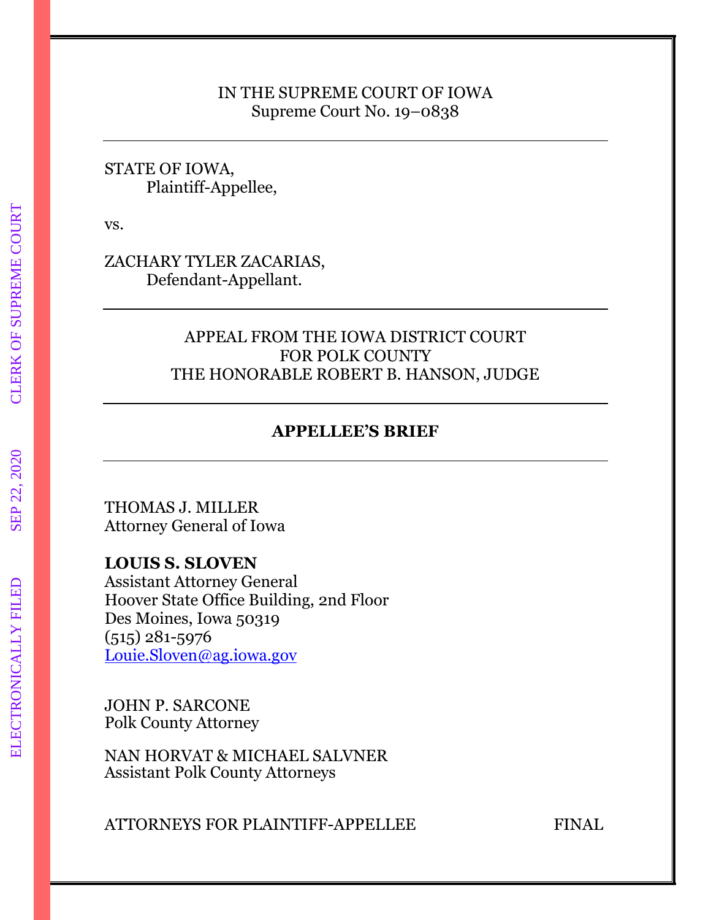IN THE SUPREME COURT OF IOWA
Supreme Court No. 19–0838

---

STATE OF IOWA,
Plaintiff-Appellee,

vs.

ZACHARY TYLER ZACARIAS,
Defendant-Appellant.

---

APPEAL FROM THE IOWA DISTRICT COURT
FOR POLK COUNTY
THE HONORABLE ROBERT B. HANSON, JUDGE

---

**APPELLEE'S BRIEF**

---

THOMAS J. MILLER
Attorney General of Iowa

**LOUIS S. SLOVEN**
Assistant Attorney General
Hoover State Office Building, 2nd Floor
Des Moines, Iowa 50319
(515) 281-5976
Louie.Sloven@ag.iowa.gov

JOHN P. SARCONE
Polk County Attorney

NAN HORVAT & MICHAEL SALVNER
Assistant Polk County Attorneys

ATTORNEYS FOR PLAINTIFF-APPELLEE FINAL

ELECTRONICALLY FILED SEP 22, 2020 CLERK OF SUPREME COURT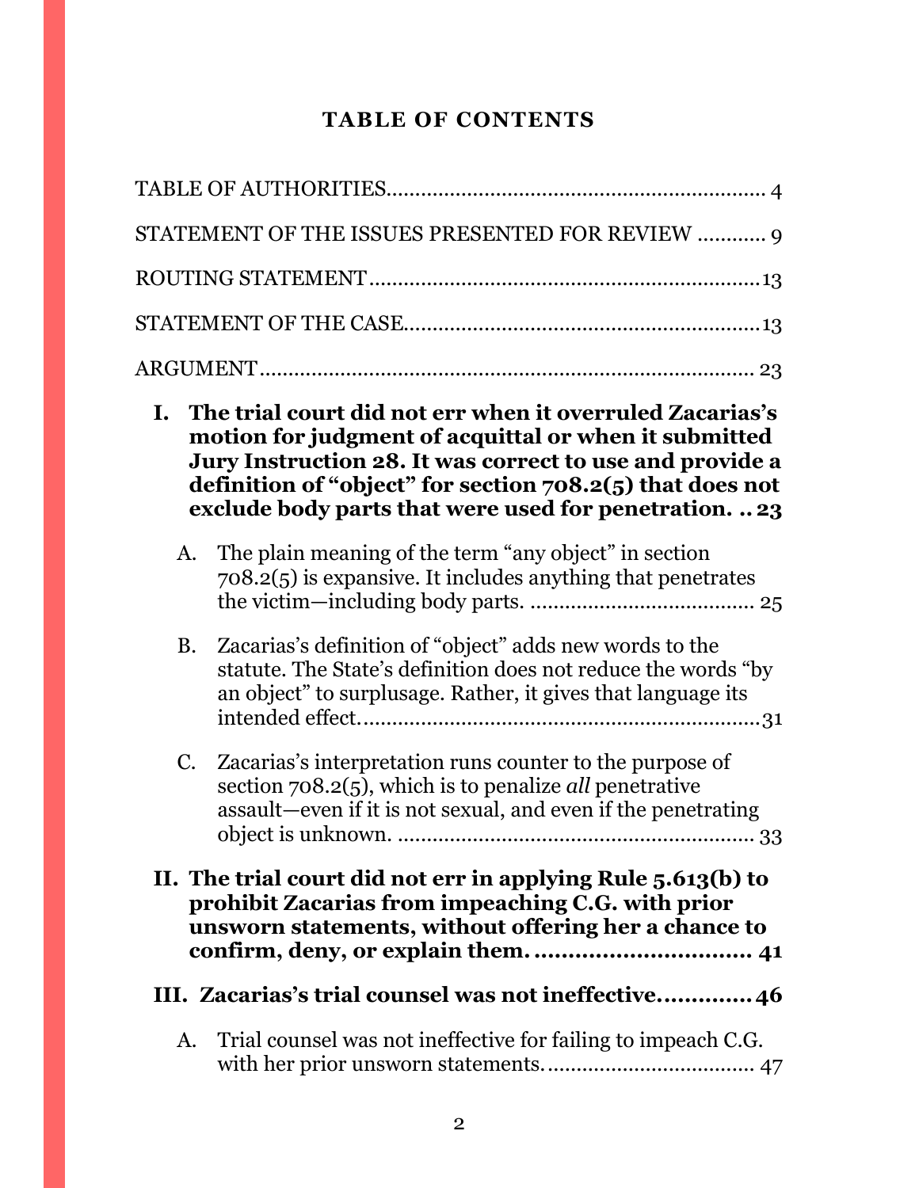# TABLE OF CONTENTS

TABLE OF AUTHORITIES .......... 4

STATEMENT OF THE ISSUES PRESENTED FOR REVIEW .......... 9

ROUTING STATEMENT .......... 13

STATEMENT OF THE CASE .......... 13

ARGUMENT .......... 23

**I. The trial court did not err when it overruled Zacarias's motion for judgment of acquittal or when it submitted Jury Instruction 28. It was correct to use and provide a definition of "object" for section 708.2(5) that does not exclude body parts that were used for penetration. .......... 23**

A. The plain meaning of the term "any object" in section 708.2(5) is expansive. It includes anything that penetrates the victim—including body parts. .......... 25

B. Zacarias's definition of "object" adds new words to the statute. The State's definition does not reduce the words "by an object" to surplusage. Rather, it gives that language its intended effect. .......... 31

C. Zacarias's interpretation runs counter to the purpose of section 708.2(5), which is to penalize *all* penetrative assault—even if it is not sexual, and even if the penetrating object is unknown. .......... 33

**II. The trial court did not err in applying Rule 5.613(b) to prohibit Zacarias from impeaching C.G. with prior unsworn statements, without offering her a chance to confirm, deny, or explain them. .......... 41**

**III. Zacarias's trial counsel was not ineffective. .......... 46**

A. Trial counsel was not ineffective for failing to impeach C.G. with her prior unsworn statements. .......... 47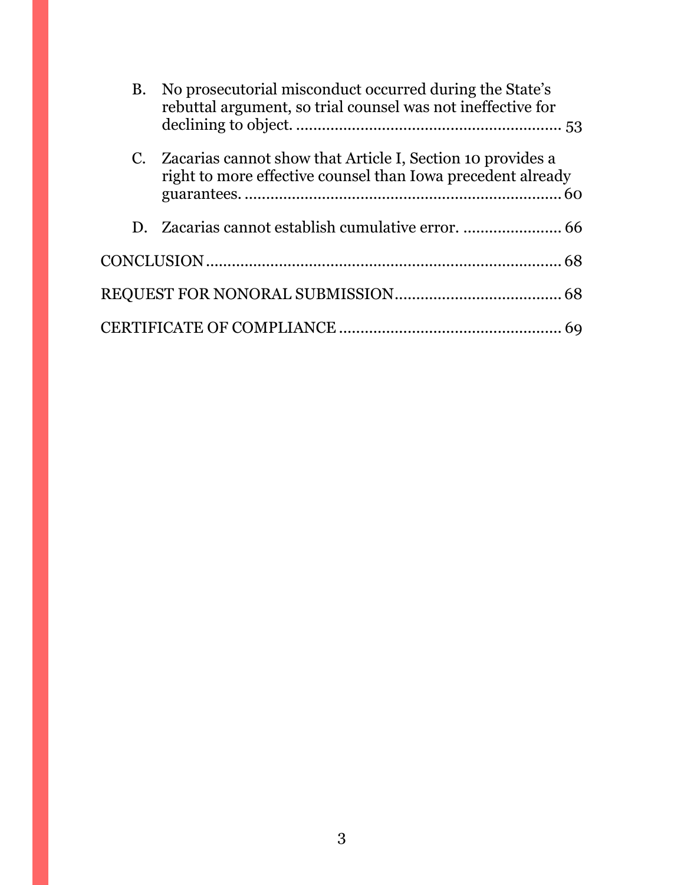B. No prosecutorial misconduct occurred during the State's rebuttal argument, so trial counsel was not ineffective for declining to object. .......................................................... 53

C. Zacarias cannot show that Article I, Section 10 provides a right to more effective counsel than Iowa precedent already guarantees. ......................................................................... 60

D. Zacarias cannot establish cumulative error. ...................... 66

CONCLUSION ..................................................................................... 68

REQUEST FOR NONORAL SUBMISSION ........................................ 68

CERTIFICATE OF COMPLIANCE ..................................................... 69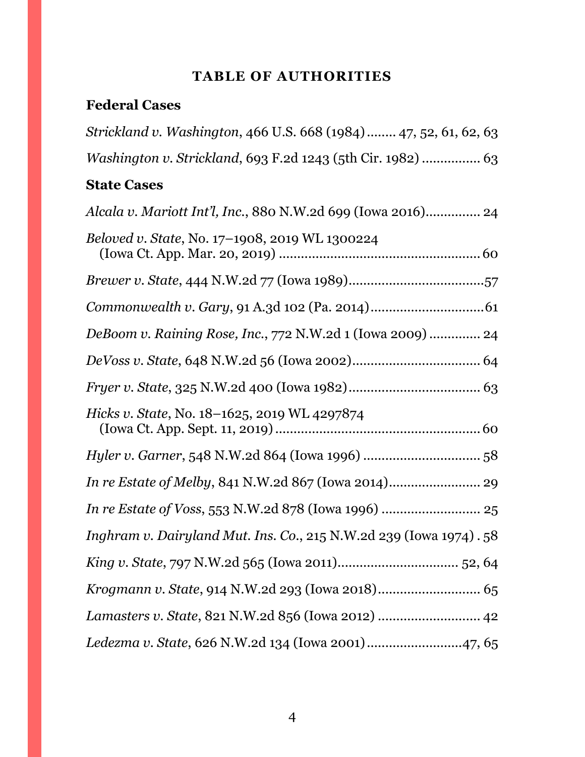## TABLE OF AUTHORITIES

### Federal Cases

*Strickland v. Washington*, 466 U.S. 668 (1984) ........ 47, 52, 61, 62, 63

*Washington v. Strickland*, 693 F.2d 1243 (5th Cir. 1982) ................ 63

### State Cases

*Alcala v. Mariott Int'l, Inc.*, 880 N.W.2d 699 (Iowa 2016)............... 24

*Beloved v. State*, No. 17–1908, 2019 WL 1300224 (Iowa Ct. App. Mar. 20, 2019) ...................................................... 60

*Brewer v. State*, 444 N.W.2d 77 (Iowa 1989).....................................57

*Commonwealth v. Gary*, 91 A.3d 102 (Pa. 2014)...............................61

*DeBoom v. Raining Rose, Inc.*, 772 N.W.2d 1 (Iowa 2009) .............. 24

*DeVoss v. State*, 648 N.W.2d 56 (Iowa 2002).................................. 64

*Fryer v. State*, 325 N.W.2d 400 (Iowa 1982)................................... 63

*Hicks v. State*, No. 18–1625, 2019 WL 4297874 (Iowa Ct. App. Sept. 11, 2019) ....................................................... 60

*Hyler v. Garner*, 548 N.W.2d 864 (Iowa 1996) ................................ 58

*In re Estate of Melby*, 841 N.W.2d 867 (Iowa 2014)......................... 29

*In re Estate of Voss*, 553 N.W.2d 878 (Iowa 1996) .......................... 25

*Inghram v. Dairyland Mut. Ins. Co.*, 215 N.W.2d 239 (Iowa 1974) . 58

*King v. State*, 797 N.W.2d 565 (Iowa 2011)................................. 52, 64

*Krogmann v. State*, 914 N.W.2d 293 (Iowa 2018)............................ 65

*Lamasters v. State*, 821 N.W.2d 856 (Iowa 2012) ............................ 42

*Ledezma v. State*, 626 N.W.2d 134 (Iowa 2001)..........................47, 65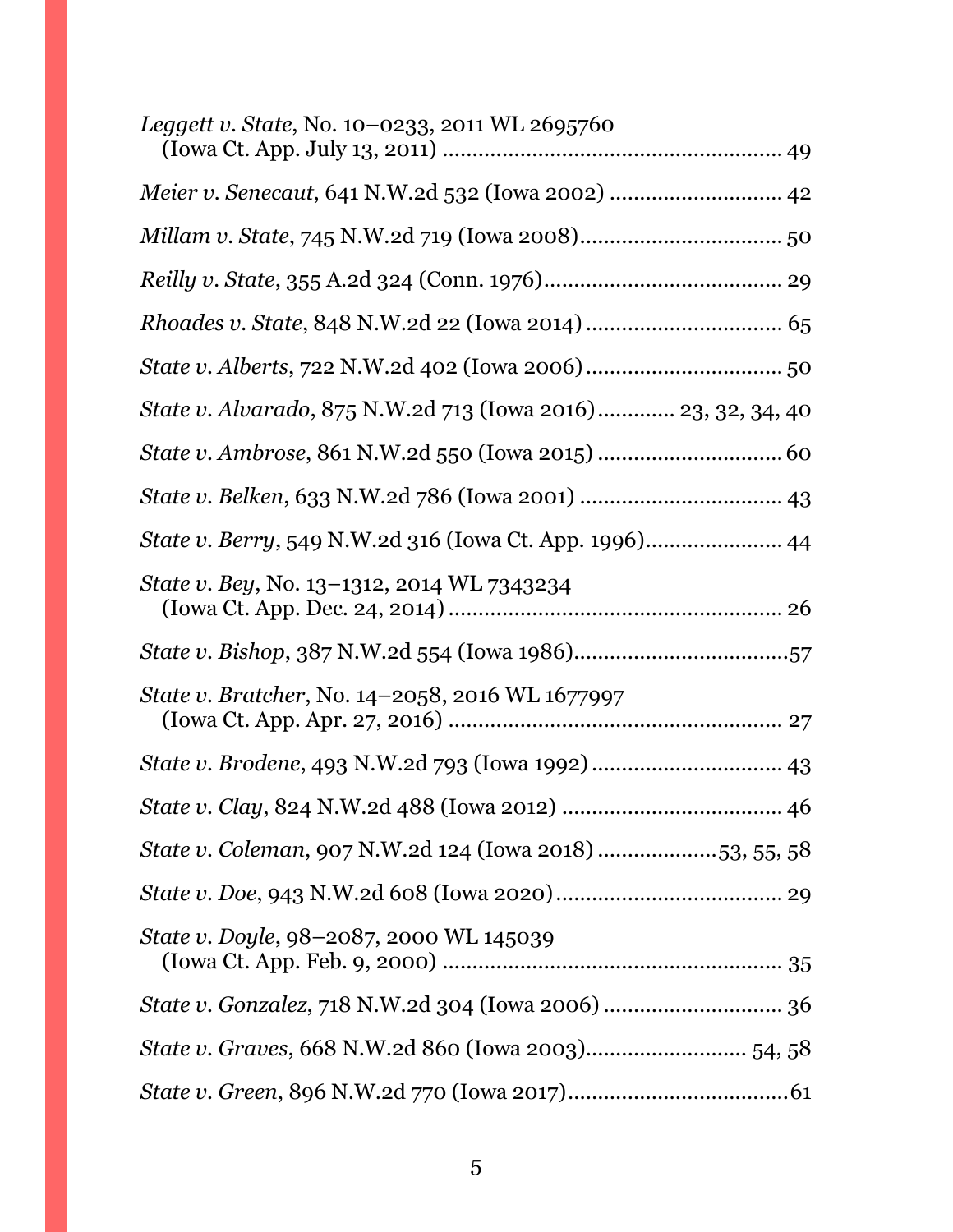*Leggett v. State*, No. 10–0233, 2011 WL 2695760 (Iowa Ct. App. July 13, 2011) .......................................................... 49

*Meier v. Senecaut*, 641 N.W.2d 532 (Iowa 2002) ............................ 42

*Millam v. State*, 745 N.W.2d 719 (Iowa 2008).................................. 50

*Reilly v. State*, 355 A.2d 324 (Conn. 1976)........................................ 29

*Rhoades v. State*, 848 N.W.2d 22 (Iowa 2014) ................................. 65

*State v. Alberts*, 722 N.W.2d 402 (Iowa 2006)................................. 50

*State v. Alvarado*, 875 N.W.2d 713 (Iowa 2016)............. 23, 32, 34, 40

*State v. Ambrose*, 861 N.W.2d 550 (Iowa 2015) ............................... 60

*State v. Belken*, 633 N.W.2d 786 (Iowa 2001) .................................. 43

*State v. Berry*, 549 N.W.2d 316 (Iowa Ct. App. 1996)....................... 44

*State v. Bey*, No. 13–1312, 2014 WL 7343234 (Iowa Ct. App. Dec. 24, 2014) ........................................................ 26

*State v. Bishop*, 387 N.W.2d 554 (Iowa 1986)....................................57

*State v. Bratcher*, No. 14–2058, 2016 WL 1677997 (Iowa Ct. App. Apr. 27, 2016) ........................................................ 27

*State v. Brodene*, 493 N.W.2d 793 (Iowa 1992) ................................ 43

*State v. Clay*, 824 N.W.2d 488 (Iowa 2012) ..................................... 46

*State v. Coleman*, 907 N.W.2d 124 (Iowa 2018) ....................53, 55, 58

*State v. Doe*, 943 N.W.2d 608 (Iowa 2020)...................................... 29

*State v. Doyle*, 98–2087, 2000 WL 145039 (Iowa Ct. App. Feb. 9, 2000) .......................................................... 35

*State v. Gonzalez*, 718 N.W.2d 304 (Iowa 2006) .............................. 36

*State v. Graves*, 668 N.W.2d 860 (Iowa 2003)........................... 54, 58

*State v. Green*, 896 N.W.2d 770 (Iowa 2017).....................................61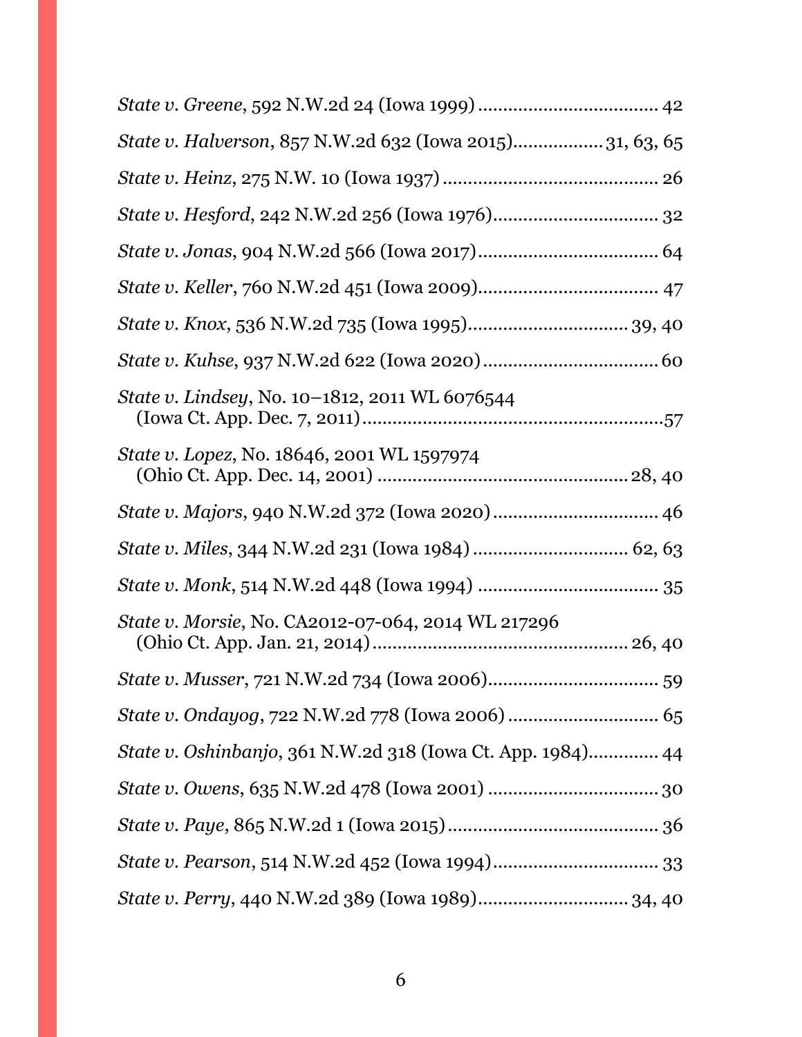*State v. Greene*, 592 N.W.2d 24 (Iowa 1999) .................................... 42

*State v. Halverson*, 857 N.W.2d 632 (Iowa 2015).................. 31, 63, 65

*State v. Heinz*, 275 N.W. 10 (Iowa 1937) ........................................... 26

*State v. Hesford*, 242 N.W.2d 256 (Iowa 1976)................................. 32

*State v. Jonas*, 904 N.W.2d 566 (Iowa 2017).................................... 64

*State v. Keller*, 760 N.W.2d 451 (Iowa 2009).................................... 47

*State v. Knox*, 536 N.W.2d 735 (Iowa 1995)................................ 39, 40

*State v. Kuhse*, 937 N.W.2d 622 (Iowa 2020)................................... 60

*State v. Lindsey*, No. 10–1812, 2011 WL 6076544
(Iowa Ct. App. Dec. 7, 2011)...........................................................57

*State v. Lopez*, No. 18646, 2001 WL 1597974
(Ohio Ct. App. Dec. 14, 2001) ................................................. 28, 40

*State v. Majors*, 940 N.W.2d 372 (Iowa 2020)................................. 46

*State v. Miles*, 344 N.W.2d 231 (Iowa 1984) ............................... 62, 63

*State v. Monk*, 514 N.W.2d 448 (Iowa 1994) .................................... 35

*State v. Morsie*, No. CA2012-07-064, 2014 WL 217296
(Ohio Ct. App. Jan. 21, 2014).................................................. 26, 40

*State v. Musser*, 721 N.W.2d 734 (Iowa 2006).................................. 59

*State v. Ondayog*, 722 N.W.2d 778 (Iowa 2006) ............................. 65

*State v. Oshinbanjo*, 361 N.W.2d 318 (Iowa Ct. App. 1984).............. 44

*State v. Owens*, 635 N.W.2d 478 (Iowa 2001) .................................. 30

*State v. Paye*, 865 N.W.2d 1 (Iowa 2015).......................................... 36

*State v. Pearson*, 514 N.W.2d 452 (Iowa 1994)................................. 33

*State v. Perry*, 440 N.W.2d 389 (Iowa 1989)............................... 34, 40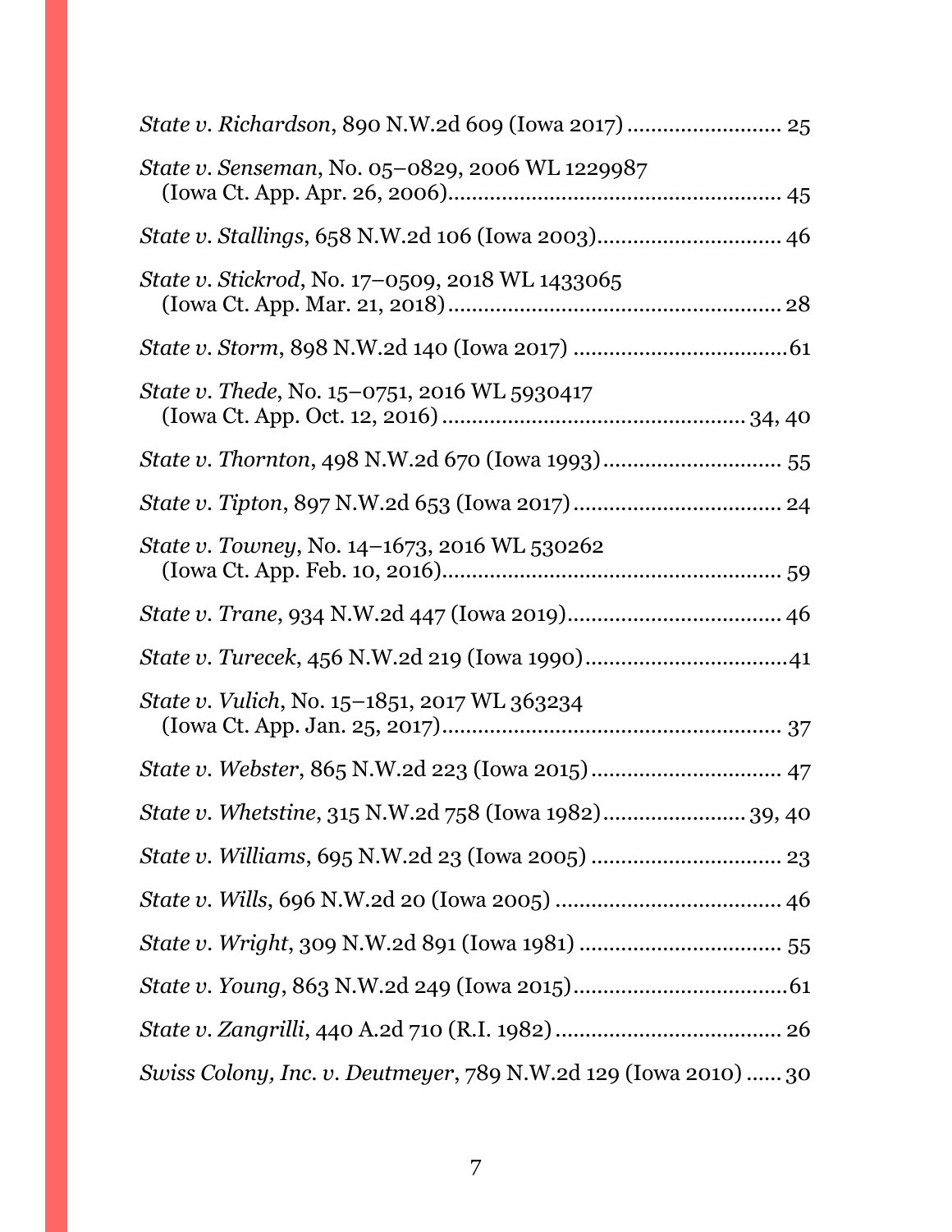*State v. Richardson*, 890 N.W.2d 609 (Iowa 2017) .......................... 25

*State v. Senseman*, No. 05–0829, 2006 WL 1229987 (Iowa Ct. App. Apr. 26, 2006)........................................................ 45

*State v. Stallings*, 658 N.W.2d 106 (Iowa 2003)............................... 46

*State v. Stickrod*, No. 17–0509, 2018 WL 1433065 (Iowa Ct. App. Mar. 21, 2018)....................................................... 28

*State v. Storm*, 898 N.W.2d 140 (Iowa 2017) .................................... 61

*State v. Thede*, No. 15–0751, 2016 WL 5930417 (Iowa Ct. App. Oct. 12, 2016) ................................................. 34, 40

*State v. Thornton*, 498 N.W.2d 670 (Iowa 1993)............................. 55

*State v. Tipton*, 897 N.W.2d 653 (Iowa 2017).................................. 24

*State v. Towney*, No. 14–1673, 2016 WL 530262 (Iowa Ct. App. Feb. 10, 2016)........................................................ 59

*State v. Trane*, 934 N.W.2d 447 (Iowa 2019)................................... 46

*State v. Turecek*, 456 N.W.2d 219 (Iowa 1990)................................. 41

*State v. Vulich*, No. 15–1851, 2017 WL 363234 (Iowa Ct. App. Jan. 25, 2017)........................................................ 37

*State v. Webster*, 865 N.W.2d 223 (Iowa 2015)............................... 47

*State v. Whetstine*, 315 N.W.2d 758 (Iowa 1982)........................ 39, 40

*State v. Williams*, 695 N.W.2d 23 (Iowa 2005) ................................ 23

*State v. Wills*, 696 N.W.2d 20 (Iowa 2005) ...................................... 46

*State v. Wright*, 309 N.W.2d 891 (Iowa 1981) .................................. 55

*State v. Young*, 863 N.W.2d 249 (Iowa 2015)................................... 61

*State v. Zangrilli*, 440 A.2d 710 (R.I. 1982)...................................... 26

*Swiss Colony, Inc. v. Deutmeyer*, 789 N.W.2d 129 (Iowa 2010) ...... 30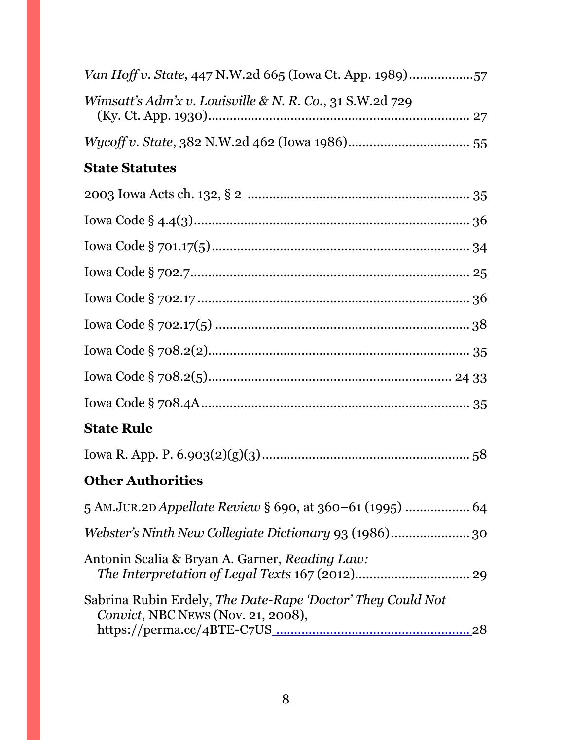*Van Hoff v. State*, 447 N.W.2d 665 (Iowa Ct. App. 1989)..................57

*Wimsatt's Adm'x v. Louisville & N. R. Co.*, 31 S.W.2d 729 (Ky. Ct. App. 1930)........................................................................ 27

*Wycoff v. State*, 382 N.W.2d 462 (Iowa 1986)................................. 55

## State Statutes

2003 Iowa Acts ch. 132, § 2 ............................................................. 35

Iowa Code § 4.4(3)............................................................................. 36

Iowa Code § 701.17(5)....................................................................... 34

Iowa Code § 702.7.............................................................................. 25

Iowa Code § 702.17 ............................................................................ 36

Iowa Code § 702.17(5) ....................................................................... 38

Iowa Code § 708.2(2)......................................................................... 35

Iowa Code § 708.2(5).................................................................... 24 33

Iowa Code § 708.4A........................................................................... 35

## State Rule

Iowa R. App. P. 6.903(2)(g)(3).......................................................... 58

## Other Authorities

5 AM.JUR.2D *Appellate Review* § 690, at 360–61 (1995) ................. 64

*Webster's Ninth New Collegiate Dictionary* 93 (1986)..................... 30

Antonin Scalia & Bryan A. Garner, *Reading Law: The Interpretation of Legal Texts* 167 (2012)............................... 29

Sabrina Rubin Erdely, *The Date-Rape 'Doctor' They Could Not Convict*, NBC NEWS (Nov. 21, 2008), https://perma.cc/4BTE-C7US ..................................................... 28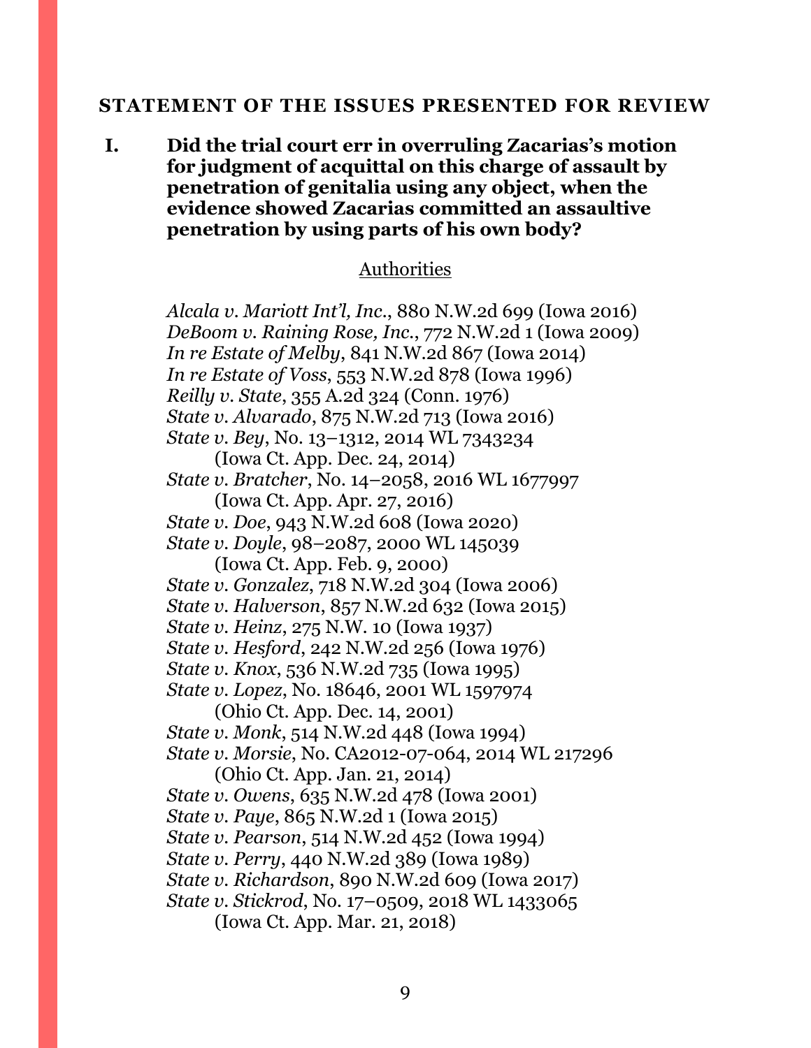## STATEMENT OF THE ISSUES PRESENTED FOR REVIEW

**I. Did the trial court err in overruling Zacarias's motion for judgment of acquittal on this charge of assault by penetration of genitalia using any object, when the evidence showed Zacarias committed an assaultive penetration by using parts of his own body?**

Authorities

*Alcala v. Mariott Int'l, Inc.*, 880 N.W.2d 699 (Iowa 2016)
*DeBoom v. Raining Rose, Inc.*, 772 N.W.2d 1 (Iowa 2009)
*In re Estate of Melby*, 841 N.W.2d 867 (Iowa 2014)
*In re Estate of Voss*, 553 N.W.2d 878 (Iowa 1996)
*Reilly v. State*, 355 A.2d 324 (Conn. 1976)
*State v. Alvarado*, 875 N.W.2d 713 (Iowa 2016)
*State v. Bey*, No. 13–1312, 2014 WL 7343234 (Iowa Ct. App. Dec. 24, 2014)
*State v. Bratcher*, No. 14–2058, 2016 WL 1677997 (Iowa Ct. App. Apr. 27, 2016)
*State v. Doe*, 943 N.W.2d 608 (Iowa 2020)
*State v. Doyle*, 98–2087, 2000 WL 145039 (Iowa Ct. App. Feb. 9, 2000)
*State v. Gonzalez*, 718 N.W.2d 304 (Iowa 2006)
*State v. Halverson*, 857 N.W.2d 632 (Iowa 2015)
*State v. Heinz*, 275 N.W. 10 (Iowa 1937)
*State v. Hesford*, 242 N.W.2d 256 (Iowa 1976)
*State v. Knox*, 536 N.W.2d 735 (Iowa 1995)
*State v. Lopez*, No. 18646, 2001 WL 1597974 (Ohio Ct. App. Dec. 14, 2001)
*State v. Monk*, 514 N.W.2d 448 (Iowa 1994)
*State v. Morsie*, No. CA2012-07-064, 2014 WL 217296 (Ohio Ct. App. Jan. 21, 2014)
*State v. Owens*, 635 N.W.2d 478 (Iowa 2001)
*State v. Paye*, 865 N.W.2d 1 (Iowa 2015)
*State v. Pearson*, 514 N.W.2d 452 (Iowa 1994)
*State v. Perry*, 440 N.W.2d 389 (Iowa 1989)
*State v. Richardson*, 890 N.W.2d 609 (Iowa 2017)
*State v. Stickrod*, No. 17–0509, 2018 WL 1433065 (Iowa Ct. App. Mar. 21, 2018)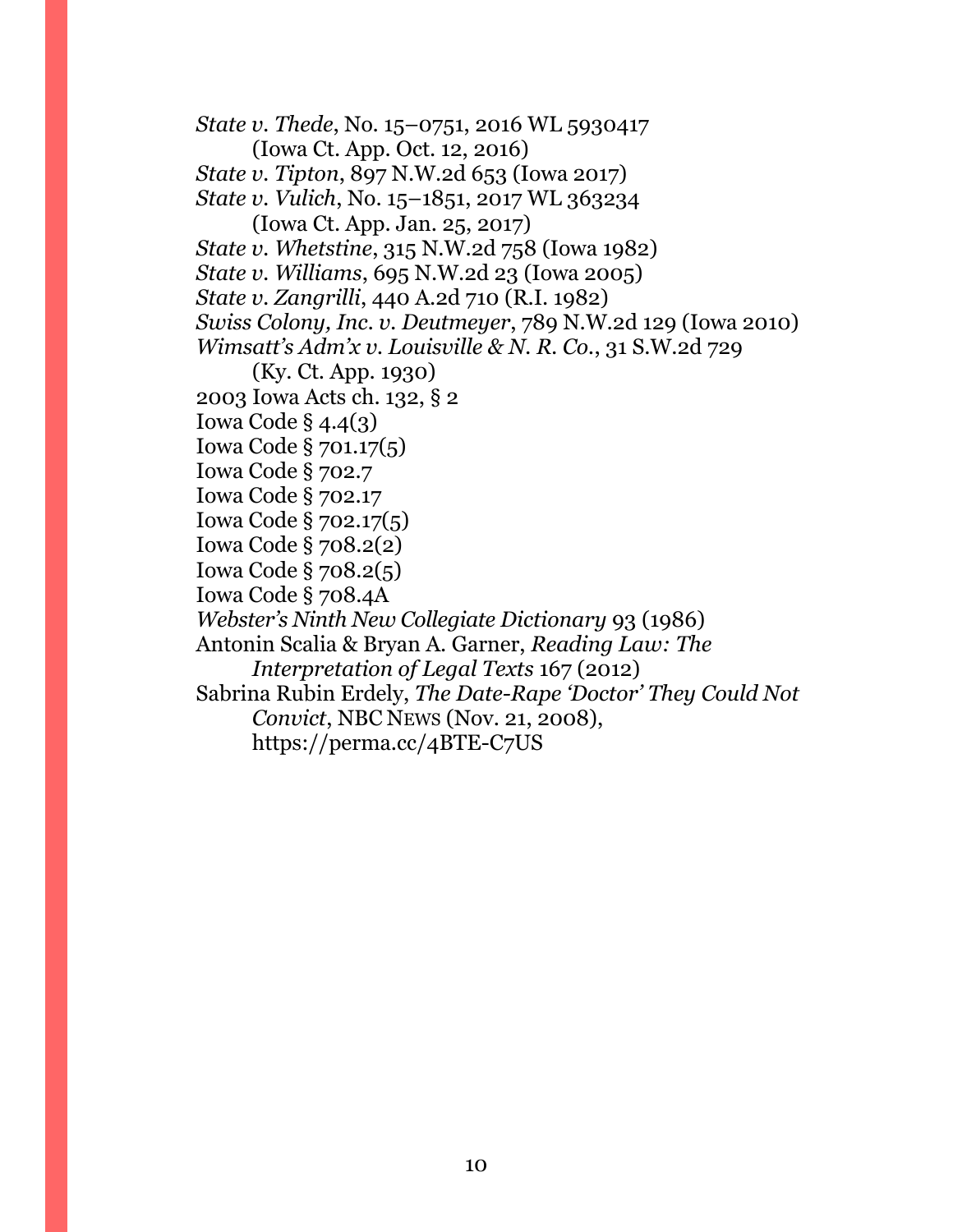*State v. Thede*, No. 15–0751, 2016 WL 5930417
(Iowa Ct. App. Oct. 12, 2016)

*State v. Tipton*, 897 N.W.2d 653 (Iowa 2017)

*State v. Vulich*, No. 15–1851, 2017 WL 363234
(Iowa Ct. App. Jan. 25, 2017)

*State v. Whetstine*, 315 N.W.2d 758 (Iowa 1982)

*State v. Williams*, 695 N.W.2d 23 (Iowa 2005)

*State v. Zangrilli*, 440 A.2d 710 (R.I. 1982)

*Swiss Colony, Inc. v. Deutmeyer*, 789 N.W.2d 129 (Iowa 2010)

*Wimsatt's Adm'x v. Louisville & N. R. Co.*, 31 S.W.2d 729
(Ky. Ct. App. 1930)

2003 Iowa Acts ch. 132, § 2

Iowa Code § 4.4(3)

Iowa Code § 701.17(5)

Iowa Code § 702.7

Iowa Code § 702.17

Iowa Code § 702.17(5)

Iowa Code § 708.2(2)

Iowa Code § 708.2(5)

Iowa Code § 708.4A

*Webster's Ninth New Collegiate Dictionary* 93 (1986)

Antonin Scalia & Bryan A. Garner, *Reading Law: The Interpretation of Legal Texts* 167 (2012)

Sabrina Rubin Erdely, *The Date-Rape 'Doctor' They Could Not Convict*, NBC NEWS (Nov. 21, 2008),
https://perma.cc/4BTE-C7US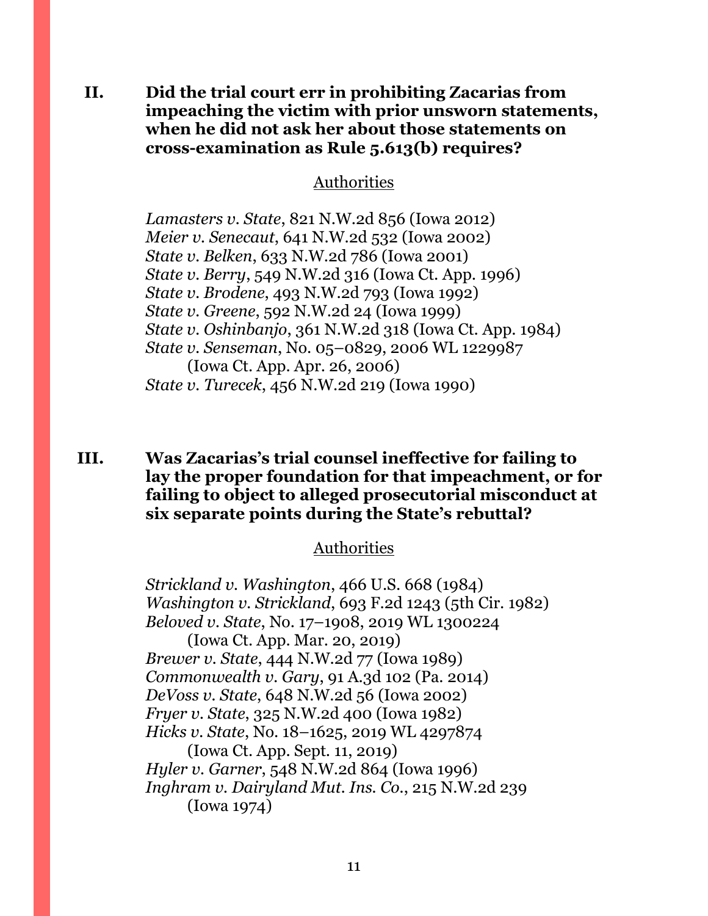## II. Did the trial court err in prohibiting Zacarias from impeaching the victim with prior unsworn statements, when he did not ask her about those statements on cross-examination as Rule 5.613(b) requires?

Authorities

*Lamasters v. State*, 821 N.W.2d 856 (Iowa 2012)
*Meier v. Senecaut*, 641 N.W.2d 532 (Iowa 2002)
*State v. Belken*, 633 N.W.2d 786 (Iowa 2001)
*State v. Berry*, 549 N.W.2d 316 (Iowa Ct. App. 1996)
*State v. Brodene*, 493 N.W.2d 793 (Iowa 1992)
*State v. Greene*, 592 N.W.2d 24 (Iowa 1999)
*State v. Oshinbanjo*, 361 N.W.2d 318 (Iowa Ct. App. 1984)
*State v. Senseman*, No. 05–0829, 2006 WL 1229987 (Iowa Ct. App. Apr. 26, 2006)
*State v. Turecek*, 456 N.W.2d 219 (Iowa 1990)

## III. Was Zacarias's trial counsel ineffective for failing to lay the proper foundation for that impeachment, or for failing to object to alleged prosecutorial misconduct at six separate points during the State's rebuttal?

Authorities

*Strickland v. Washington*, 466 U.S. 668 (1984)
*Washington v. Strickland*, 693 F.2d 1243 (5th Cir. 1982)
*Beloved v. State*, No. 17–1908, 2019 WL 1300224 (Iowa Ct. App. Mar. 20, 2019)
*Brewer v. State*, 444 N.W.2d 77 (Iowa 1989)
*Commonwealth v. Gary*, 91 A.3d 102 (Pa. 2014)
*DeVoss v. State*, 648 N.W.2d 56 (Iowa 2002)
*Fryer v. State*, 325 N.W.2d 400 (Iowa 1982)
*Hicks v. State*, No. 18–1625, 2019 WL 4297874 (Iowa Ct. App. Sept. 11, 2019)
*Hyler v. Garner*, 548 N.W.2d 864 (Iowa 1996)
*Inghram v. Dairyland Mut. Ins. Co.*, 215 N.W.2d 239 (Iowa 1974)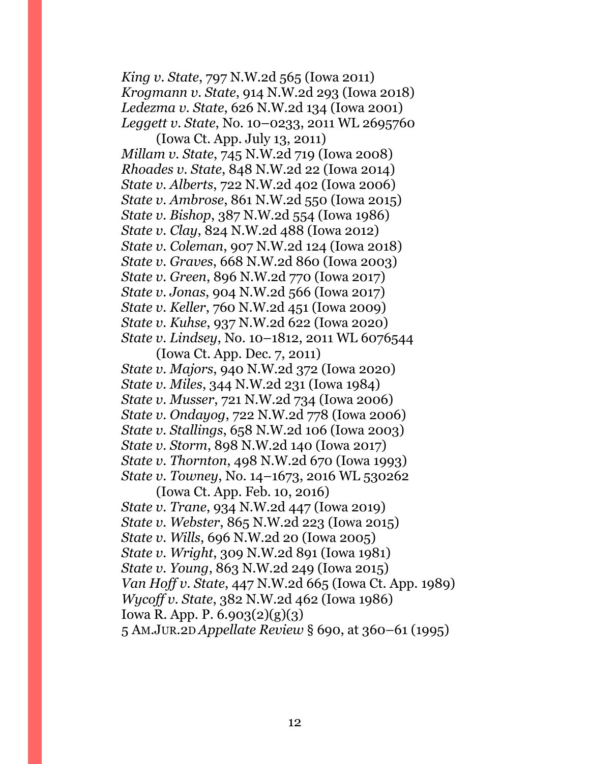*King v. State*, 797 N.W.2d 565 (Iowa 2011)
*Krogmann v. State*, 914 N.W.2d 293 (Iowa 2018)
*Ledezma v. State*, 626 N.W.2d 134 (Iowa 2001)
*Leggett v. State*, No. 10–0233, 2011 WL 2695760
(Iowa Ct. App. July 13, 2011)
*Millam v. State*, 745 N.W.2d 719 (Iowa 2008)
*Rhoades v. State*, 848 N.W.2d 22 (Iowa 2014)
*State v. Alberts*, 722 N.W.2d 402 (Iowa 2006)
*State v. Ambrose*, 861 N.W.2d 550 (Iowa 2015)
*State v. Bishop*, 387 N.W.2d 554 (Iowa 1986)
*State v. Clay*, 824 N.W.2d 488 (Iowa 2012)
*State v. Coleman*, 907 N.W.2d 124 (Iowa 2018)
*State v. Graves*, 668 N.W.2d 860 (Iowa 2003)
*State v. Green*, 896 N.W.2d 770 (Iowa 2017)
*State v. Jonas*, 904 N.W.2d 566 (Iowa 2017)
*State v. Keller*, 760 N.W.2d 451 (Iowa 2009)
*State v. Kuhse*, 937 N.W.2d 622 (Iowa 2020)
*State v. Lindsey*, No. 10–1812, 2011 WL 6076544
(Iowa Ct. App. Dec. 7, 2011)
*State v. Majors*, 940 N.W.2d 372 (Iowa 2020)
*State v. Miles*, 344 N.W.2d 231 (Iowa 1984)
*State v. Musser*, 721 N.W.2d 734 (Iowa 2006)
*State v. Ondayog*, 722 N.W.2d 778 (Iowa 2006)
*State v. Stallings*, 658 N.W.2d 106 (Iowa 2003)
*State v. Storm*, 898 N.W.2d 140 (Iowa 2017)
*State v. Thornton*, 498 N.W.2d 670 (Iowa 1993)
*State v. Towney*, No. 14–1673, 2016 WL 530262
(Iowa Ct. App. Feb. 10, 2016)
*State v. Trane*, 934 N.W.2d 447 (Iowa 2019)
*State v. Webster*, 865 N.W.2d 223 (Iowa 2015)
*State v. Wills*, 696 N.W.2d 20 (Iowa 2005)
*State v. Wright*, 309 N.W.2d 891 (Iowa 1981)
*State v. Young*, 863 N.W.2d 249 (Iowa 2015)
*Van Hoff v. State*, 447 N.W.2d 665 (Iowa Ct. App. 1989)
*Wycoff v. State*, 382 N.W.2d 462 (Iowa 1986)
Iowa R. App. P. 6.903(2)(g)(3)
5 AM.JUR.2D *Appellate Review* § 690, at 360–61 (1995)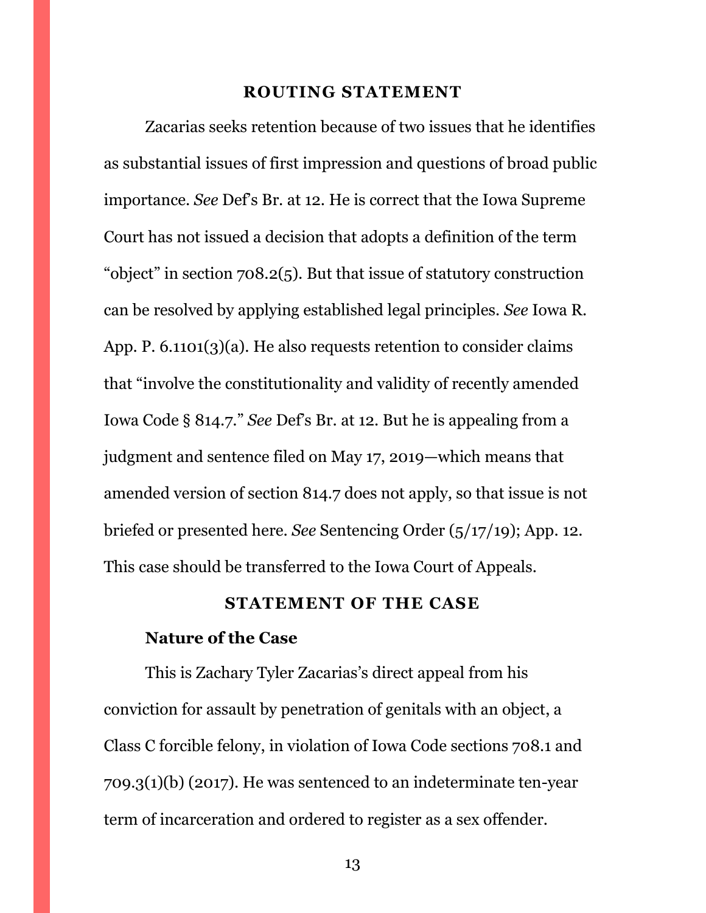## ROUTING STATEMENT

Zacarias seeks retention because of two issues that he identifies as substantial issues of first impression and questions of broad public importance. *See* Def's Br. at 12. He is correct that the Iowa Supreme Court has not issued a decision that adopts a definition of the term "object" in section 708.2(5). But that issue of statutory construction can be resolved by applying established legal principles. *See* Iowa R. App. P. 6.1101(3)(a). He also requests retention to consider claims that "involve the constitutionality and validity of recently amended Iowa Code § 814.7." *See* Def's Br. at 12. But he is appealing from a judgment and sentence filed on May 17, 2019—which means that amended version of section 814.7 does not apply, so that issue is not briefed or presented here. *See* Sentencing Order (5/17/19); App. 12. This case should be transferred to the Iowa Court of Appeals.

## STATEMENT OF THE CASE

### Nature of the Case

This is Zachary Tyler Zacarias's direct appeal from his conviction for assault by penetration of genitals with an object, a Class C forcible felony, in violation of Iowa Code sections 708.1 and 709.3(1)(b) (2017). He was sentenced to an indeterminate ten-year term of incarceration and ordered to register as a sex offender.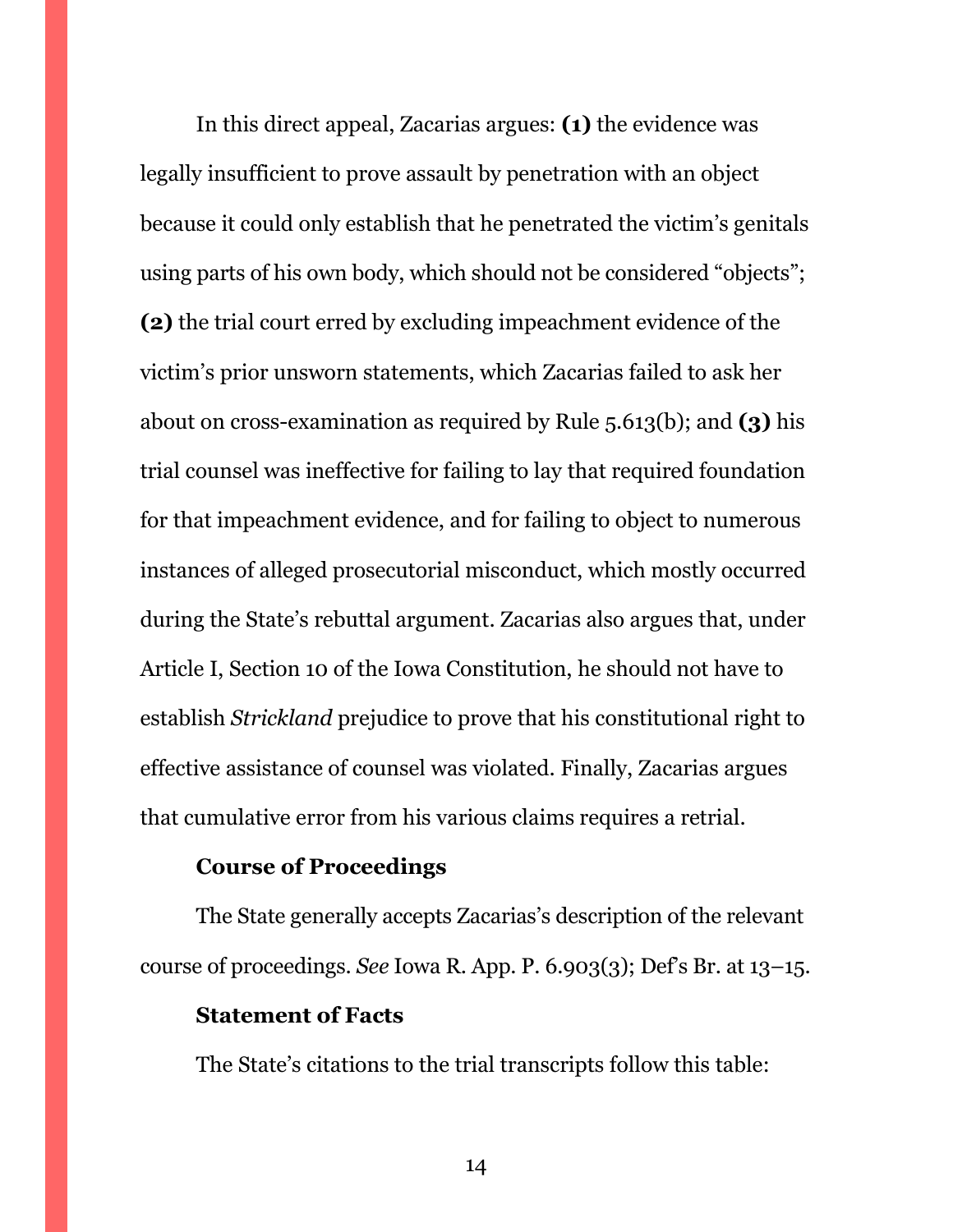In this direct appeal, Zacarias argues: **(1)** the evidence was legally insufficient to prove assault by penetration with an object because it could only establish that he penetrated the victim's genitals using parts of his own body, which should not be considered "objects"; **(2)** the trial court erred by excluding impeachment evidence of the victim's prior unsworn statements, which Zacarias failed to ask her about on cross-examination as required by Rule 5.613(b); and **(3)** his trial counsel was ineffective for failing to lay that required foundation for that impeachment evidence, and for failing to object to numerous instances of alleged prosecutorial misconduct, which mostly occurred during the State's rebuttal argument. Zacarias also argues that, under Article I, Section 10 of the Iowa Constitution, he should not have to establish *Strickland* prejudice to prove that his constitutional right to effective assistance of counsel was violated. Finally, Zacarias argues that cumulative error from his various claims requires a retrial.

### Course of Proceedings

The State generally accepts Zacarias's description of the relevant course of proceedings. *See* Iowa R. App. P. 6.903(3); Def's Br. at 13–15.

### Statement of Facts

The State's citations to the trial transcripts follow this table: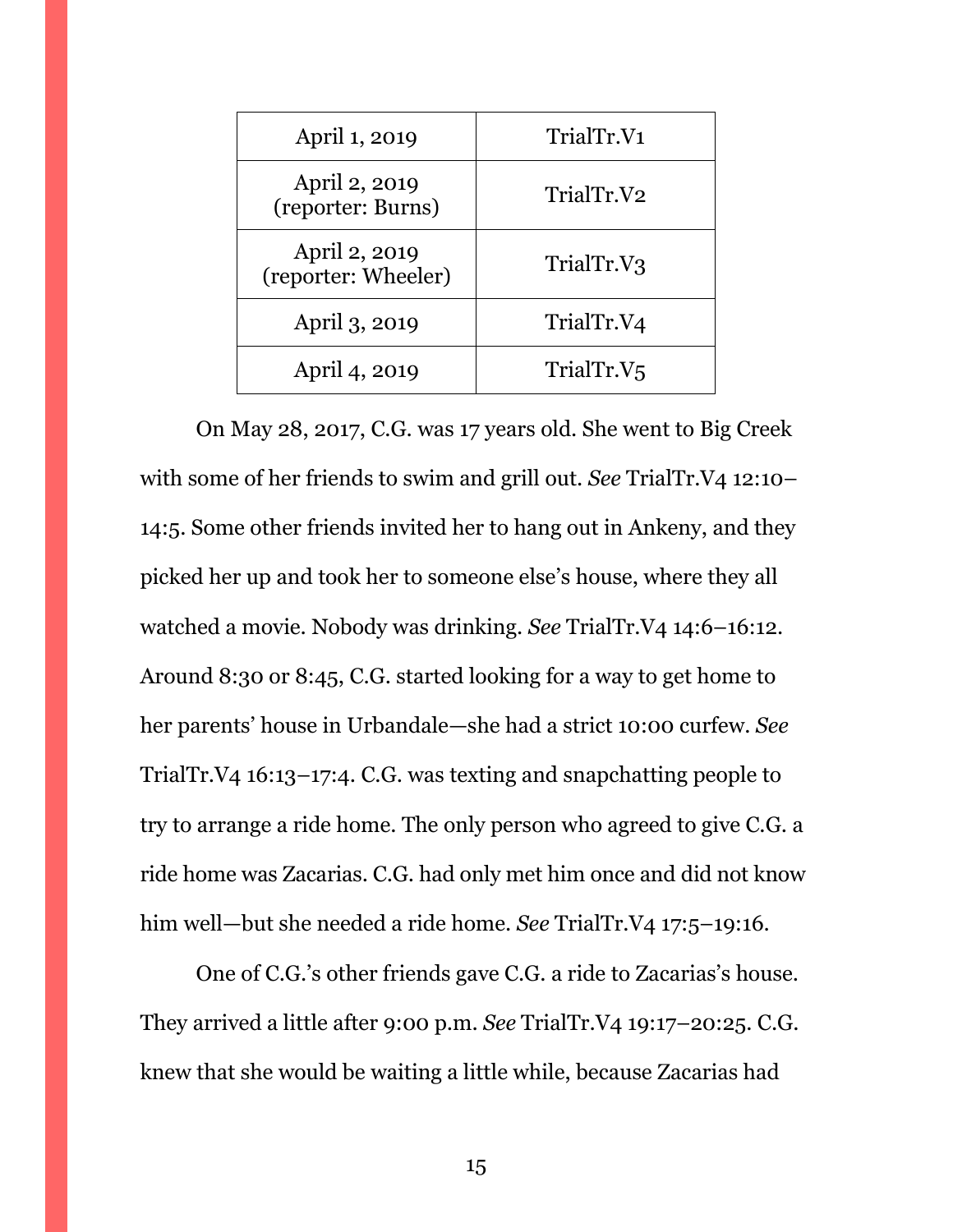| April 1, 2019 | TrialTr.V1 |
| --- | --- |
| April 2, 2019 (reporter: Burns) | TrialTr.V2 |
| April 2, 2019 (reporter: Wheeler) | TrialTr.V3 |
| April 3, 2019 | TrialTr.V4 |
| April 4, 2019 | TrialTr.V5 |

On May 28, 2017, C.G. was 17 years old. She went to Big Creek with some of her friends to swim and grill out. *See* TrialTr.V4 12:10–14:5. Some other friends invited her to hang out in Ankeny, and they picked her up and took her to someone else's house, where they all watched a movie. Nobody was drinking. *See* TrialTr.V4 14:6–16:12. Around 8:30 or 8:45, C.G. started looking for a way to get home to her parents' house in Urbandale—she had a strict 10:00 curfew. *See* TrialTr.V4 16:13–17:4. C.G. was texting and snapchatting people to try to arrange a ride home. The only person who agreed to give C.G. a ride home was Zacarias. C.G. had only met him once and did not know him well—but she needed a ride home. *See* TrialTr.V4 17:5–19:16.

One of C.G.'s other friends gave C.G. a ride to Zacarias's house. They arrived a little after 9:00 p.m. *See* TrialTr.V4 19:17–20:25. C.G. knew that she would be waiting a little while, because Zacarias had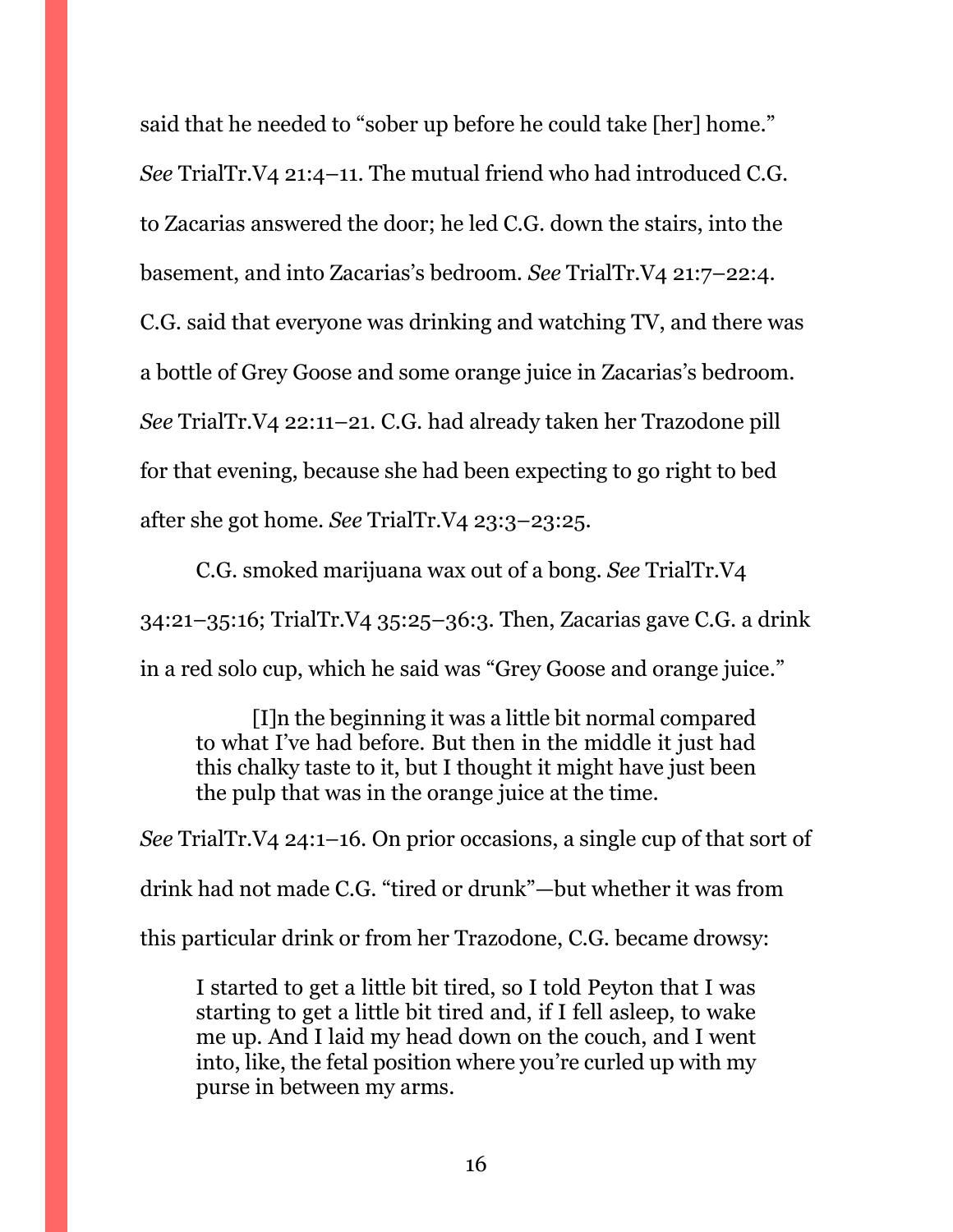said that he needed to "sober up before he could take [her] home." *See* TrialTr.V4 21:4–11. The mutual friend who had introduced C.G. to Zacarias answered the door; he led C.G. down the stairs, into the basement, and into Zacarias's bedroom. *See* TrialTr.V4 21:7–22:4. C.G. said that everyone was drinking and watching TV, and there was a bottle of Grey Goose and some orange juice in Zacarias's bedroom. *See* TrialTr.V4 22:11–21. C.G. had already taken her Trazodone pill for that evening, because she had been expecting to go right to bed after she got home. *See* TrialTr.V4 23:3–23:25.

C.G. smoked marijuana wax out of a bong. *See* TrialTr.V4 34:21–35:16; TrialTr.V4 35:25–36:3. Then, Zacarias gave C.G. a drink in a red solo cup, which he said was "Grey Goose and orange juice."

> [I]n the beginning it was a little bit normal compared to what I've had before. But then in the middle it just had this chalky taste to it, but I thought it might have just been the pulp that was in the orange juice at the time.

*See* TrialTr.V4 24:1–16. On prior occasions, a single cup of that sort of drink had not made C.G. "tired or drunk"—but whether it was from this particular drink or from her Trazodone, C.G. became drowsy:

> I started to get a little bit tired, so I told Peyton that I was starting to get a little bit tired and, if I fell asleep, to wake me up. And I laid my head down on the couch, and I went into, like, the fetal position where you're curled up with my purse in between my arms.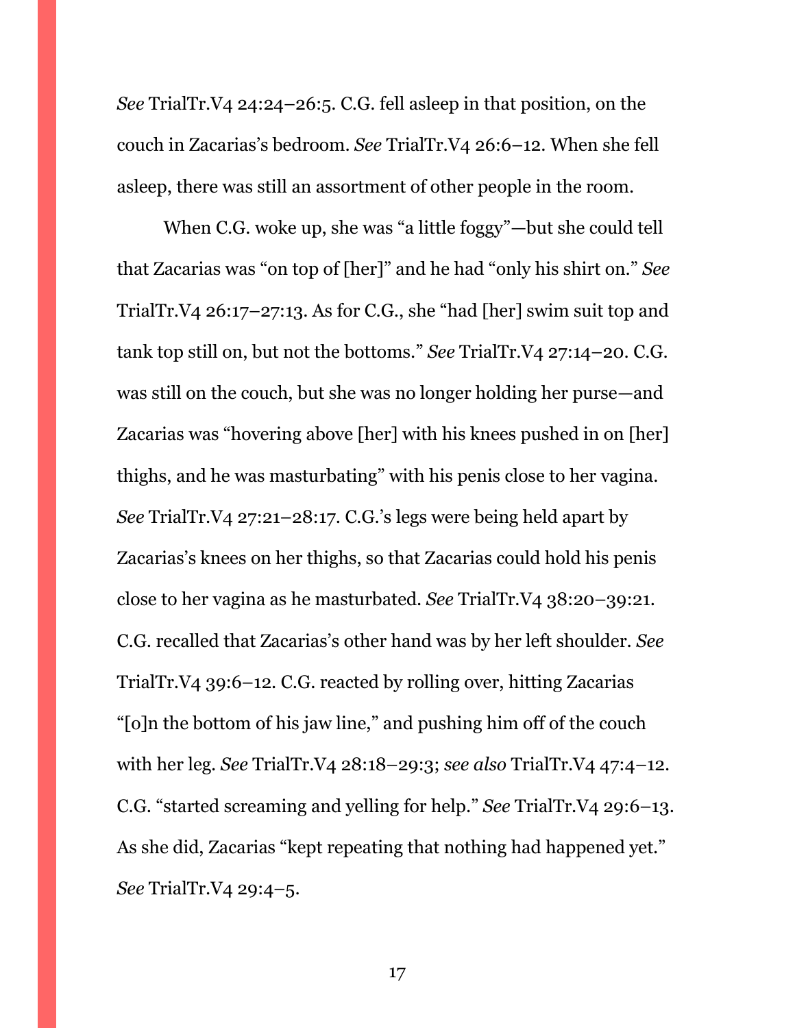*See* TrialTr.V4 24:24–26:5. C.G. fell asleep in that position, on the couch in Zacarias's bedroom. *See* TrialTr.V4 26:6–12. When she fell asleep, there was still an assortment of other people in the room.

When C.G. woke up, she was "a little foggy"—but she could tell that Zacarias was "on top of [her]" and he had "only his shirt on." *See* TrialTr.V4 26:17–27:13. As for C.G., she "had [her] swim suit top and tank top still on, but not the bottoms." *See* TrialTr.V4 27:14–20. C.G. was still on the couch, but she was no longer holding her purse—and Zacarias was "hovering above [her] with his knees pushed in on [her] thighs, and he was masturbating" with his penis close to her vagina. *See* TrialTr.V4 27:21–28:17. C.G.'s legs were being held apart by Zacarias's knees on her thighs, so that Zacarias could hold his penis close to her vagina as he masturbated. *See* TrialTr.V4 38:20–39:21. C.G. recalled that Zacarias's other hand was by her left shoulder. *See* TrialTr.V4 39:6–12. C.G. reacted by rolling over, hitting Zacarias "[o]n the bottom of his jaw line," and pushing him off of the couch with her leg. *See* TrialTr.V4 28:18–29:3; *see also* TrialTr.V4 47:4–12. C.G. "started screaming and yelling for help." *See* TrialTr.V4 29:6–13. As she did, Zacarias "kept repeating that nothing had happened yet." *See* TrialTr.V4 29:4–5.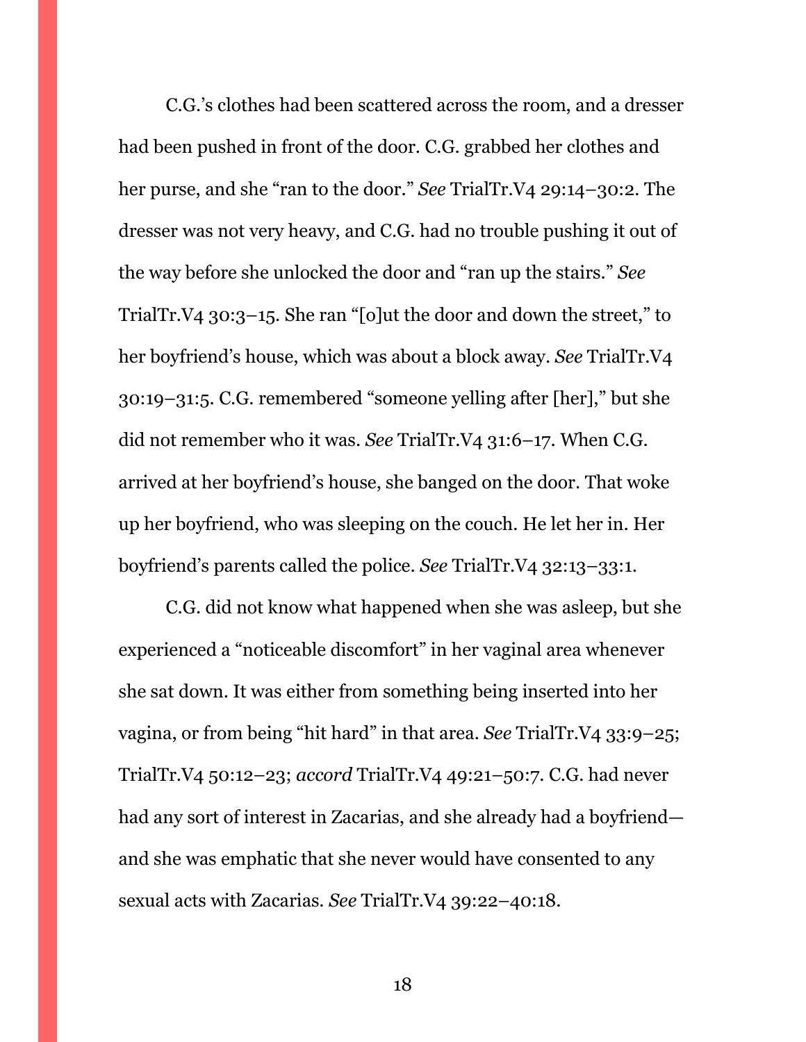C.G.'s clothes had been scattered across the room, and a dresser had been pushed in front of the door. C.G. grabbed her clothes and her purse, and she "ran to the door." *See* TrialTr.V4 29:14–30:2. The dresser was not very heavy, and C.G. had no trouble pushing it out of the way before she unlocked the door and "ran up the stairs." *See* TrialTr.V4 30:3–15. She ran "[o]ut the door and down the street," to her boyfriend's house, which was about a block away. *See* TrialTr.V4 30:19–31:5. C.G. remembered "someone yelling after [her]," but she did not remember who it was. *See* TrialTr.V4 31:6–17. When C.G. arrived at her boyfriend's house, she banged on the door. That woke up her boyfriend, who was sleeping on the couch. He let her in. Her boyfriend's parents called the police. *See* TrialTr.V4 32:13–33:1.

C.G. did not know what happened when she was asleep, but she experienced a "noticeable discomfort" in her vaginal area whenever she sat down. It was either from something being inserted into her vagina, or from being "hit hard" in that area. *See* TrialTr.V4 33:9–25; TrialTr.V4 50:12–23; *accord* TrialTr.V4 49:21–50:7. C.G. had never had any sort of interest in Zacarias, and she already had a boyfriend—and she was emphatic that she never would have consented to any sexual acts with Zacarias. *See* TrialTr.V4 39:22–40:18.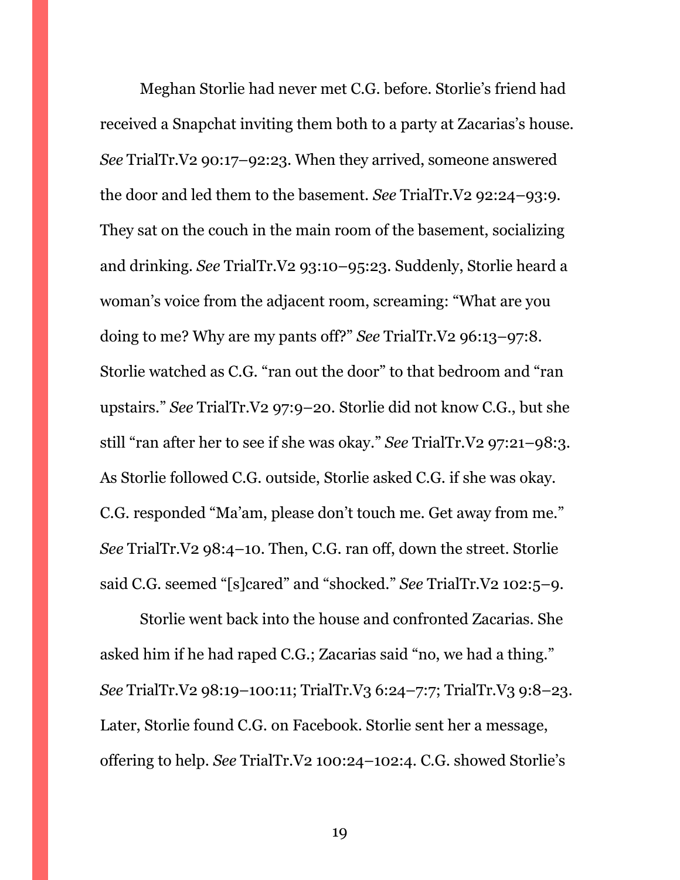Meghan Storlie had never met C.G. before. Storlie's friend had received a Snapchat inviting them both to a party at Zacarias's house. *See* TrialTr.V2 90:17–92:23. When they arrived, someone answered the door and led them to the basement. *See* TrialTr.V2 92:24–93:9. They sat on the couch in the main room of the basement, socializing and drinking. *See* TrialTr.V2 93:10–95:23. Suddenly, Storlie heard a woman's voice from the adjacent room, screaming: "What are you doing to me? Why are my pants off?" *See* TrialTr.V2 96:13–97:8. Storlie watched as C.G. "ran out the door" to that bedroom and "ran upstairs." *See* TrialTr.V2 97:9–20. Storlie did not know C.G., but she still "ran after her to see if she was okay." *See* TrialTr.V2 97:21–98:3. As Storlie followed C.G. outside, Storlie asked C.G. if she was okay. C.G. responded "Ma'am, please don't touch me. Get away from me." *See* TrialTr.V2 98:4–10. Then, C.G. ran off, down the street. Storlie said C.G. seemed "[s]cared" and "shocked." *See* TrialTr.V2 102:5–9.

Storlie went back into the house and confronted Zacarias. She asked him if he had raped C.G.; Zacarias said "no, we had a thing." *See* TrialTr.V2 98:19–100:11; TrialTr.V3 6:24–7:7; TrialTr.V3 9:8–23. Later, Storlie found C.G. on Facebook. Storlie sent her a message, offering to help. *See* TrialTr.V2 100:24–102:4. C.G. showed Storlie's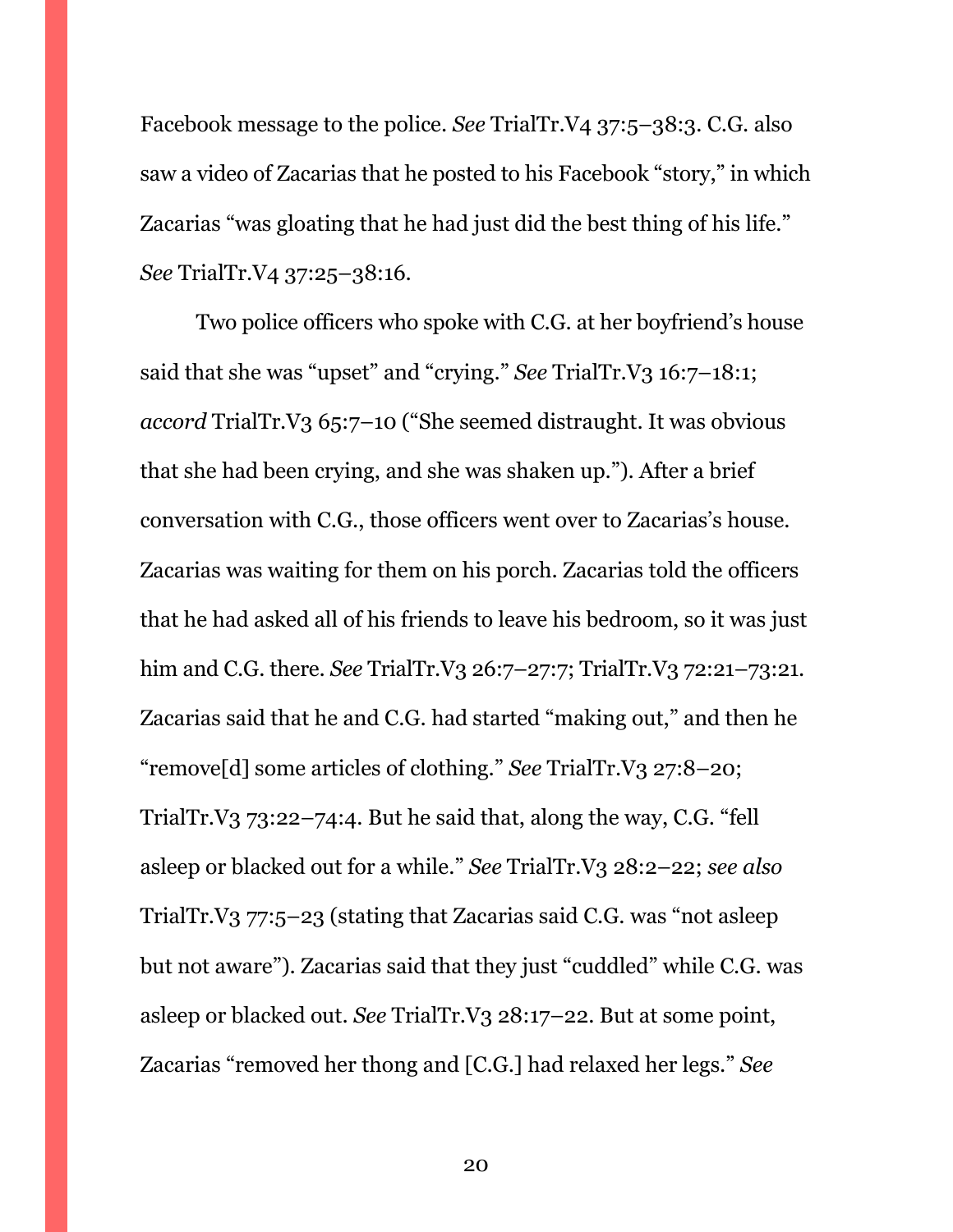Facebook message to the police. *See* TrialTr.V4 37:5–38:3. C.G. also saw a video of Zacarias that he posted to his Facebook "story," in which Zacarias "was gloating that he had just did the best thing of his life." *See* TrialTr.V4 37:25–38:16.

Two police officers who spoke with C.G. at her boyfriend's house said that she was "upset" and "crying." *See* TrialTr.V3 16:7–18:1; *accord* TrialTr.V3 65:7–10 ("She seemed distraught. It was obvious that she had been crying, and she was shaken up."). After a brief conversation with C.G., those officers went over to Zacarias's house. Zacarias was waiting for them on his porch. Zacarias told the officers that he had asked all of his friends to leave his bedroom, so it was just him and C.G. there. *See* TrialTr.V3 26:7–27:7; TrialTr.V3 72:21–73:21. Zacarias said that he and C.G. had started "making out," and then he "remove[d] some articles of clothing." *See* TrialTr.V3 27:8–20; TrialTr.V3 73:22–74:4. But he said that, along the way, C.G. "fell asleep or blacked out for a while." *See* TrialTr.V3 28:2–22; *see also* TrialTr.V3 77:5–23 (stating that Zacarias said C.G. was "not asleep but not aware"). Zacarias said that they just "cuddled" while C.G. was asleep or blacked out. *See* TrialTr.V3 28:17–22. But at some point, Zacarias "removed her thong and [C.G.] had relaxed her legs." *See*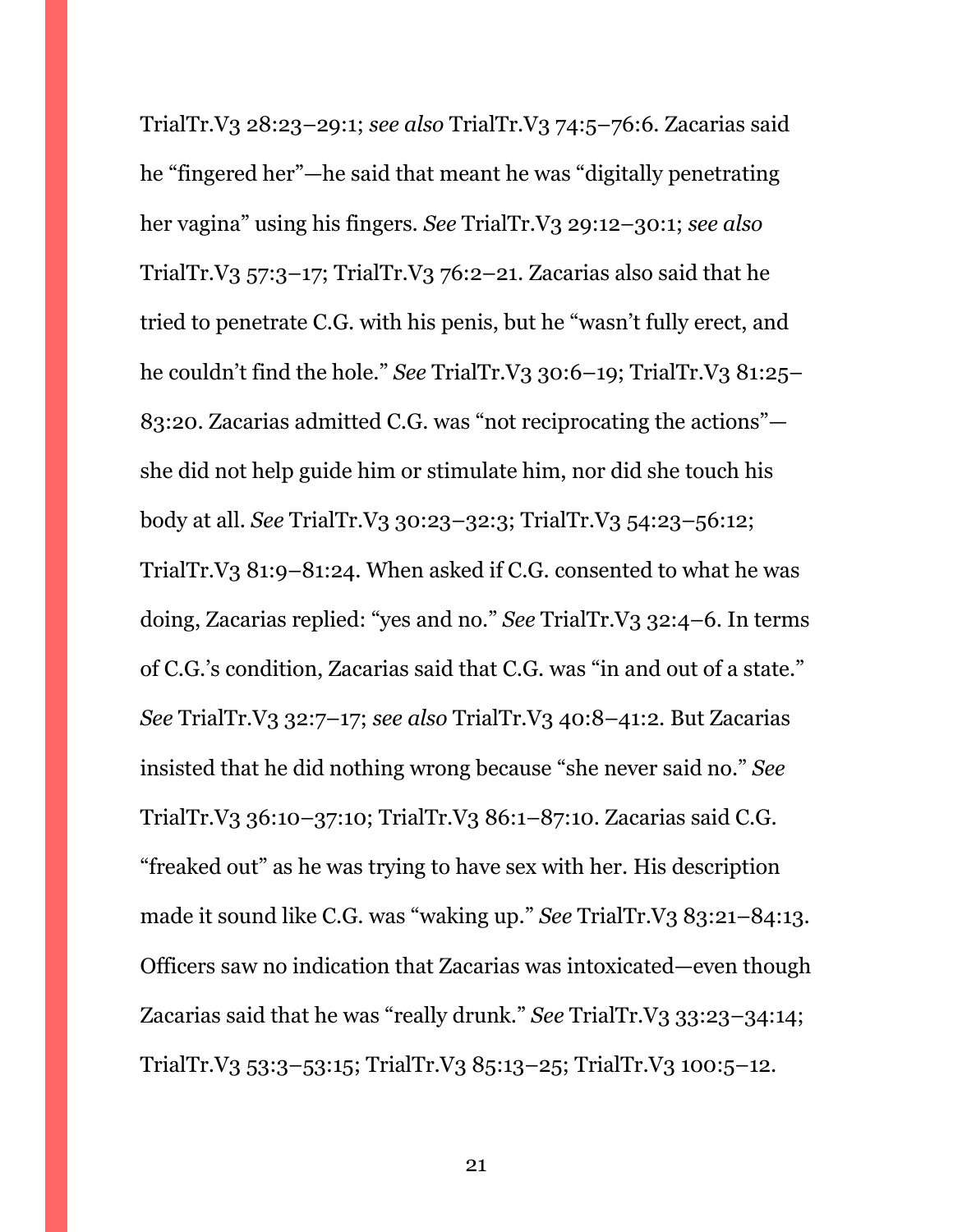TrialTr.V3 28:23–29:1; *see also* TrialTr.V3 74:5–76:6. Zacarias said he "fingered her"—he said that meant he was "digitally penetrating her vagina" using his fingers. *See* TrialTr.V3 29:12–30:1; *see also* TrialTr.V3 57:3–17; TrialTr.V3 76:2–21. Zacarias also said that he tried to penetrate C.G. with his penis, but he "wasn't fully erect, and he couldn't find the hole." *See* TrialTr.V3 30:6–19; TrialTr.V3 81:25–83:20. Zacarias admitted C.G. was "not reciprocating the actions"—she did not help guide him or stimulate him, nor did she touch his body at all. *See* TrialTr.V3 30:23–32:3; TrialTr.V3 54:23–56:12; TrialTr.V3 81:9–81:24. When asked if C.G. consented to what he was doing, Zacarias replied: "yes and no." *See* TrialTr.V3 32:4–6. In terms of C.G.'s condition, Zacarias said that C.G. was "in and out of a state." *See* TrialTr.V3 32:7–17; *see also* TrialTr.V3 40:8–41:2. But Zacarias insisted that he did nothing wrong because "she never said no." *See* TrialTr.V3 36:10–37:10; TrialTr.V3 86:1–87:10. Zacarias said C.G. "freaked out" as he was trying to have sex with her. His description made it sound like C.G. was "waking up." *See* TrialTr.V3 83:21–84:13. Officers saw no indication that Zacarias was intoxicated—even though Zacarias said that he was "really drunk." *See* TrialTr.V3 33:23–34:14; TrialTr.V3 53:3–53:15; TrialTr.V3 85:13–25; TrialTr.V3 100:5–12.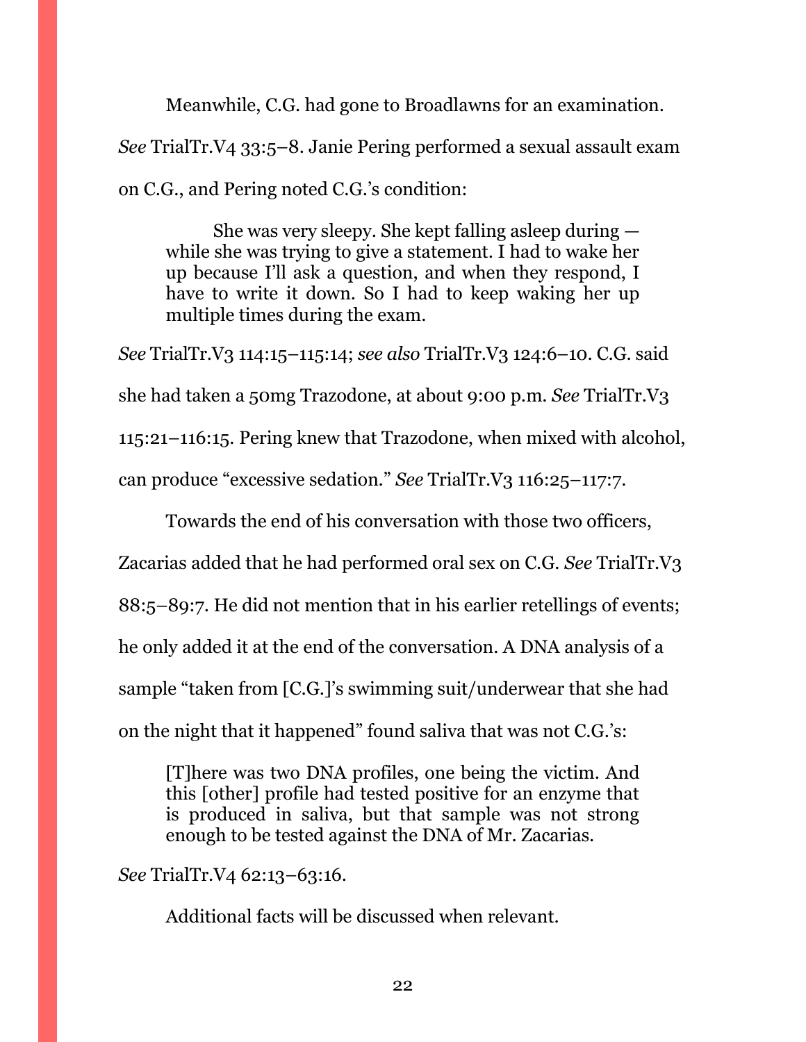Meanwhile, C.G. had gone to Broadlawns for an examination. *See* TrialTr.V4 33:5–8. Janie Pering performed a sexual assault exam on C.G., and Pering noted C.G.'s condition:

> She was very sleepy. She kept falling asleep during — while she was trying to give a statement. I had to wake her up because I'll ask a question, and when they respond, I have to write it down. So I had to keep waking her up multiple times during the exam.

*See* TrialTr.V3 114:15–115:14; *see also* TrialTr.V3 124:6–10. C.G. said she had taken a 50mg Trazodone, at about 9:00 p.m. *See* TrialTr.V3 115:21–116:15. Pering knew that Trazodone, when mixed with alcohol, can produce "excessive sedation." *See* TrialTr.V3 116:25–117:7.

Towards the end of his conversation with those two officers, Zacarias added that he had performed oral sex on C.G. *See* TrialTr.V3 88:5–89:7. He did not mention that in his earlier retellings of events; he only added it at the end of the conversation. A DNA analysis of a sample "taken from [C.G.]'s swimming suit/underwear that she had on the night that it happened" found saliva that was not C.G.'s:

> [T]here was two DNA profiles, one being the victim. And this [other] profile had tested positive for an enzyme that is produced in saliva, but that sample was not strong enough to be tested against the DNA of Mr. Zacarias.

*See* TrialTr.V4 62:13–63:16.

Additional facts will be discussed when relevant.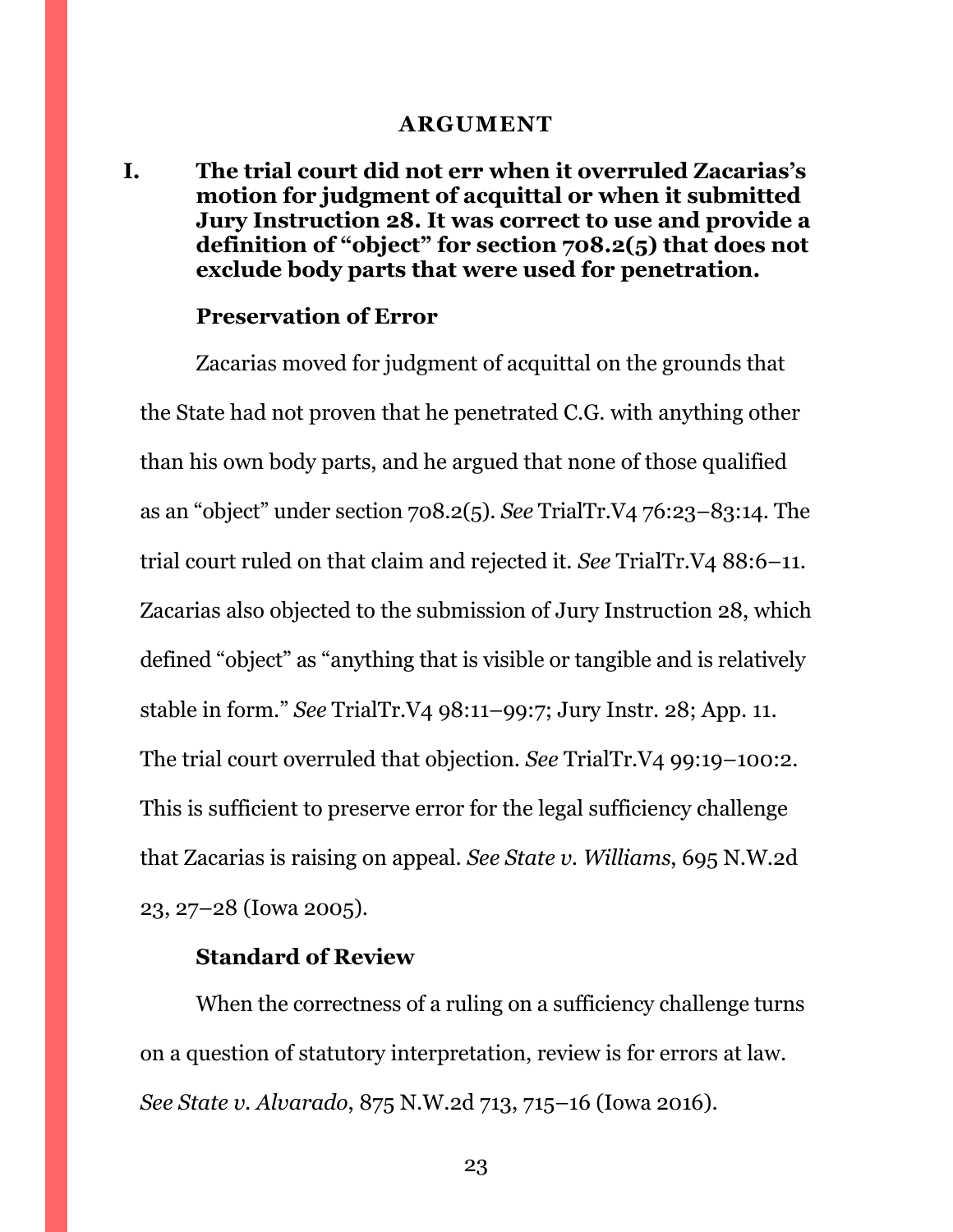# ARGUMENT

## I. The trial court did not err when it overruled Zacarias's motion for judgment of acquittal or when it submitted Jury Instruction 28. It was correct to use and provide a definition of "object" for section 708.2(5) that does not exclude body parts that were used for penetration.

### Preservation of Error

Zacarias moved for judgment of acquittal on the grounds that the State had not proven that he penetrated C.G. with anything other than his own body parts, and he argued that none of those qualified as an "object" under section 708.2(5). *See* TrialTr.V4 76:23–83:14. The trial court ruled on that claim and rejected it. *See* TrialTr.V4 88:6–11. Zacarias also objected to the submission of Jury Instruction 28, which defined "object" as "anything that is visible or tangible and is relatively stable in form." *See* TrialTr.V4 98:11–99:7; Jury Instr. 28; App. 11. The trial court overruled that objection. *See* TrialTr.V4 99:19–100:2. This is sufficient to preserve error for the legal sufficiency challenge that Zacarias is raising on appeal. *See State v. Williams*, 695 N.W.2d 23, 27–28 (Iowa 2005).

### Standard of Review

When the correctness of a ruling on a sufficiency challenge turns on a question of statutory interpretation, review is for errors at law. *See State v. Alvarado*, 875 N.W.2d 713, 715–16 (Iowa 2016).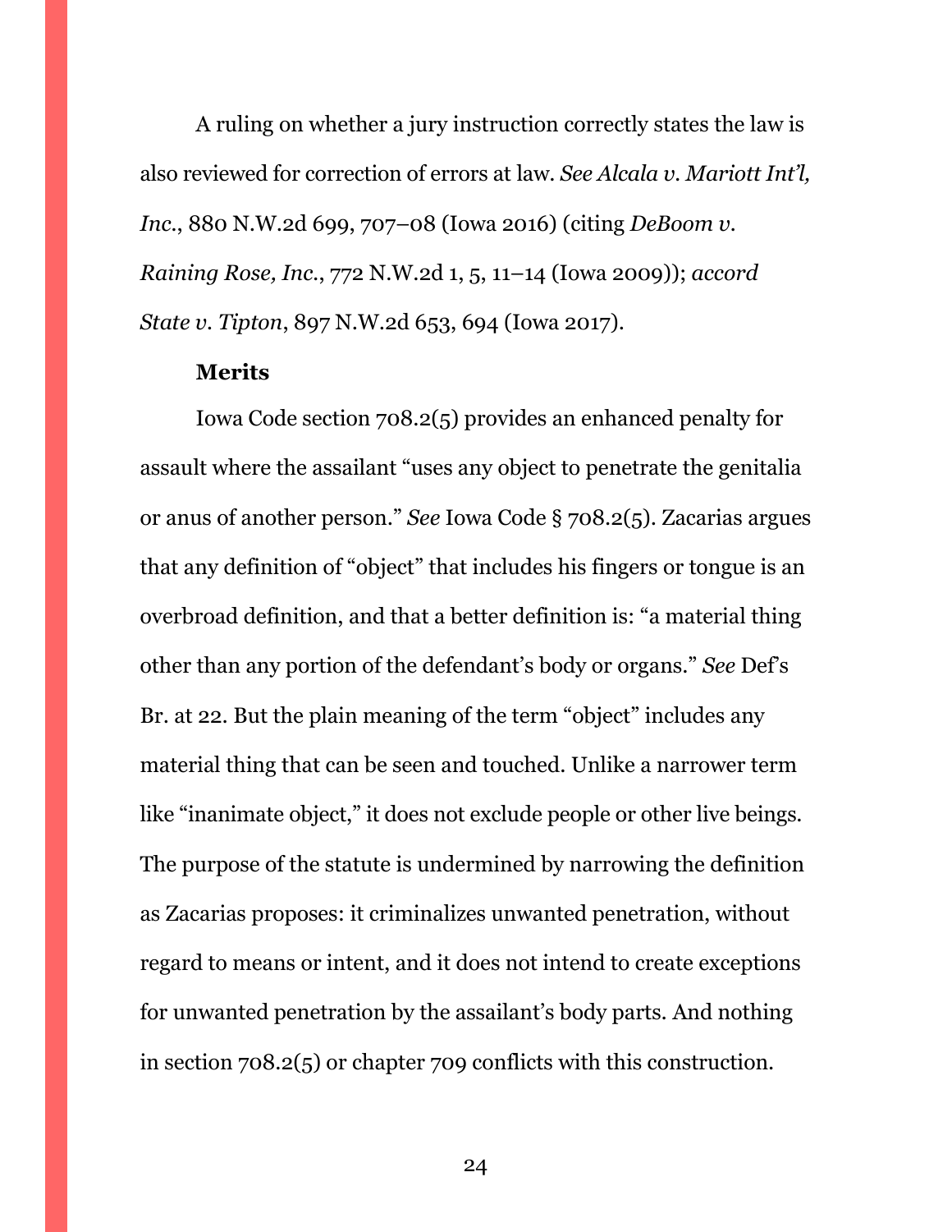A ruling on whether a jury instruction correctly states the law is also reviewed for correction of errors at law. *See Alcala v. Mariott Int'l, Inc.*, 880 N.W.2d 699, 707–08 (Iowa 2016) (citing *DeBoom v. Raining Rose, Inc.*, 772 N.W.2d 1, 5, 11–14 (Iowa 2009)); *accord State v. Tipton*, 897 N.W.2d 653, 694 (Iowa 2017).

**Merits**

Iowa Code section 708.2(5) provides an enhanced penalty for assault where the assailant "uses any object to penetrate the genitalia or anus of another person." *See* Iowa Code § 708.2(5). Zacarias argues that any definition of "object" that includes his fingers or tongue is an overbroad definition, and that a better definition is: "a material thing other than any portion of the defendant's body or organs." *See* Def's Br. at 22. But the plain meaning of the term "object" includes any material thing that can be seen and touched. Unlike a narrower term like "inanimate object," it does not exclude people or other live beings. The purpose of the statute is undermined by narrowing the definition as Zacarias proposes: it criminalizes unwanted penetration, without regard to means or intent, and it does not intend to create exceptions for unwanted penetration by the assailant's body parts. And nothing in section 708.2(5) or chapter 709 conflicts with this construction.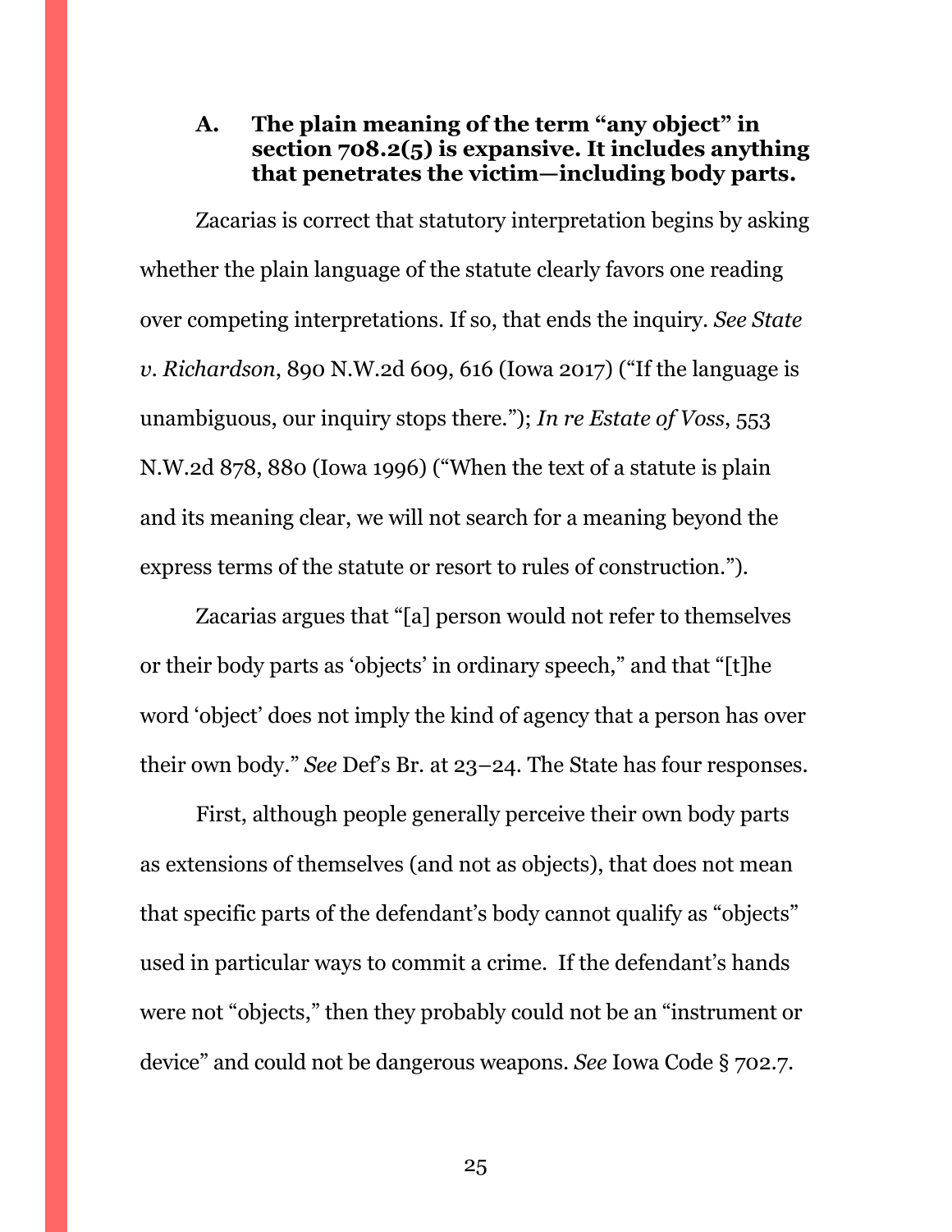### A. The plain meaning of the term "any object" in section 708.2(5) is expansive. It includes anything that penetrates the victim—including body parts.

Zacarias is correct that statutory interpretation begins by asking whether the plain language of the statute clearly favors one reading over competing interpretations. If so, that ends the inquiry. *See State v. Richardson*, 890 N.W.2d 609, 616 (Iowa 2017) ("If the language is unambiguous, our inquiry stops there."); *In re Estate of Voss*, 553 N.W.2d 878, 880 (Iowa 1996) ("When the text of a statute is plain and its meaning clear, we will not search for a meaning beyond the express terms of the statute or resort to rules of construction.").

Zacarias argues that "[a] person would not refer to themselves or their body parts as 'objects' in ordinary speech," and that "[t]he word 'object' does not imply the kind of agency that a person has over their own body." *See* Def's Br. at 23–24. The State has four responses.

First, although people generally perceive their own body parts as extensions of themselves (and not as objects), that does not mean that specific parts of the defendant's body cannot qualify as "objects" used in particular ways to commit a crime. If the defendant's hands were not "objects," then they probably could not be an "instrument or device" and could not be dangerous weapons. *See* Iowa Code § 702.7.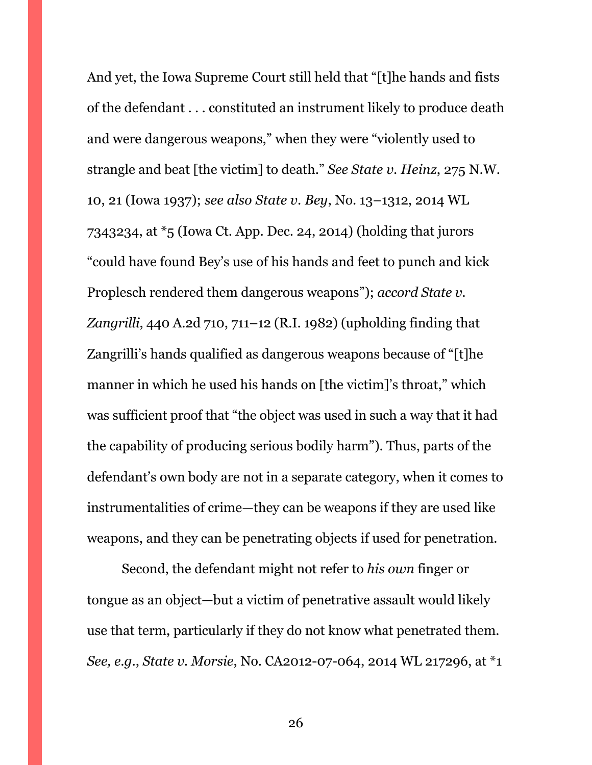And yet, the Iowa Supreme Court still held that "[t]he hands and fists of the defendant . . . constituted an instrument likely to produce death and were dangerous weapons," when they were "violently used to strangle and beat [the victim] to death." *See State v. Heinz*, 275 N.W. 10, 21 (Iowa 1937); *see also State v. Bey*, No. 13–1312, 2014 WL 7343234, at *5 (Iowa Ct. App. Dec. 24, 2014) (holding that jurors "could have found Bey's use of his hands and feet to punch and kick Proplesch rendered them dangerous weapons"); *accord State v. Zangrilli*, 440 A.2d 710, 711–12 (R.I. 1982) (upholding finding that Zangrilli's hands qualified as dangerous weapons because of "[t]he manner in which he used his hands on [the victim]'s throat," which was sufficient proof that "the object was used in such a way that it had the capability of producing serious bodily harm"). Thus, parts of the defendant's own body are not in a separate category, when it comes to instrumentalities of crime—they can be weapons if they are used like weapons, and they can be penetrating objects if used for penetration.

Second, the defendant might not refer to *his own* finger or tongue as an object—but a victim of penetrative assault would likely use that term, particularly if they do not know what penetrated them. *See, e.g.*, *State v. Morsie*, No. CA2012-07-064, 2014 WL 217296, at *1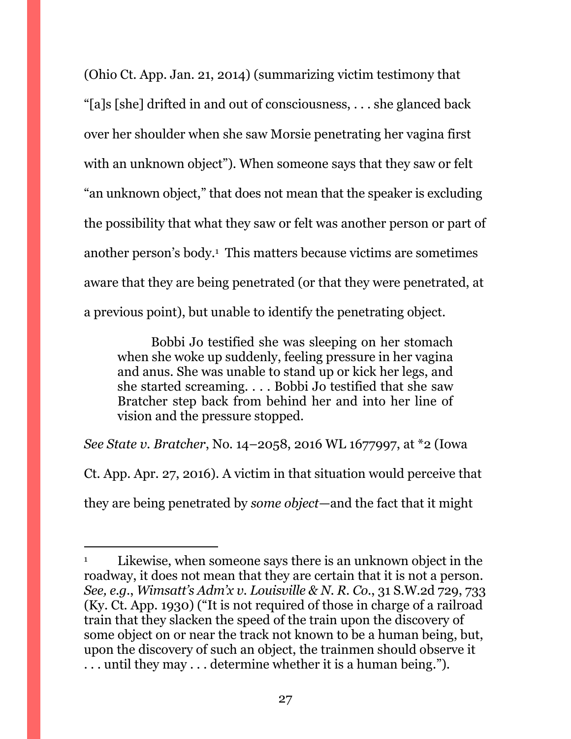(Ohio Ct. App. Jan. 21, 2014) (summarizing victim testimony that "[a]s [she] drifted in and out of consciousness, . . . she glanced back over her shoulder when she saw Morsie penetrating her vagina first with an unknown object"). When someone says that they saw or felt "an unknown object," that does not mean that the speaker is excluding the possibility that what they saw or felt was another person or part of another person's body.[1] This matters because victims are sometimes aware that they are being penetrated (or that they were penetrated, at a previous point), but unable to identify the penetrating object.

> Bobbi Jo testified she was sleeping on her stomach when she woke up suddenly, feeling pressure in her vagina and anus. She was unable to stand up or kick her legs, and she started screaming. . . . Bobbi Jo testified that she saw Bratcher step back from behind her and into her line of vision and the pressure stopped.

*See State v. Bratcher*, No. 14–2058, 2016 WL 1677997, at *2 (Iowa Ct. App. Apr. 27, 2016). A victim in that situation would perceive that they are being penetrated by *some object*—and the fact that it might

---

[1] Likewise, when someone says there is an unknown object in the roadway, it does not mean that they are certain that it is not a person. *See, e.g.*, *Wimsatt's Adm'x v. Louisville & N. R. Co.*, 31 S.W.2d 729, 733 (Ky. Ct. App. 1930) ("It is not required of those in charge of a railroad train that they slacken the speed of the train upon the discovery of some object on or near the track not known to be a human being, but, upon the discovery of such an object, the trainmen should observe it . . . until they may . . . determine whether it is a human being.").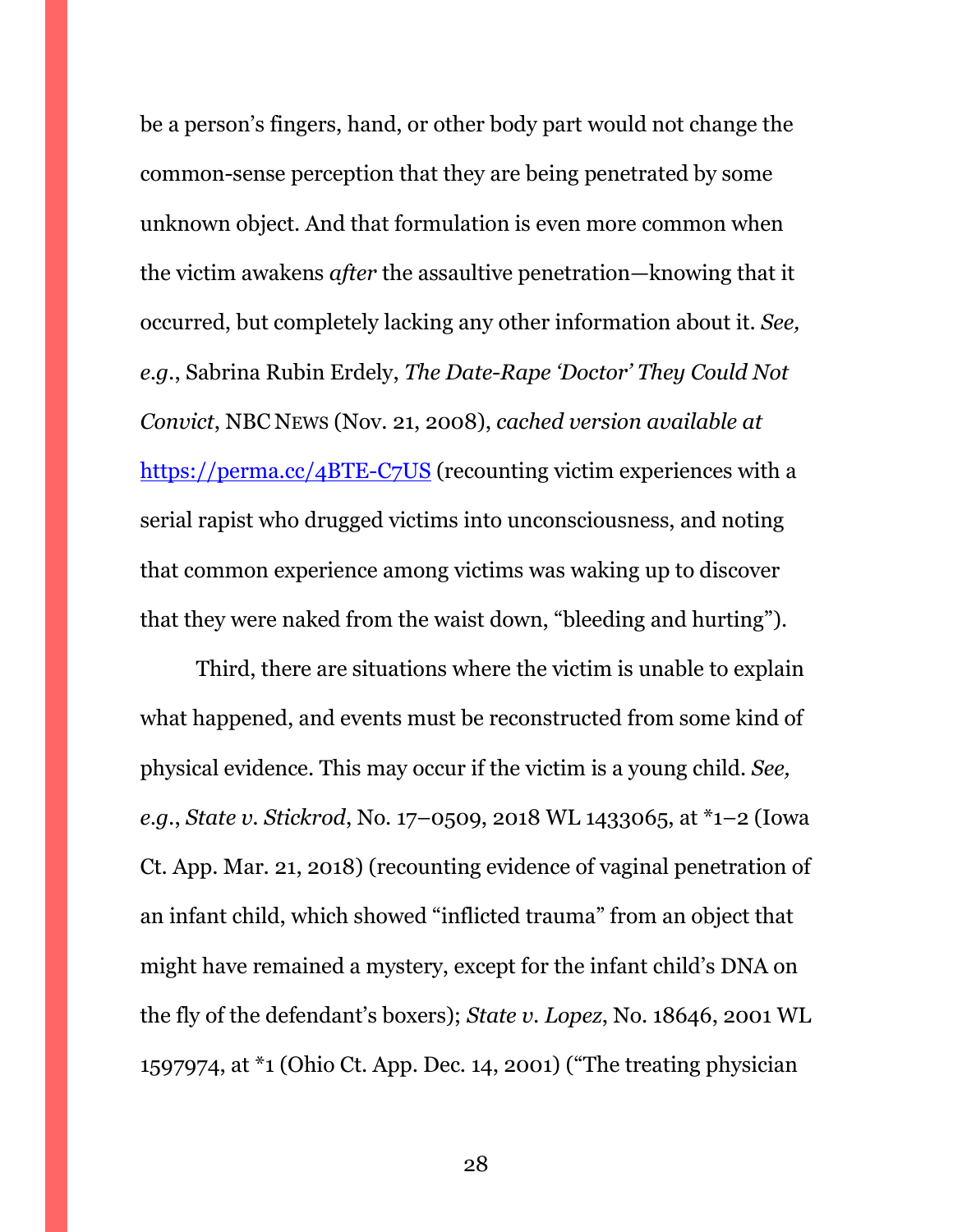be a person's fingers, hand, or other body part would not change the common-sense perception that they are being penetrated by some unknown object. And that formulation is even more common when the victim awakens *after* the assaultive penetration—knowing that it occurred, but completely lacking any other information about it. *See, e.g.*, Sabrina Rubin Erdely, *The Date-Rape 'Doctor' They Could Not Convict*, NBC NEWS (Nov. 21, 2008), *cached version available at* https://perma.cc/4BTE-C7US (recounting victim experiences with a serial rapist who drugged victims into unconsciousness, and noting that common experience among victims was waking up to discover that they were naked from the waist down, "bleeding and hurting").

Third, there are situations where the victim is unable to explain what happened, and events must be reconstructed from some kind of physical evidence. This may occur if the victim is a young child. *See, e.g.*, *State v. Stickrod*, No. 17–0509, 2018 WL 1433065, at *1–2 (Iowa Ct. App. Mar. 21, 2018) (recounting evidence of vaginal penetration of an infant child, which showed "inflicted trauma" from an object that might have remained a mystery, except for the infant child's DNA on the fly of the defendant's boxers); *State v. Lopez*, No. 18646, 2001 WL 1597974, at *1 (Ohio Ct. App. Dec. 14, 2001) ("The treating physician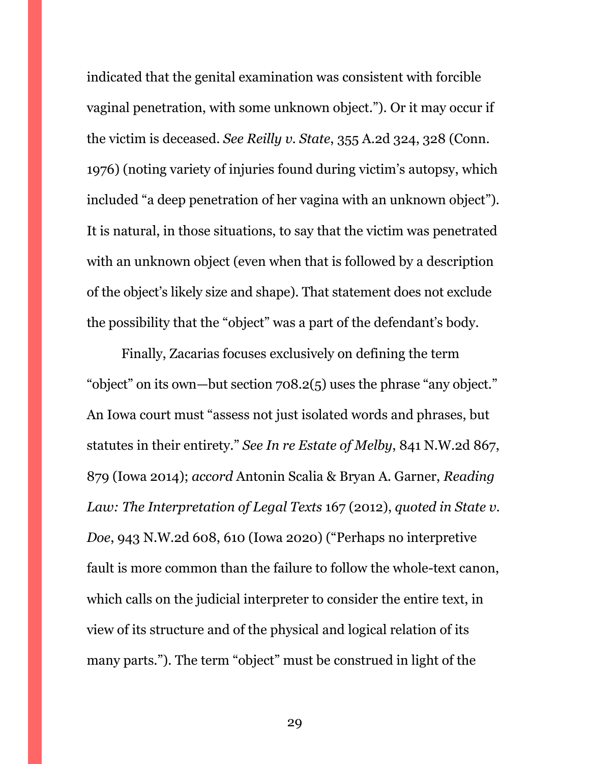indicated that the genital examination was consistent with forcible vaginal penetration, with some unknown object."). Or it may occur if the victim is deceased. *See Reilly v. State*, 355 A.2d 324, 328 (Conn. 1976) (noting variety of injuries found during victim's autopsy, which included "a deep penetration of her vagina with an unknown object"). It is natural, in those situations, to say that the victim was penetrated with an unknown object (even when that is followed by a description of the object's likely size and shape). That statement does not exclude the possibility that the "object" was a part of the defendant's body.

Finally, Zacarias focuses exclusively on defining the term "object" on its own—but section 708.2(5) uses the phrase "any object." An Iowa court must "assess not just isolated words and phrases, but statutes in their entirety." *See In re Estate of Melby*, 841 N.W.2d 867, 879 (Iowa 2014); *accord* Antonin Scalia & Bryan A. Garner, *Reading Law: The Interpretation of Legal Texts* 167 (2012), *quoted in State v. Doe*, 943 N.W.2d 608, 610 (Iowa 2020) ("Perhaps no interpretive fault is more common than the failure to follow the whole-text canon, which calls on the judicial interpreter to consider the entire text, in view of its structure and of the physical and logical relation of its many parts."). The term "object" must be construed in light of the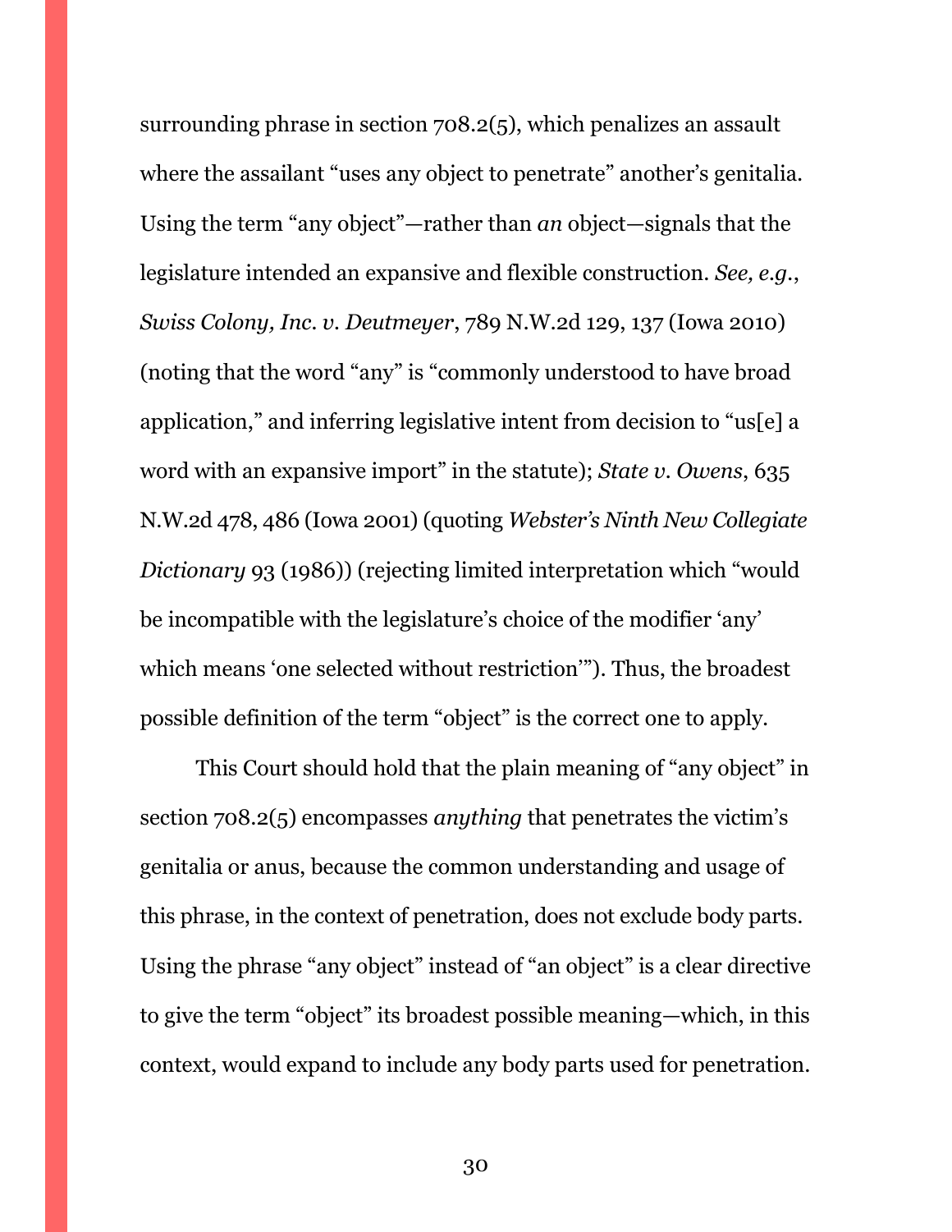surrounding phrase in section 708.2(5), which penalizes an assault where the assailant "uses any object to penetrate" another's genitalia. Using the term "any object"—rather than *an* object—signals that the legislature intended an expansive and flexible construction. *See, e.g.*, *Swiss Colony, Inc. v. Deutmeyer*, 789 N.W.2d 129, 137 (Iowa 2010) (noting that the word "any" is "commonly understood to have broad application," and inferring legislative intent from decision to "us[e] a word with an expansive import" in the statute); *State v. Owens*, 635 N.W.2d 478, 486 (Iowa 2001) (quoting *Webster's Ninth New Collegiate Dictionary* 93 (1986)) (rejecting limited interpretation which "would be incompatible with the legislature's choice of the modifier 'any' which means 'one selected without restriction'"). Thus, the broadest possible definition of the term "object" is the correct one to apply.

This Court should hold that the plain meaning of "any object" in section 708.2(5) encompasses *anything* that penetrates the victim's genitalia or anus, because the common understanding and usage of this phrase, in the context of penetration, does not exclude body parts. Using the phrase "any object" instead of "an object" is a clear directive to give the term "object" its broadest possible meaning—which, in this context, would expand to include any body parts used for penetration.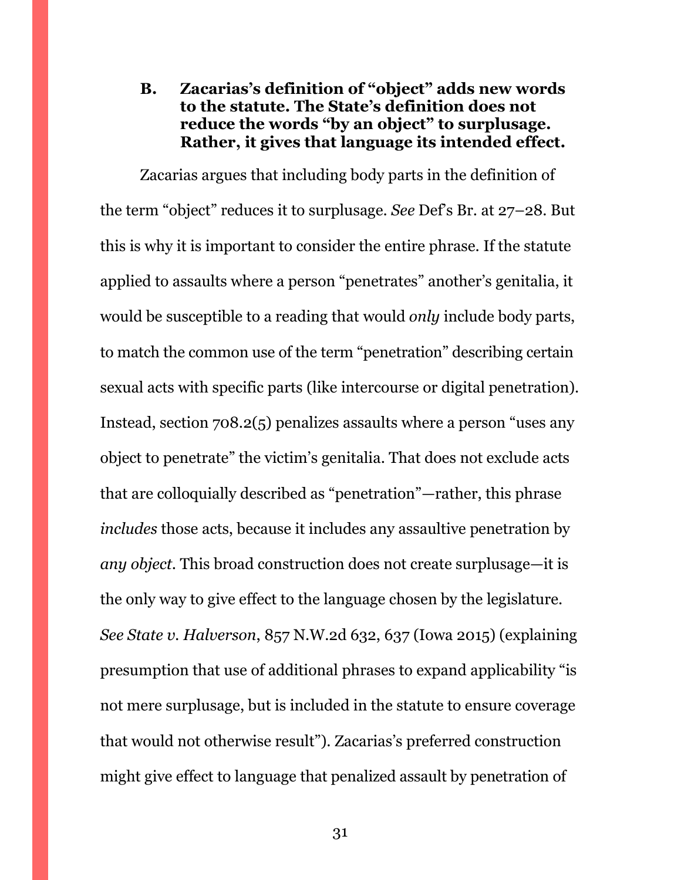### B. Zacarias's definition of "object" adds new words to the statute. The State's definition does not reduce the words "by an object" to surplusage. Rather, it gives that language its intended effect.

Zacarias argues that including body parts in the definition of the term "object" reduces it to surplusage. *See* Def's Br. at 27–28. But this is why it is important to consider the entire phrase. If the statute applied to assaults where a person "penetrates" another's genitalia, it would be susceptible to a reading that would *only* include body parts, to match the common use of the term "penetration" describing certain sexual acts with specific parts (like intercourse or digital penetration). Instead, section 708.2(5) penalizes assaults where a person "uses any object to penetrate" the victim's genitalia. That does not exclude acts that are colloquially described as "penetration"—rather, this phrase *includes* those acts, because it includes any assaultive penetration by *any object*. This broad construction does not create surplusage—it is the only way to give effect to the language chosen by the legislature. *See State v. Halverson*, 857 N.W.2d 632, 637 (Iowa 2015) (explaining presumption that use of additional phrases to expand applicability "is not mere surplusage, but is included in the statute to ensure coverage that would not otherwise result"). Zacarias's preferred construction might give effect to language that penalized assault by penetration of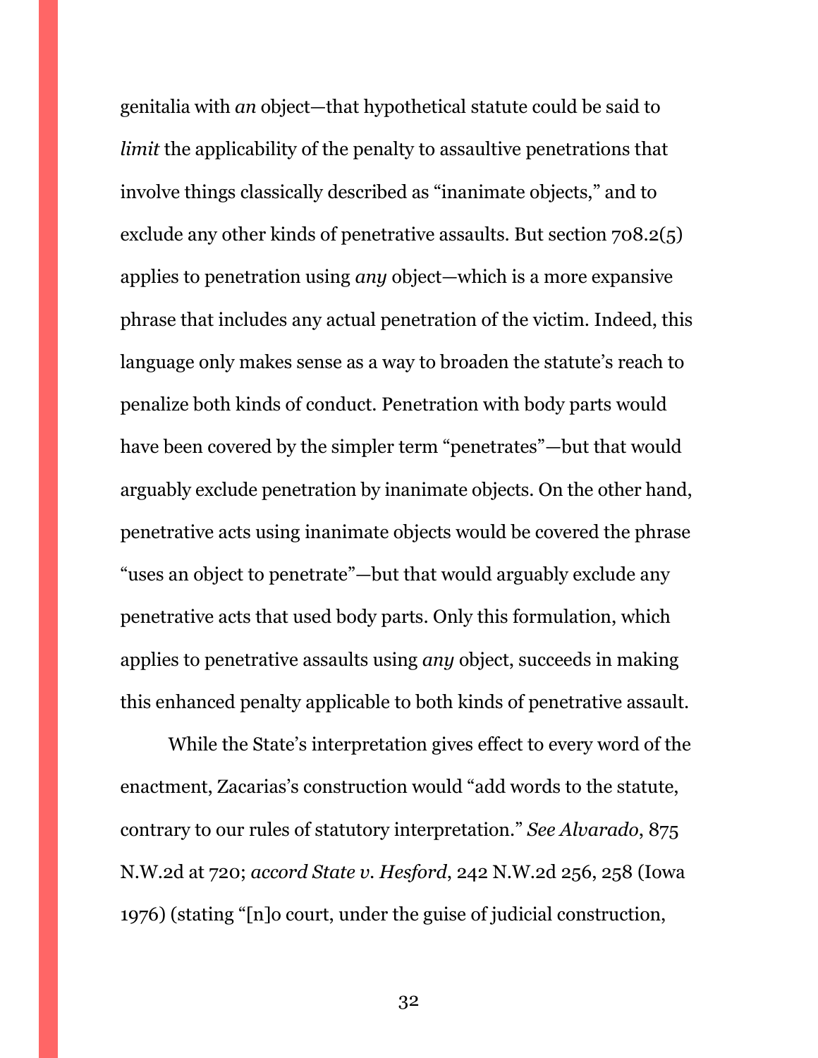genitalia with *an* object—that hypothetical statute could be said to *limit* the applicability of the penalty to assaultive penetrations that involve things classically described as "inanimate objects," and to exclude any other kinds of penetrative assaults. But section 708.2(5) applies to penetration using *any* object—which is a more expansive phrase that includes any actual penetration of the victim. Indeed, this language only makes sense as a way to broaden the statute's reach to penalize both kinds of conduct. Penetration with body parts would have been covered by the simpler term "penetrates"—but that would arguably exclude penetration by inanimate objects. On the other hand, penetrative acts using inanimate objects would be covered the phrase "uses an object to penetrate"—but that would arguably exclude any penetrative acts that used body parts. Only this formulation, which applies to penetrative assaults using *any* object, succeeds in making this enhanced penalty applicable to both kinds of penetrative assault.

While the State's interpretation gives effect to every word of the enactment, Zacarias's construction would "add words to the statute, contrary to our rules of statutory interpretation." *See Alvarado*, 875 N.W.2d at 720; *accord State v. Hesford*, 242 N.W.2d 256, 258 (Iowa 1976) (stating "[n]o court, under the guise of judicial construction,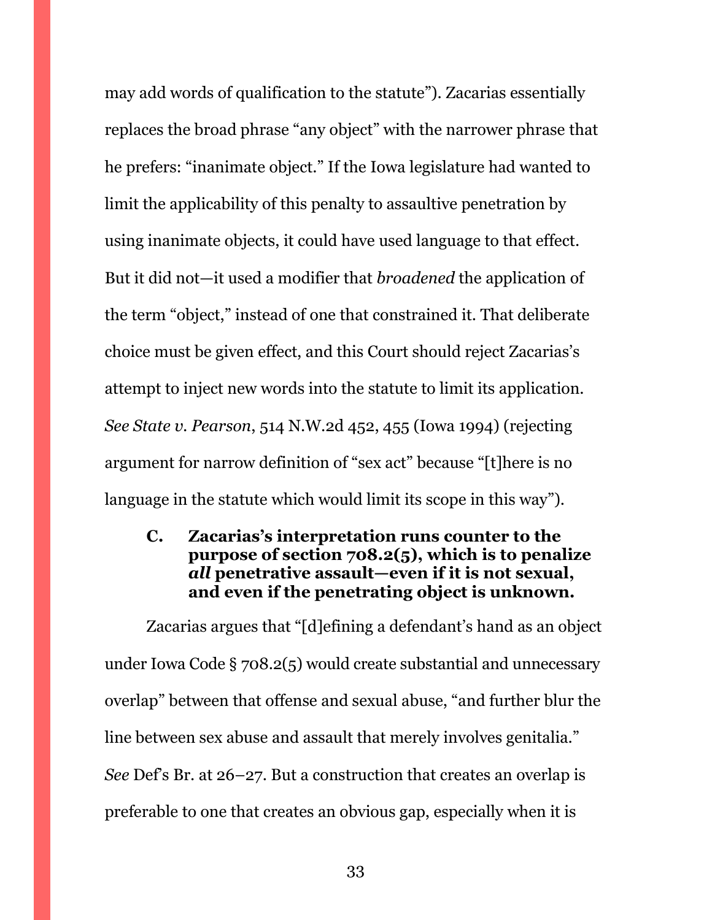may add words of qualification to the statute"). Zacarias essentially replaces the broad phrase "any object" with the narrower phrase that he prefers: "inanimate object." If the Iowa legislature had wanted to limit the applicability of this penalty to assaultive penetration by using inanimate objects, it could have used language to that effect. But it did not—it used a modifier that *broadened* the application of the term "object," instead of one that constrained it. That deliberate choice must be given effect, and this Court should reject Zacarias's attempt to inject new words into the statute to limit its application. *See State v. Pearson*, 514 N.W.2d 452, 455 (Iowa 1994) (rejecting argument for narrow definition of "sex act" because "[t]here is no language in the statute which would limit its scope in this way").

### C. Zacarias's interpretation runs counter to the purpose of section 708.2(5), which is to penalize *all* penetrative assault—even if it is not sexual, and even if the penetrating object is unknown.

Zacarias argues that "[d]efining a defendant's hand as an object under Iowa Code § 708.2(5) would create substantial and unnecessary overlap" between that offense and sexual abuse, "and further blur the line between sex abuse and assault that merely involves genitalia." *See* Def's Br. at 26–27. But a construction that creates an overlap is preferable to one that creates an obvious gap, especially when it is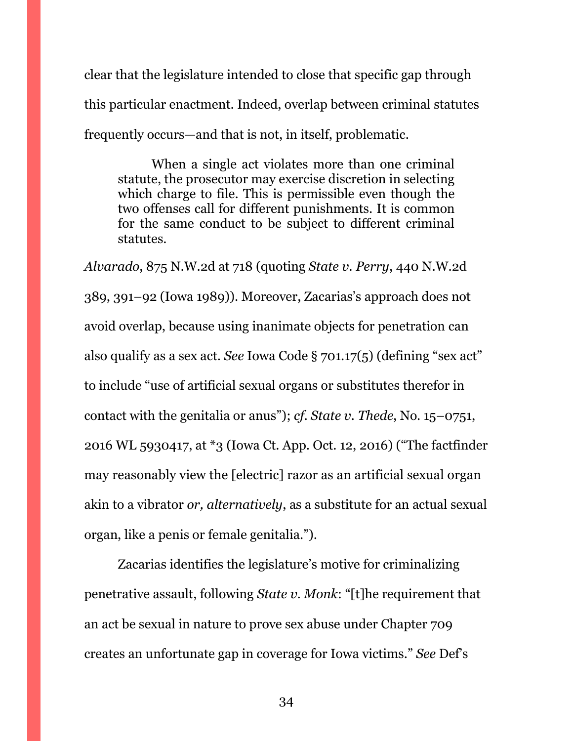clear that the legislature intended to close that specific gap through this particular enactment. Indeed, overlap between criminal statutes frequently occurs—and that is not, in itself, problematic.

> When a single act violates more than one criminal statute, the prosecutor may exercise discretion in selecting which charge to file. This is permissible even though the two offenses call for different punishments. It is common for the same conduct to be subject to different criminal statutes.

*Alvarado*, 875 N.W.2d at 718 (quoting *State v. Perry*, 440 N.W.2d 389, 391–92 (Iowa 1989)). Moreover, Zacarias's approach does not avoid overlap, because using inanimate objects for penetration can also qualify as a sex act. *See* Iowa Code § 701.17(5) (defining "sex act" to include "use of artificial sexual organs or substitutes therefor in contact with the genitalia or anus"); *cf. State v. Thede*, No. 15–0751, 2016 WL 5930417, at *3 (Iowa Ct. App. Oct. 12, 2016) ("The factfinder may reasonably view the [electric] razor as an artificial sexual organ akin to a vibrator *or, alternatively*, as a substitute for an actual sexual organ, like a penis or female genitalia.").

Zacarias identifies the legislature's motive for criminalizing penetrative assault, following *State v. Monk*: "[t]he requirement that an act be sexual in nature to prove sex abuse under Chapter 709 creates an unfortunate gap in coverage for Iowa victims." *See* Def's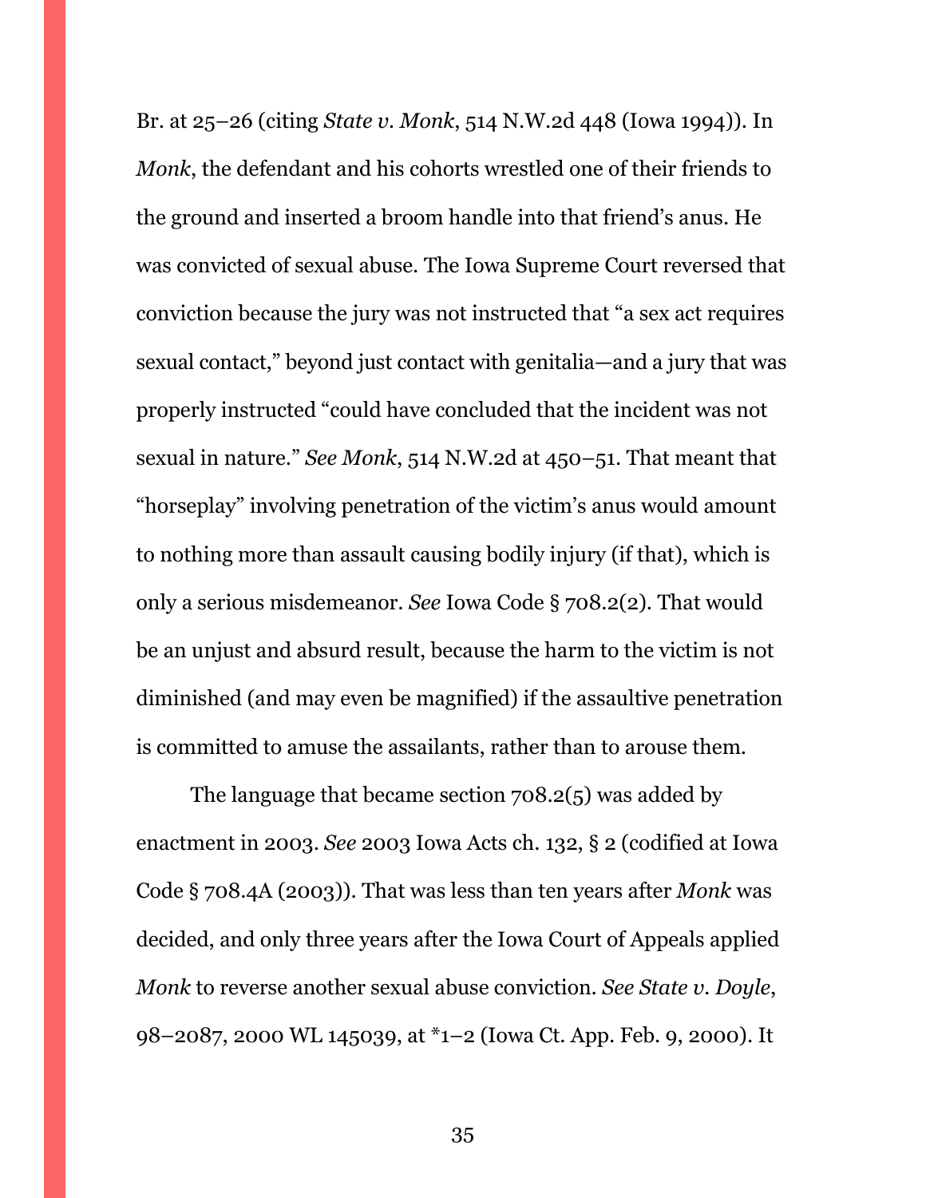Br. at 25–26 (citing *State v. Monk*, 514 N.W.2d 448 (Iowa 1994)). In *Monk*, the defendant and his cohorts wrestled one of their friends to the ground and inserted a broom handle into that friend's anus. He was convicted of sexual abuse. The Iowa Supreme Court reversed that conviction because the jury was not instructed that "a sex act requires sexual contact," beyond just contact with genitalia—and a jury that was properly instructed "could have concluded that the incident was not sexual in nature." *See Monk*, 514 N.W.2d at 450–51. That meant that "horseplay" involving penetration of the victim's anus would amount to nothing more than assault causing bodily injury (if that), which is only a serious misdemeanor. *See* Iowa Code § 708.2(2). That would be an unjust and absurd result, because the harm to the victim is not diminished (and may even be magnified) if the assaultive penetration is committed to amuse the assailants, rather than to arouse them.

The language that became section 708.2(5) was added by enactment in 2003. *See* 2003 Iowa Acts ch. 132, § 2 (codified at Iowa Code § 708.4A (2003)). That was less than ten years after *Monk* was decided, and only three years after the Iowa Court of Appeals applied *Monk* to reverse another sexual abuse conviction. *See State v. Doyle*, 98–2087, 2000 WL 145039, at *1–2 (Iowa Ct. App. Feb. 9, 2000). It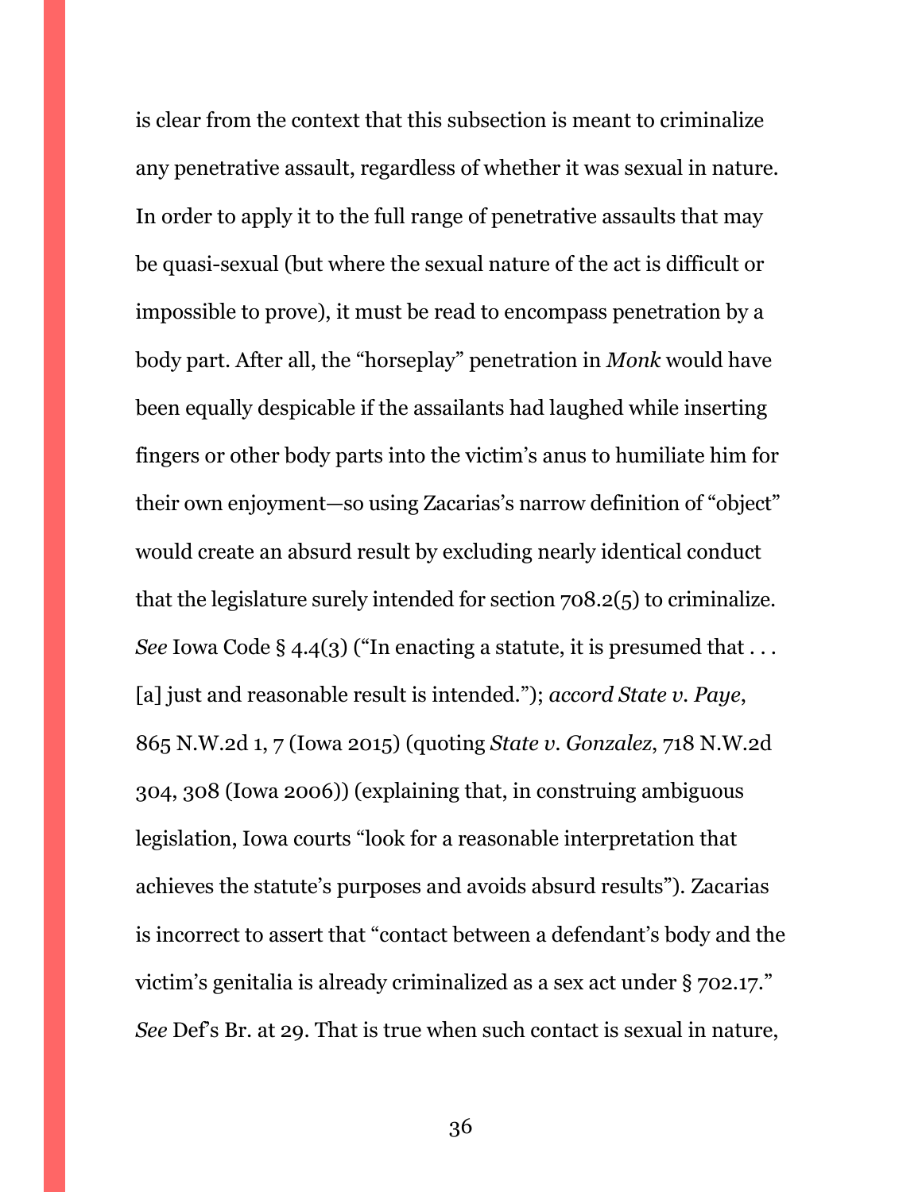is clear from the context that this subsection is meant to criminalize any penetrative assault, regardless of whether it was sexual in nature. In order to apply it to the full range of penetrative assaults that may be quasi-sexual (but where the sexual nature of the act is difficult or impossible to prove), it must be read to encompass penetration by a body part. After all, the "horseplay" penetration in *Monk* would have been equally despicable if the assailants had laughed while inserting fingers or other body parts into the victim's anus to humiliate him for their own enjoyment—so using Zacarias's narrow definition of "object" would create an absurd result by excluding nearly identical conduct that the legislature surely intended for section 708.2(5) to criminalize. *See* Iowa Code § 4.4(3) ("In enacting a statute, it is presumed that . . . [a] just and reasonable result is intended."); *accord State v. Paye*, 865 N.W.2d 1, 7 (Iowa 2015) (quoting *State v. Gonzalez*, 718 N.W.2d 304, 308 (Iowa 2006)) (explaining that, in construing ambiguous legislation, Iowa courts "look for a reasonable interpretation that achieves the statute's purposes and avoids absurd results"). Zacarias is incorrect to assert that "contact between a defendant's body and the victim's genitalia is already criminalized as a sex act under § 702.17." *See* Def's Br. at 29. That is true when such contact is sexual in nature,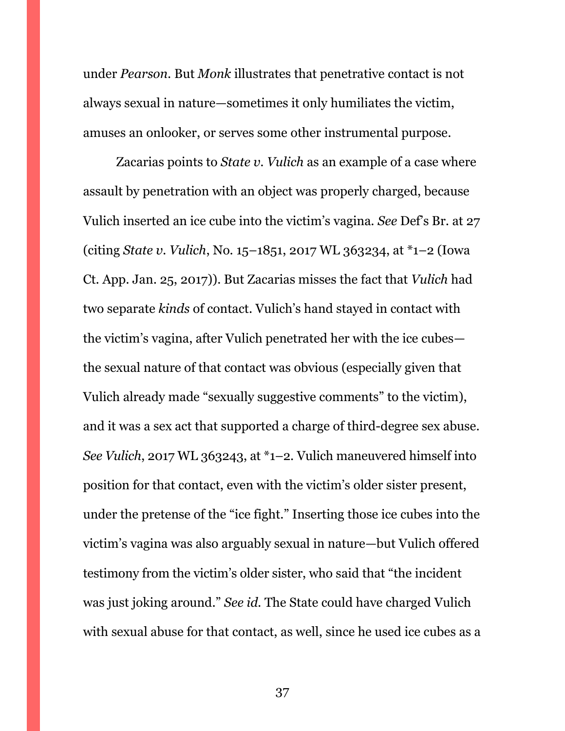under *Pearson*. But *Monk* illustrates that penetrative contact is not always sexual in nature—sometimes it only humiliates the victim, amuses an onlooker, or serves some other instrumental purpose.

Zacarias points to *State v. Vulich* as an example of a case where assault by penetration with an object was properly charged, because Vulich inserted an ice cube into the victim's vagina. *See* Def's Br. at 27 (citing *State v. Vulich*, No. 15–1851, 2017 WL 363234, at *1–2 (Iowa Ct. App. Jan. 25, 2017)). But Zacarias misses the fact that *Vulich* had two separate *kinds* of contact. Vulich's hand stayed in contact with the victim's vagina, after Vulich penetrated her with the ice cubes—the sexual nature of that contact was obvious (especially given that Vulich already made "sexually suggestive comments" to the victim), and it was a sex act that supported a charge of third-degree sex abuse. *See Vulich*, 2017 WL 363243, at *1–2. Vulich maneuvered himself into position for that contact, even with the victim's older sister present, under the pretense of the "ice fight." Inserting those ice cubes into the victim's vagina was also arguably sexual in nature—but Vulich offered testimony from the victim's older sister, who said that "the incident was just joking around." *See id.* The State could have charged Vulich with sexual abuse for that contact, as well, since he used ice cubes as a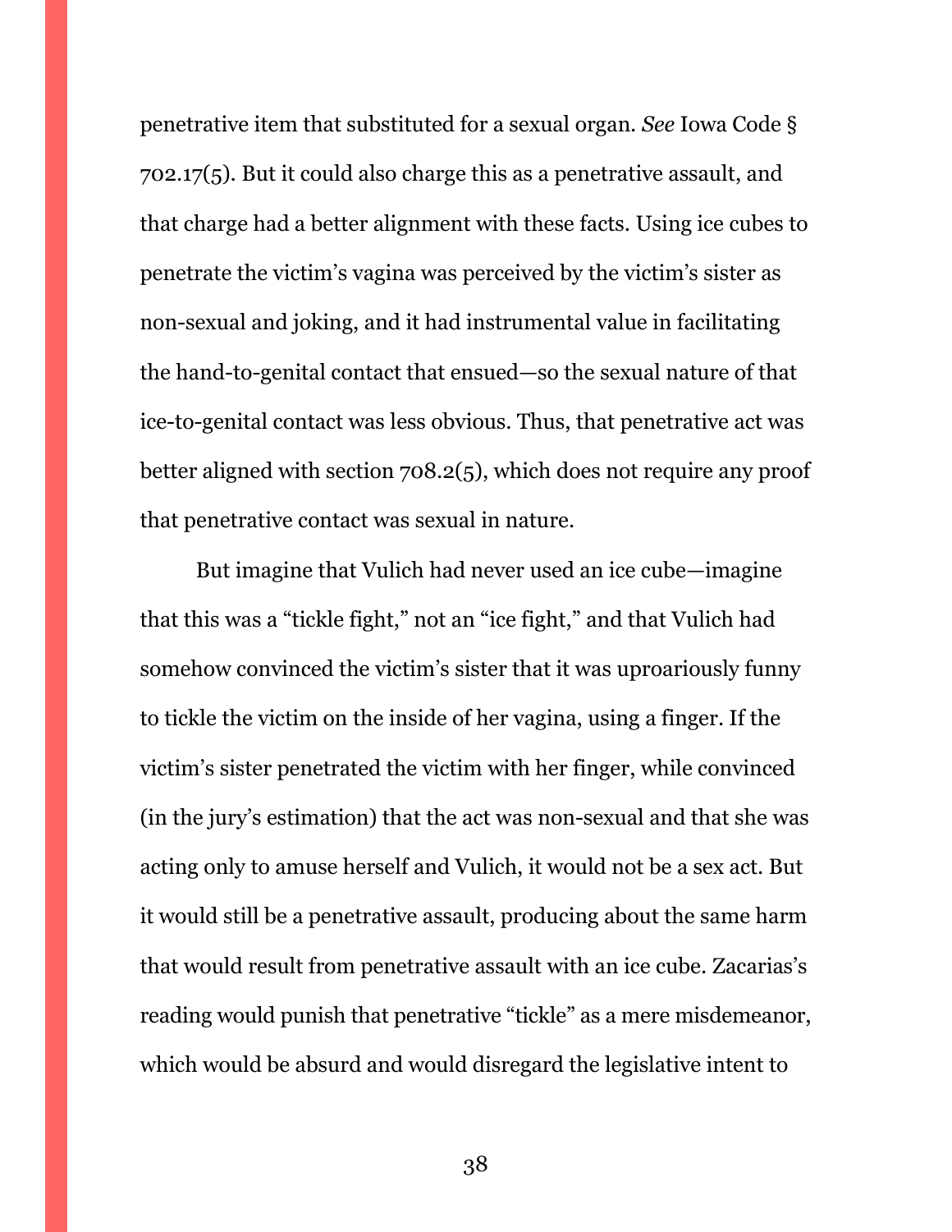penetrative item that substituted for a sexual organ. *See* Iowa Code § 702.17(5). But it could also charge this as a penetrative assault, and that charge had a better alignment with these facts. Using ice cubes to penetrate the victim's vagina was perceived by the victim's sister as non-sexual and joking, and it had instrumental value in facilitating the hand-to-genital contact that ensued—so the sexual nature of that ice-to-genital contact was less obvious. Thus, that penetrative act was better aligned with section 708.2(5), which does not require any proof that penetrative contact was sexual in nature.

But imagine that Vulich had never used an ice cube—imagine that this was a "tickle fight," not an "ice fight," and that Vulich had somehow convinced the victim's sister that it was uproariously funny to tickle the victim on the inside of her vagina, using a finger. If the victim's sister penetrated the victim with her finger, while convinced (in the jury's estimation) that the act was non-sexual and that she was acting only to amuse herself and Vulich, it would not be a sex act. But it would still be a penetrative assault, producing about the same harm that would result from penetrative assault with an ice cube. Zacarias's reading would punish that penetrative "tickle" as a mere misdemeanor, which would be absurd and would disregard the legislative intent to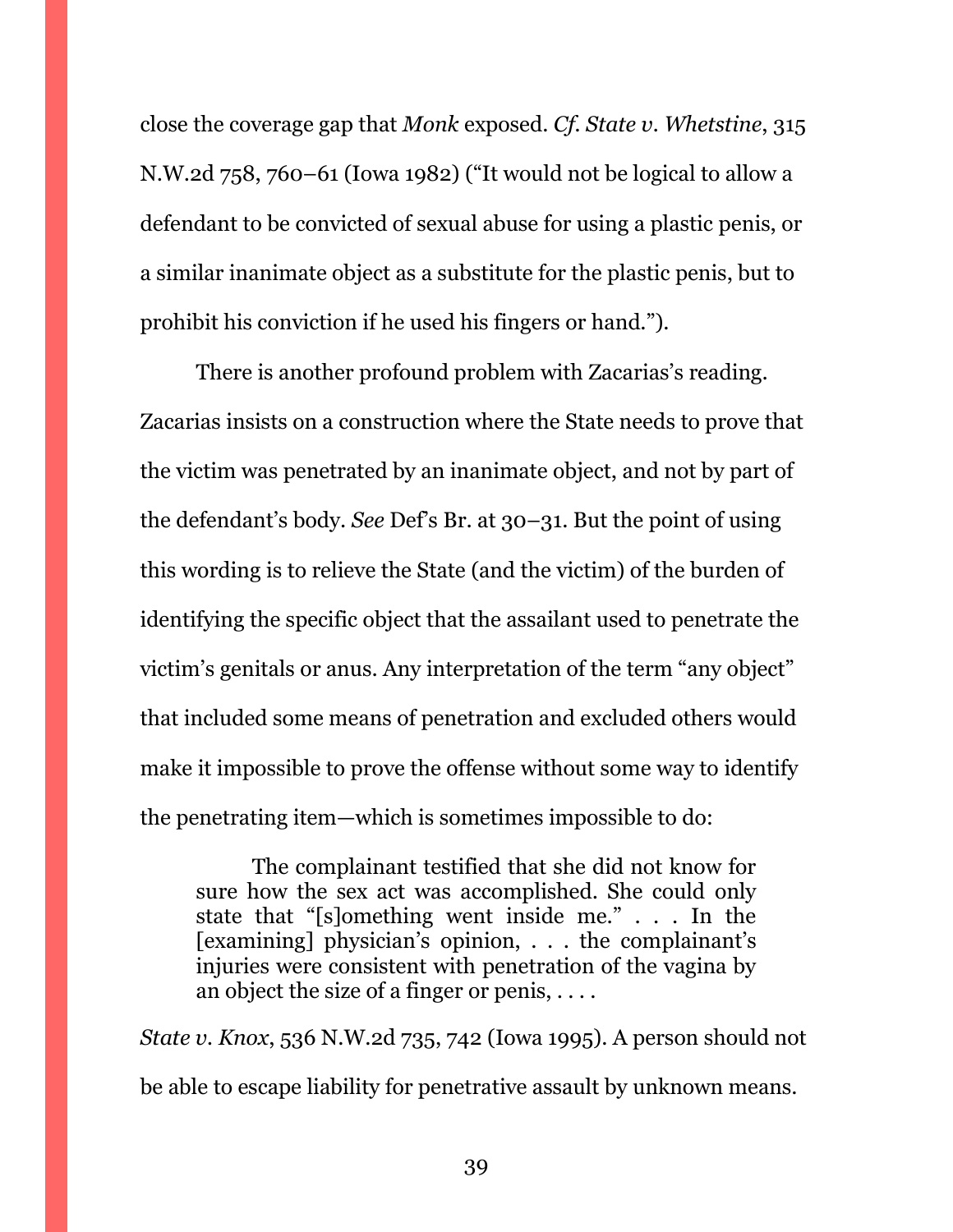close the coverage gap that *Monk* exposed. *Cf. State v. Whetstine*, 315 N.W.2d 758, 760–61 (Iowa 1982) ("It would not be logical to allow a defendant to be convicted of sexual abuse for using a plastic penis, or a similar inanimate object as a substitute for the plastic penis, but to prohibit his conviction if he used his fingers or hand.").

There is another profound problem with Zacarias's reading. Zacarias insists on a construction where the State needs to prove that the victim was penetrated by an inanimate object, and not by part of the defendant's body. *See* Def's Br. at 30–31. But the point of using this wording is to relieve the State (and the victim) of the burden of identifying the specific object that the assailant used to penetrate the victim's genitals or anus. Any interpretation of the term "any object" that included some means of penetration and excluded others would make it impossible to prove the offense without some way to identify the penetrating item—which is sometimes impossible to do:

> The complainant testified that she did not know for sure how the sex act was accomplished. She could only state that "[s]omething went inside me." . . . In the [examining] physician's opinion, . . . the complainant's injuries were consistent with penetration of the vagina by an object the size of a finger or penis, . . . .

*State v. Knox*, 536 N.W.2d 735, 742 (Iowa 1995). A person should not be able to escape liability for penetrative assault by unknown means.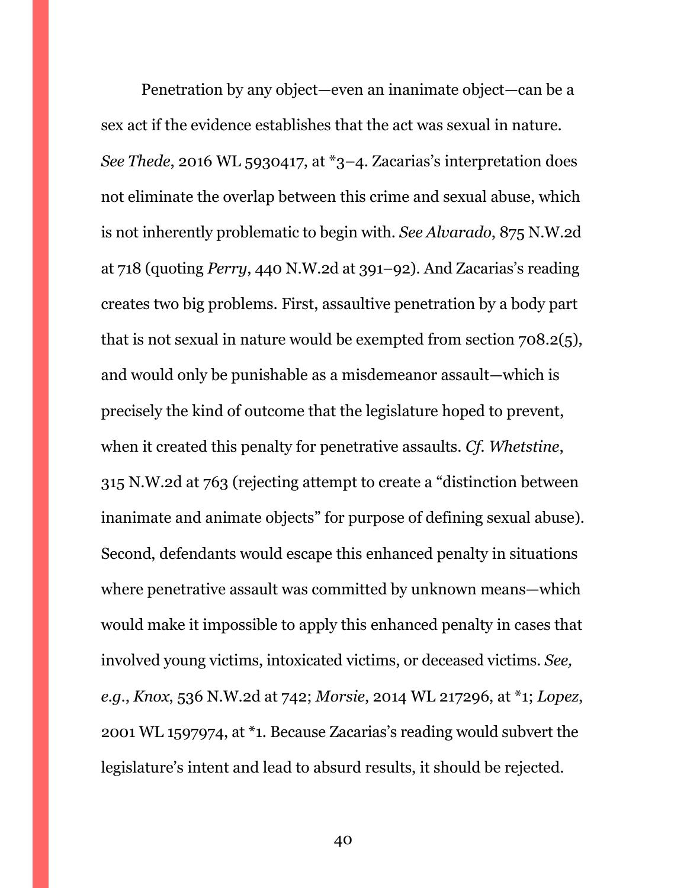Penetration by any object—even an inanimate object—can be a sex act if the evidence establishes that the act was sexual in nature. *See Thede*, 2016 WL 5930417, at *3–4. Zacarias's interpretation does not eliminate the overlap between this crime and sexual abuse, which is not inherently problematic to begin with. *See Alvarado*, 875 N.W.2d at 718 (quoting *Perry*, 440 N.W.2d at 391–92). And Zacarias's reading creates two big problems. First, assaultive penetration by a body part that is not sexual in nature would be exempted from section 708.2(5), and would only be punishable as a misdemeanor assault—which is precisely the kind of outcome that the legislature hoped to prevent, when it created this penalty for penetrative assaults. *Cf. Whetstine*, 315 N.W.2d at 763 (rejecting attempt to create a "distinction between inanimate and animate objects" for purpose of defining sexual abuse). Second, defendants would escape this enhanced penalty in situations where penetrative assault was committed by unknown means—which would make it impossible to apply this enhanced penalty in cases that involved young victims, intoxicated victims, or deceased victims. *See, e.g.*, *Knox*, 536 N.W.2d at 742; *Morsie*, 2014 WL 217296, at *1; *Lopez*, 2001 WL 1597974, at *1. Because Zacarias's reading would subvert the legislature's intent and lead to absurd results, it should be rejected.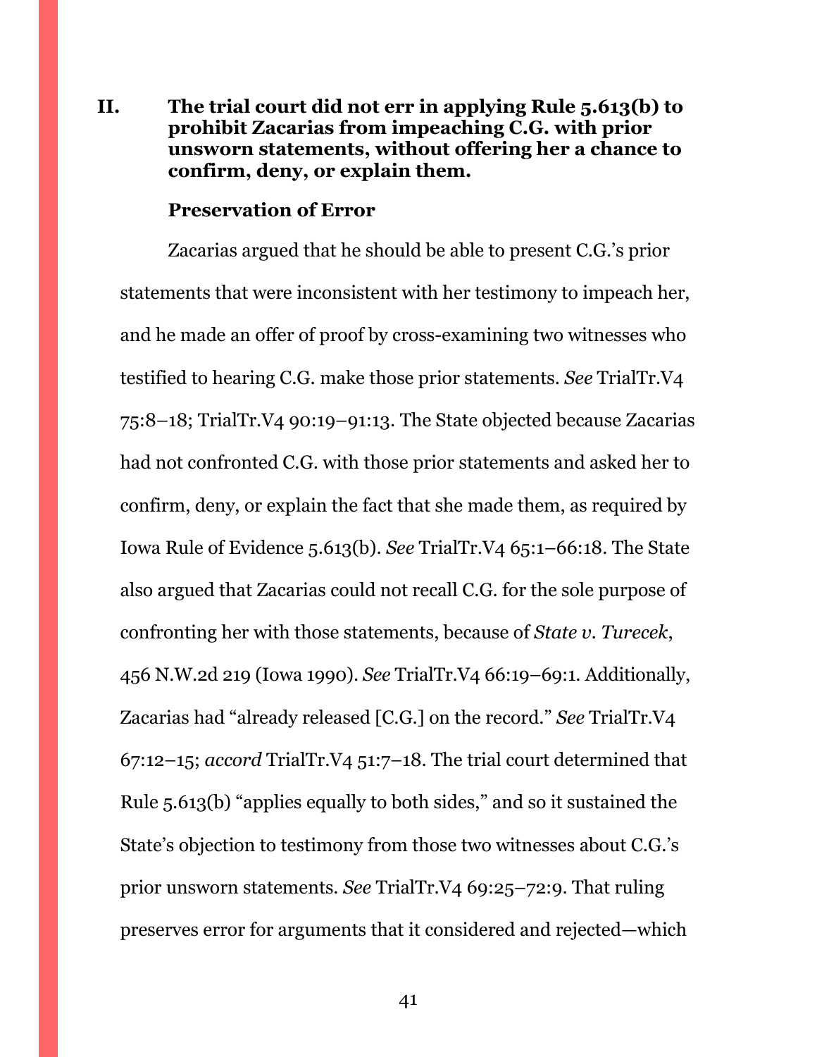## II. The trial court did not err in applying Rule 5.613(b) to prohibit Zacarias from impeaching C.G. with prior unsworn statements, without offering her a chance to confirm, deny, or explain them.

### Preservation of Error

Zacarias argued that he should be able to present C.G.'s prior statements that were inconsistent with her testimony to impeach her, and he made an offer of proof by cross-examining two witnesses who testified to hearing C.G. make those prior statements. *See* TrialTr.V4 75:8–18; TrialTr.V4 90:19–91:13. The State objected because Zacarias had not confronted C.G. with those prior statements and asked her to confirm, deny, or explain the fact that she made them, as required by Iowa Rule of Evidence 5.613(b). *See* TrialTr.V4 65:1–66:18. The State also argued that Zacarias could not recall C.G. for the sole purpose of confronting her with those statements, because of *State v. Turecek*, 456 N.W.2d 219 (Iowa 1990). *See* TrialTr.V4 66:19–69:1. Additionally, Zacarias had "already released [C.G.] on the record." *See* TrialTr.V4 67:12–15; *accord* TrialTr.V4 51:7–18. The trial court determined that Rule 5.613(b) "applies equally to both sides," and so it sustained the State's objection to testimony from those two witnesses about C.G.'s prior unsworn statements. *See* TrialTr.V4 69:25–72:9. That ruling preserves error for arguments that it considered and rejected—which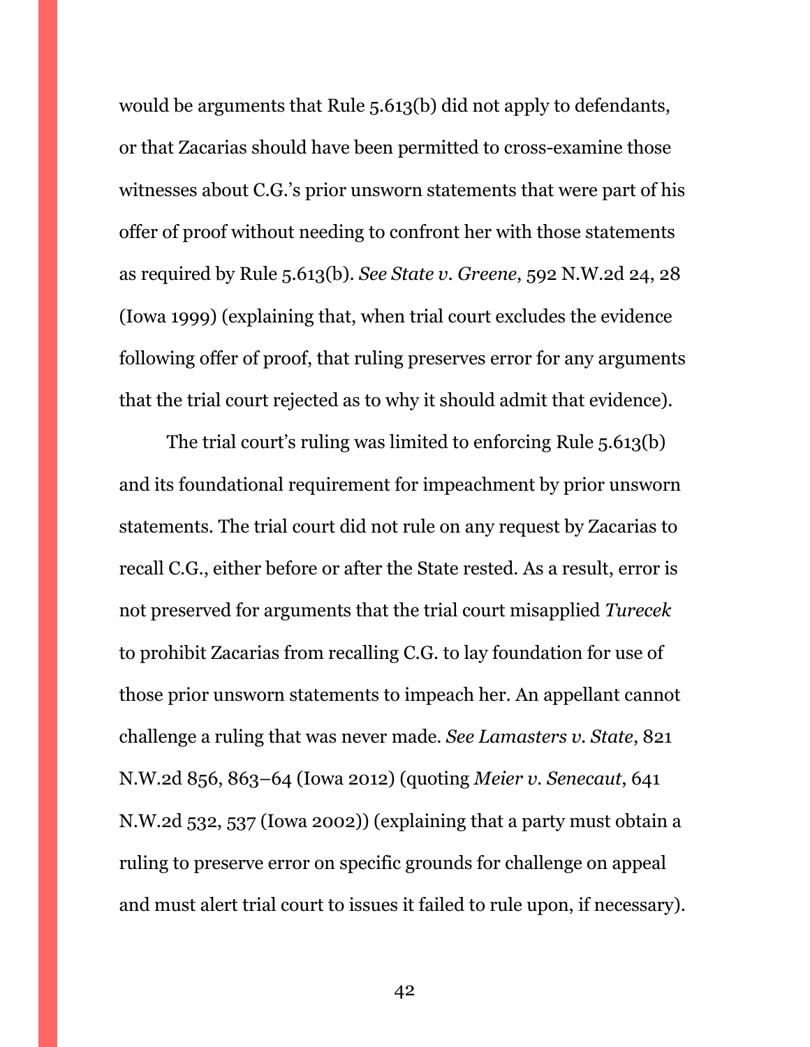would be arguments that Rule 5.613(b) did not apply to defendants, or that Zacarias should have been permitted to cross-examine those witnesses about C.G.'s prior unsworn statements that were part of his offer of proof without needing to confront her with those statements as required by Rule 5.613(b). *See State v. Greene*, 592 N.W.2d 24, 28 (Iowa 1999) (explaining that, when trial court excludes the evidence following offer of proof, that ruling preserves error for any arguments that the trial court rejected as to why it should admit that evidence).

The trial court's ruling was limited to enforcing Rule 5.613(b) and its foundational requirement for impeachment by prior unsworn statements. The trial court did not rule on any request by Zacarias to recall C.G., either before or after the State rested. As a result, error is not preserved for arguments that the trial court misapplied *Turecek* to prohibit Zacarias from recalling C.G. to lay foundation for use of those prior unsworn statements to impeach her. An appellant cannot challenge a ruling that was never made. *See Lamasters v. State*, 821 N.W.2d 856, 863–64 (Iowa 2012) (quoting *Meier v. Senecaut*, 641 N.W.2d 532, 537 (Iowa 2002)) (explaining that a party must obtain a ruling to preserve error on specific grounds for challenge on appeal and must alert trial court to issues it failed to rule upon, if necessary).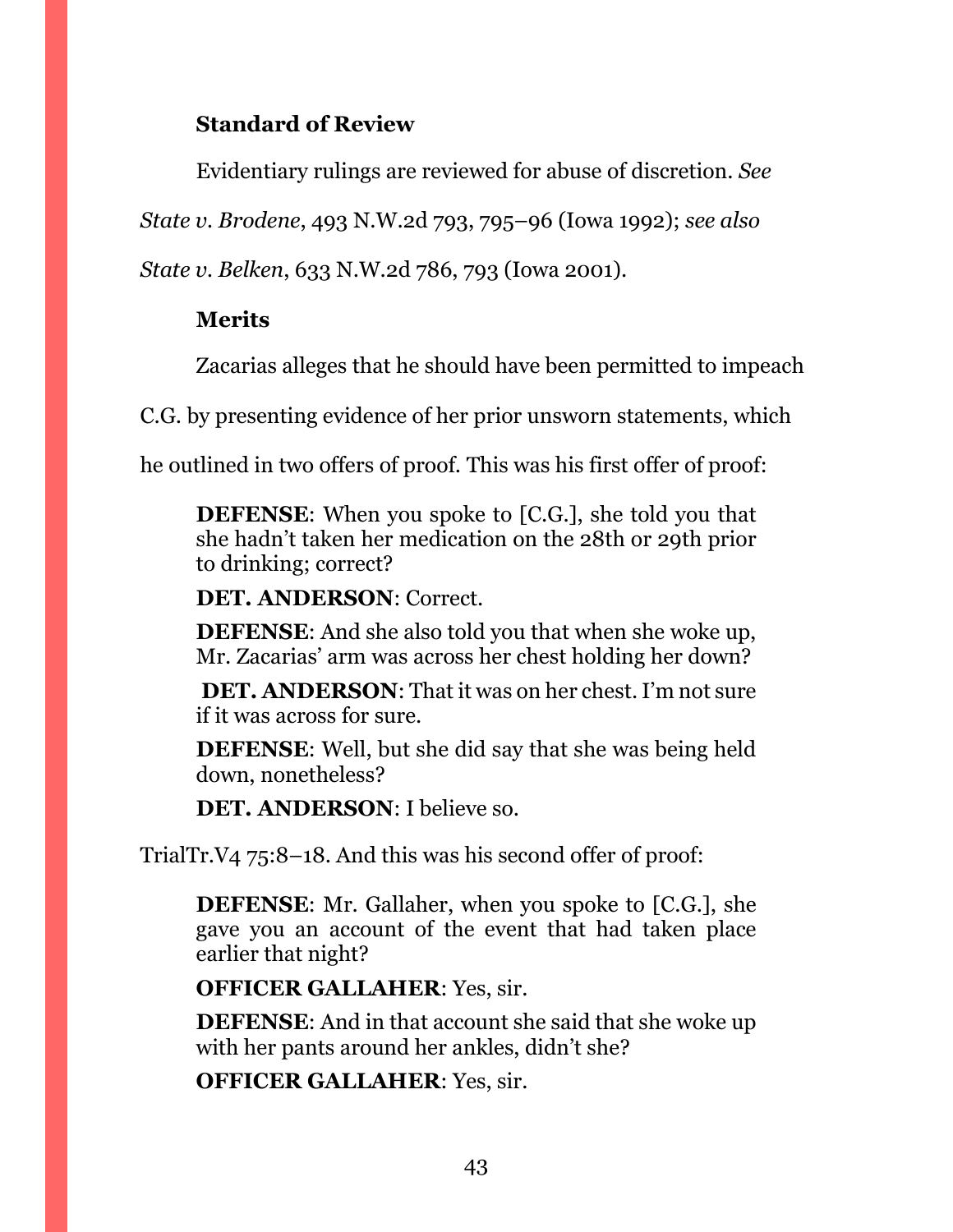**Standard of Review**

Evidentiary rulings are reviewed for abuse of discretion. *See State v. Brodene*, 493 N.W.2d 793, 795–96 (Iowa 1992); *see also State v. Belken*, 633 N.W.2d 786, 793 (Iowa 2001).

**Merits**

Zacarias alleges that he should have been permitted to impeach C.G. by presenting evidence of her prior unsworn statements, which he outlined in two offers of proof. This was his first offer of proof:

> **DEFENSE**: When you spoke to [C.G.], she told you that she hadn't taken her medication on the 28th or 29th prior to drinking; correct?
>
> **DET. ANDERSON**: Correct.
>
> **DEFENSE**: And she also told you that when she woke up, Mr. Zacarias' arm was across her chest holding her down?
>
> **DET. ANDERSON**: That it was on her chest. I'm not sure if it was across for sure.
>
> **DEFENSE**: Well, but she did say that she was being held down, nonetheless?
>
> **DET. ANDERSON**: I believe so.

TrialTr.V4 75:8–18. And this was his second offer of proof:

> **DEFENSE**: Mr. Gallaher, when you spoke to [C.G.], she gave you an account of the event that had taken place earlier that night?
>
> **OFFICER GALLAHER**: Yes, sir.
>
> **DEFENSE**: And in that account she said that she woke up with her pants around her ankles, didn't she?
>
> **OFFICER GALLAHER**: Yes, sir.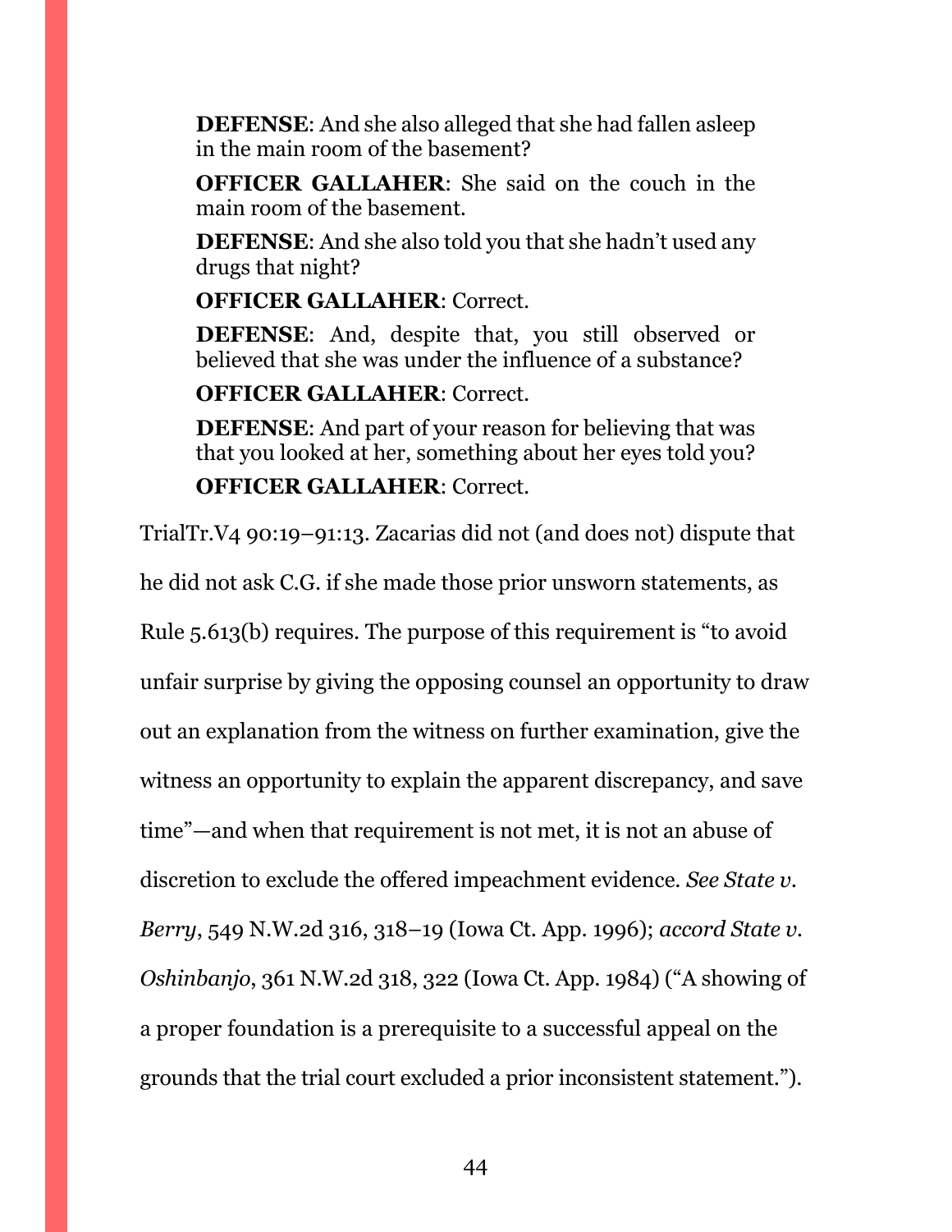> **DEFENSE**: And she also alleged that she had fallen asleep in the main room of the basement?
>
> **OFFICER GALLAHER**: She said on the couch in the main room of the basement.
>
> **DEFENSE**: And she also told you that she hadn't used any drugs that night?
>
> **OFFICER GALLAHER**: Correct.
>
> **DEFENSE**: And, despite that, you still observed or believed that she was under the influence of a substance?
>
> **OFFICER GALLAHER**: Correct.
>
> **DEFENSE**: And part of your reason for believing that was that you looked at her, something about her eyes told you?
>
> **OFFICER GALLAHER**: Correct.

TrialTr.V4 90:19–91:13. Zacarias did not (and does not) dispute that he did not ask C.G. if she made those prior unsworn statements, as Rule 5.613(b) requires. The purpose of this requirement is "to avoid unfair surprise by giving the opposing counsel an opportunity to draw out an explanation from the witness on further examination, give the witness an opportunity to explain the apparent discrepancy, and save time"—and when that requirement is not met, it is not an abuse of discretion to exclude the offered impeachment evidence. *See State v. Berry*, 549 N.W.2d 316, 318–19 (Iowa Ct. App. 1996); *accord State v. Oshinbanjo*, 361 N.W.2d 318, 322 (Iowa Ct. App. 1984) ("A showing of a proper foundation is a prerequisite to a successful appeal on the grounds that the trial court excluded a prior inconsistent statement.").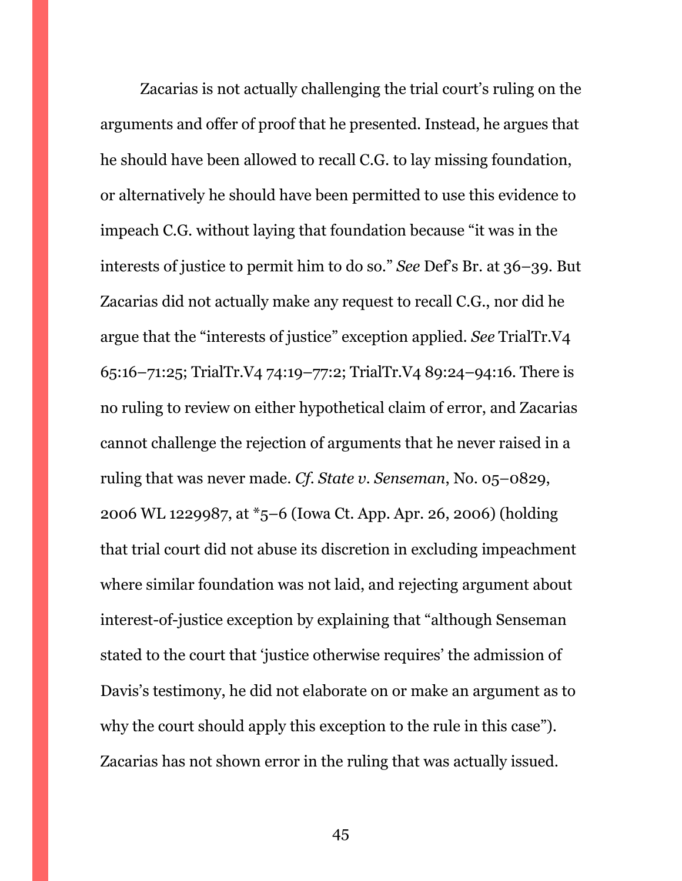Zacarias is not actually challenging the trial court's ruling on the arguments and offer of proof that he presented. Instead, he argues that he should have been allowed to recall C.G. to lay missing foundation, or alternatively he should have been permitted to use this evidence to impeach C.G. without laying that foundation because "it was in the interests of justice to permit him to do so." *See* Def's Br. at 36–39. But Zacarias did not actually make any request to recall C.G., nor did he argue that the "interests of justice" exception applied. *See* TrialTr.V4 65:16–71:25; TrialTr.V4 74:19–77:2; TrialTr.V4 89:24–94:16. There is no ruling to review on either hypothetical claim of error, and Zacarias cannot challenge the rejection of arguments that he never raised in a ruling that was never made. *Cf. State v. Senseman*, No. 05–0829, 2006 WL 1229987, at *5–6 (Iowa Ct. App. Apr. 26, 2006) (holding that trial court did not abuse its discretion in excluding impeachment where similar foundation was not laid, and rejecting argument about interest-of-justice exception by explaining that "although Senseman stated to the court that 'justice otherwise requires' the admission of Davis's testimony, he did not elaborate on or make an argument as to why the court should apply this exception to the rule in this case"). Zacarias has not shown error in the ruling that was actually issued.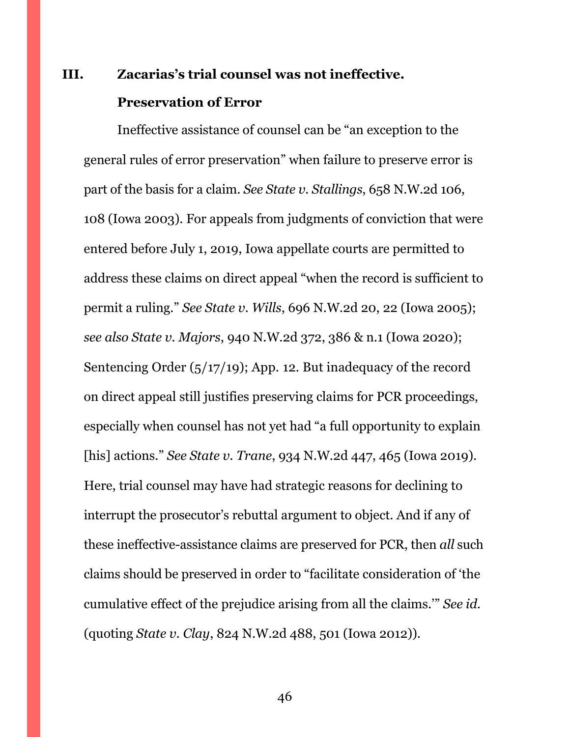## III. Zacarias's trial counsel was not ineffective.

### Preservation of Error

Ineffective assistance of counsel can be "an exception to the general rules of error preservation" when failure to preserve error is part of the basis for a claim. *See State v. Stallings*, 658 N.W.2d 106, 108 (Iowa 2003). For appeals from judgments of conviction that were entered before July 1, 2019, Iowa appellate courts are permitted to address these claims on direct appeal "when the record is sufficient to permit a ruling." *See State v. Wills*, 696 N.W.2d 20, 22 (Iowa 2005); *see also State v. Majors*, 940 N.W.2d 372, 386 & n.1 (Iowa 2020); Sentencing Order (5/17/19); App. 12. But inadequacy of the record on direct appeal still justifies preserving claims for PCR proceedings, especially when counsel has not yet had "a full opportunity to explain [his] actions." *See State v. Trane*, 934 N.W.2d 447, 465 (Iowa 2019). Here, trial counsel may have had strategic reasons for declining to interrupt the prosecutor's rebuttal argument to object. And if any of these ineffective-assistance claims are preserved for PCR, then *all* such claims should be preserved in order to "facilitate consideration of 'the cumulative effect of the prejudice arising from all the claims.'" *See id.* (quoting *State v. Clay*, 824 N.W.2d 488, 501 (Iowa 2012)).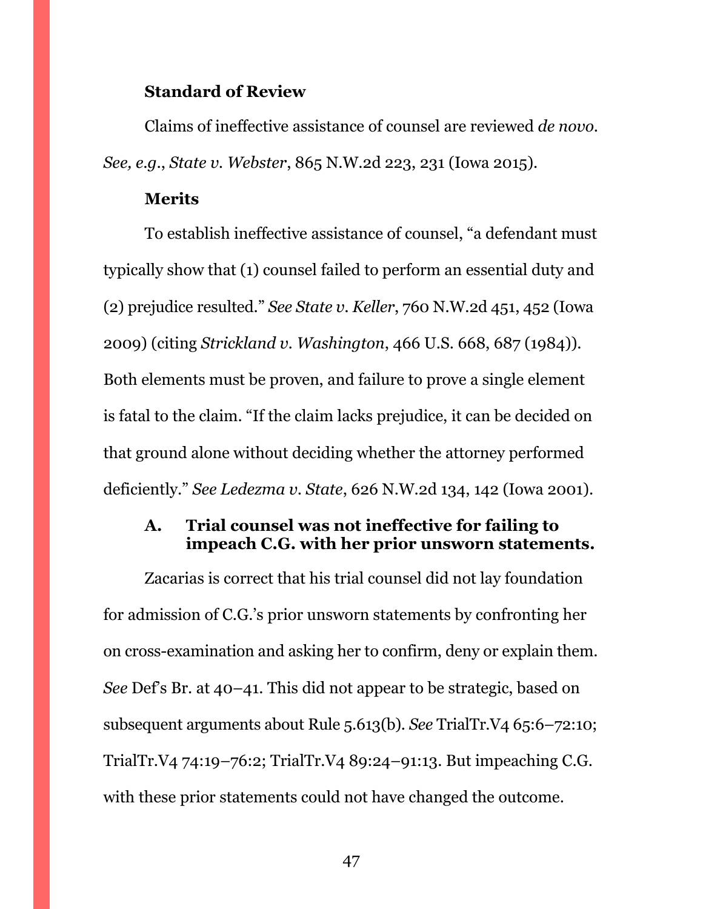**Standard of Review**

Claims of ineffective assistance of counsel are reviewed *de novo*. *See, e.g.*, *State v. Webster*, 865 N.W.2d 223, 231 (Iowa 2015).

**Merits**

To establish ineffective assistance of counsel, "a defendant must typically show that (1) counsel failed to perform an essential duty and (2) prejudice resulted." *See State v. Keller*, 760 N.W.2d 451, 452 (Iowa 2009) (citing *Strickland v. Washington*, 466 U.S. 668, 687 (1984)). Both elements must be proven, and failure to prove a single element is fatal to the claim. "If the claim lacks prejudice, it can be decided on that ground alone without deciding whether the attorney performed deficiently." *See Ledezma v. State*, 626 N.W.2d 134, 142 (Iowa 2001).

### A. Trial counsel was not ineffective for failing to impeach C.G. with her prior unsworn statements.

Zacarias is correct that his trial counsel did not lay foundation for admission of C.G.'s prior unsworn statements by confronting her on cross-examination and asking her to confirm, deny or explain them. *See* Def's Br. at 40–41. This did not appear to be strategic, based on subsequent arguments about Rule 5.613(b). *See* TrialTr.V4 65:6–72:10; TrialTr.V4 74:19–76:2; TrialTr.V4 89:24–91:13. But impeaching C.G. with these prior statements could not have changed the outcome.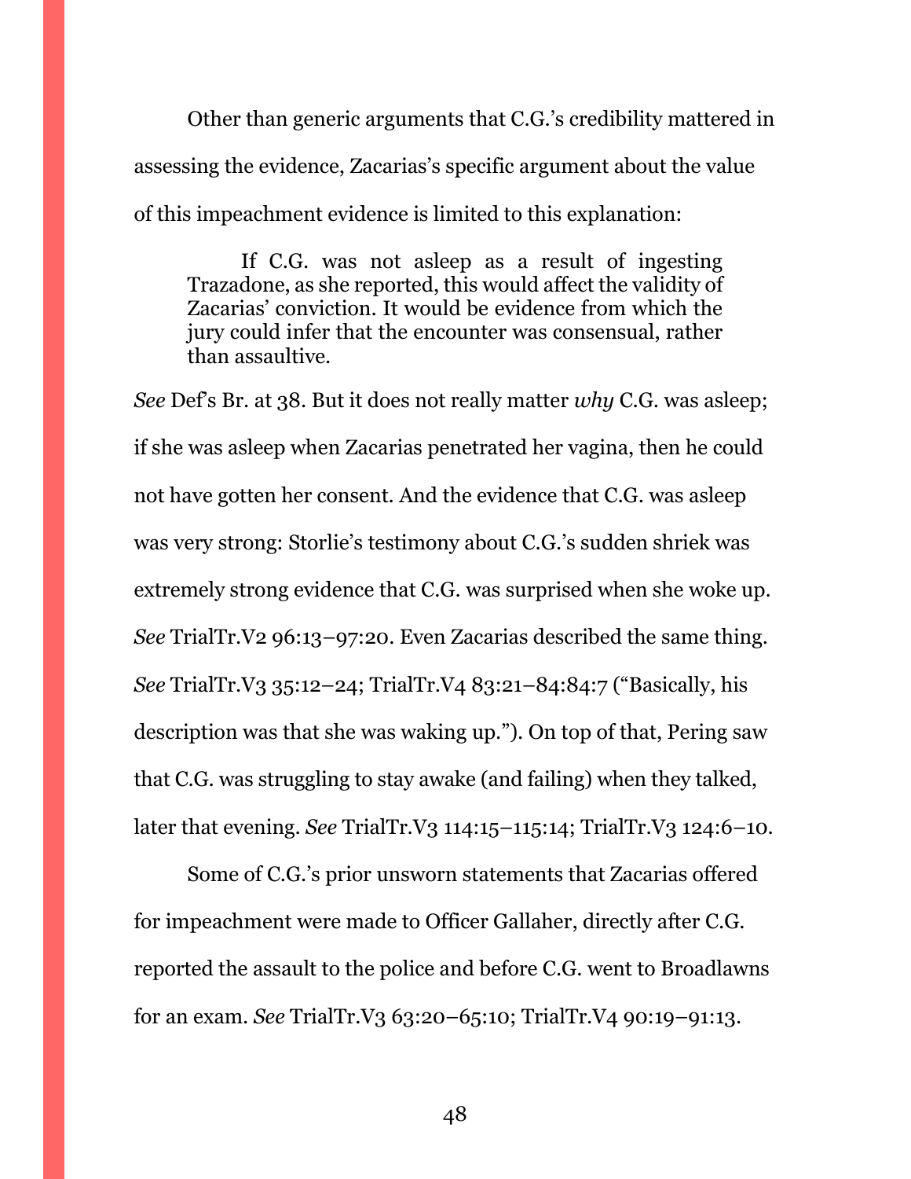Other than generic arguments that C.G.'s credibility mattered in assessing the evidence, Zacarias's specific argument about the value of this impeachment evidence is limited to this explanation:

> If C.G. was not asleep as a result of ingesting Trazadone, as she reported, this would affect the validity of Zacarias' conviction. It would be evidence from which the jury could infer that the encounter was consensual, rather than assaultive.

*See* Def's Br. at 38. But it does not really matter *why* C.G. was asleep; if she was asleep when Zacarias penetrated her vagina, then he could not have gotten her consent. And the evidence that C.G. was asleep was very strong: Storlie's testimony about C.G.'s sudden shriek was extremely strong evidence that C.G. was surprised when she woke up. *See* TrialTr.V2 96:13–97:20. Even Zacarias described the same thing. *See* TrialTr.V3 35:12–24; TrialTr.V4 83:21–84:84:7 ("Basically, his description was that she was waking up."). On top of that, Pering saw that C.G. was struggling to stay awake (and failing) when they talked, later that evening. *See* TrialTr.V3 114:15–115:14; TrialTr.V3 124:6–10.

Some of C.G.'s prior unsworn statements that Zacarias offered for impeachment were made to Officer Gallaher, directly after C.G. reported the assault to the police and before C.G. went to Broadlawns for an exam. *See* TrialTr.V3 63:20–65:10; TrialTr.V4 90:19–91:13.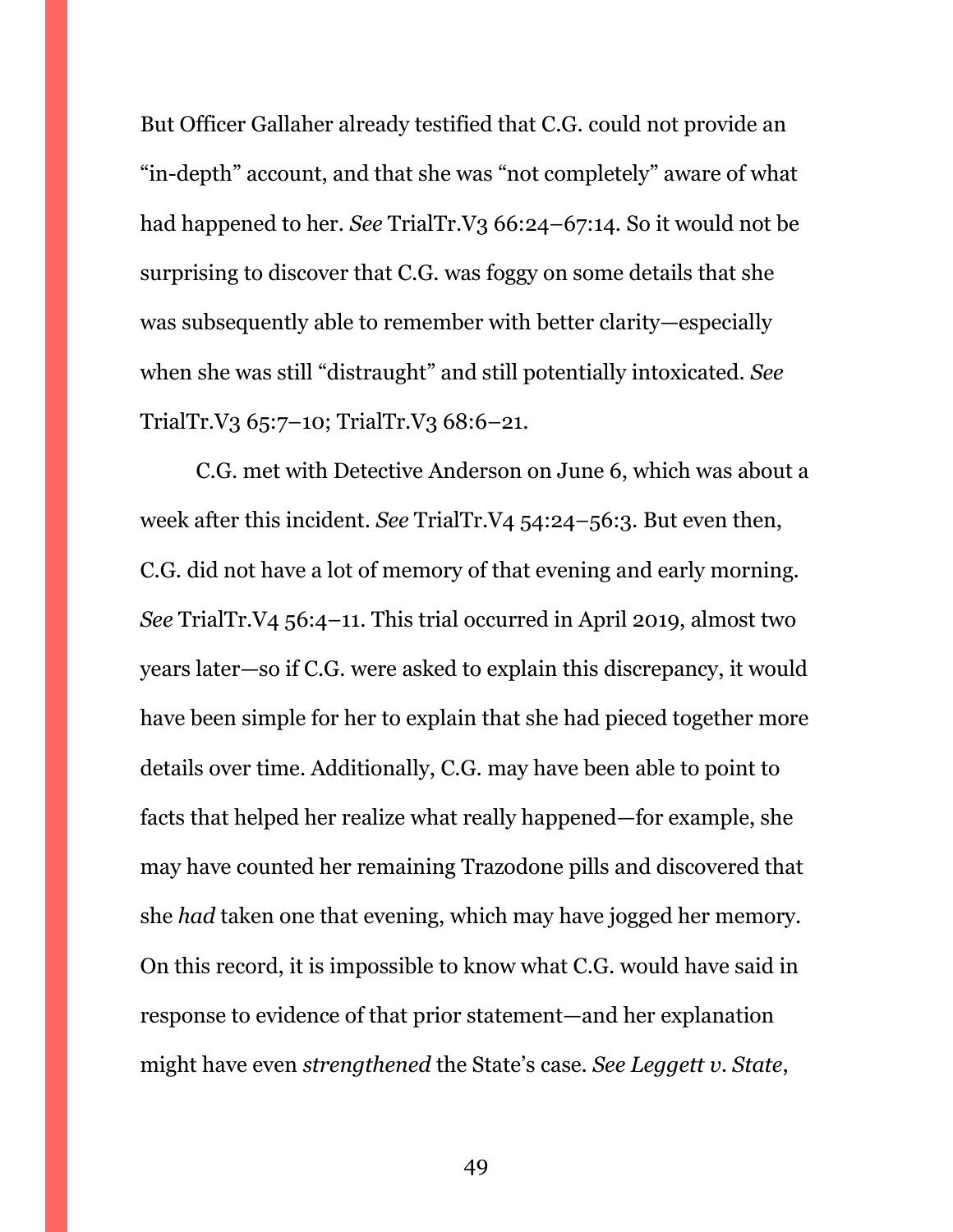But Officer Gallaher already testified that C.G. could not provide an "in-depth" account, and that she was "not completely" aware of what had happened to her. *See* TrialTr.V3 66:24–67:14. So it would not be surprising to discover that C.G. was foggy on some details that she was subsequently able to remember with better clarity—especially when she was still "distraught" and still potentially intoxicated. *See* TrialTr.V3 65:7–10; TrialTr.V3 68:6–21.

C.G. met with Detective Anderson on June 6, which was about a week after this incident. *See* TrialTr.V4 54:24–56:3. But even then, C.G. did not have a lot of memory of that evening and early morning. *See* TrialTr.V4 56:4–11. This trial occurred in April 2019, almost two years later—so if C.G. were asked to explain this discrepancy, it would have been simple for her to explain that she had pieced together more details over time. Additionally, C.G. may have been able to point to facts that helped her realize what really happened—for example, she may have counted her remaining Trazodone pills and discovered that she *had* taken one that evening, which may have jogged her memory. On this record, it is impossible to know what C.G. would have said in response to evidence of that prior statement—and her explanation might have even *strengthened* the State's case. *See Leggett v. State*,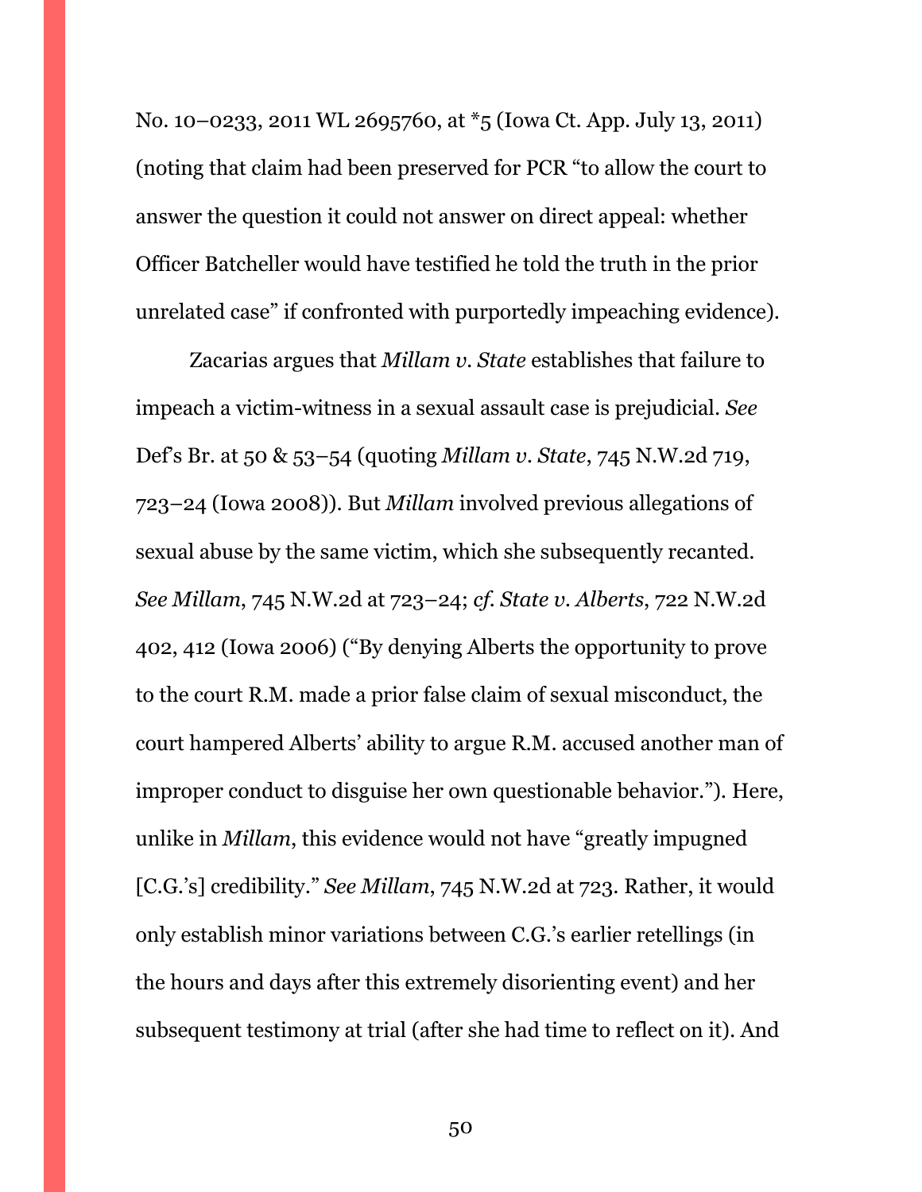No. 10–0233, 2011 WL 2695760, at *5 (Iowa Ct. App. July 13, 2011) (noting that claim had been preserved for PCR "to allow the court to answer the question it could not answer on direct appeal: whether Officer Batcheller would have testified he told the truth in the prior unrelated case" if confronted with purportedly impeaching evidence).

Zacarias argues that *Millam v. State* establishes that failure to impeach a victim-witness in a sexual assault case is prejudicial. *See* Def's Br. at 50 & 53–54 (quoting *Millam v. State*, 745 N.W.2d 719, 723–24 (Iowa 2008)). But *Millam* involved previous allegations of sexual abuse by the same victim, which she subsequently recanted. *See Millam*, 745 N.W.2d at 723–24; *cf. State v. Alberts*, 722 N.W.2d 402, 412 (Iowa 2006) ("By denying Alberts the opportunity to prove to the court R.M. made a prior false claim of sexual misconduct, the court hampered Alberts' ability to argue R.M. accused another man of improper conduct to disguise her own questionable behavior."). Here, unlike in *Millam*, this evidence would not have "greatly impugned [C.G.'s] credibility." *See Millam*, 745 N.W.2d at 723. Rather, it would only establish minor variations between C.G.'s earlier retellings (in the hours and days after this extremely disorienting event) and her subsequent testimony at trial (after she had time to reflect on it). And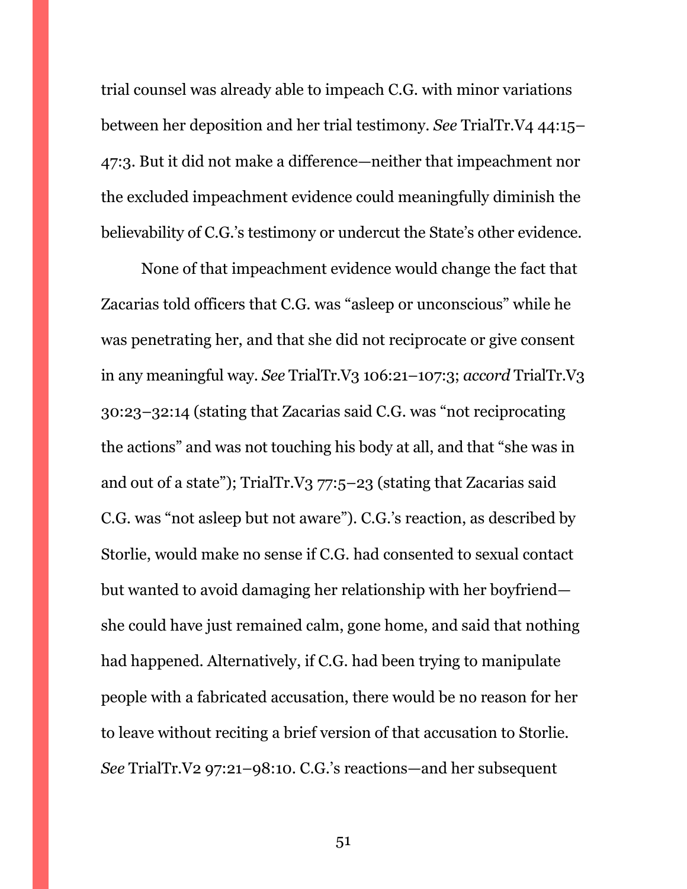trial counsel was already able to impeach C.G. with minor variations between her deposition and her trial testimony. *See* TrialTr.V4 44:15–47:3. But it did not make a difference—neither that impeachment nor the excluded impeachment evidence could meaningfully diminish the believability of C.G.'s testimony or undercut the State's other evidence.

None of that impeachment evidence would change the fact that Zacarias told officers that C.G. was "asleep or unconscious" while he was penetrating her, and that she did not reciprocate or give consent in any meaningful way. *See* TrialTr.V3 106:21–107:3; *accord* TrialTr.V3 30:23–32:14 (stating that Zacarias said C.G. was "not reciprocating the actions" and was not touching his body at all, and that "she was in and out of a state"); TrialTr.V3 77:5–23 (stating that Zacarias said C.G. was "not asleep but not aware"). C.G.'s reaction, as described by Storlie, would make no sense if C.G. had consented to sexual contact but wanted to avoid damaging her relationship with her boyfriend—she could have just remained calm, gone home, and said that nothing had happened. Alternatively, if C.G. had been trying to manipulate people with a fabricated accusation, there would be no reason for her to leave without reciting a brief version of that accusation to Storlie. *See* TrialTr.V2 97:21–98:10. C.G.'s reactions—and her subsequent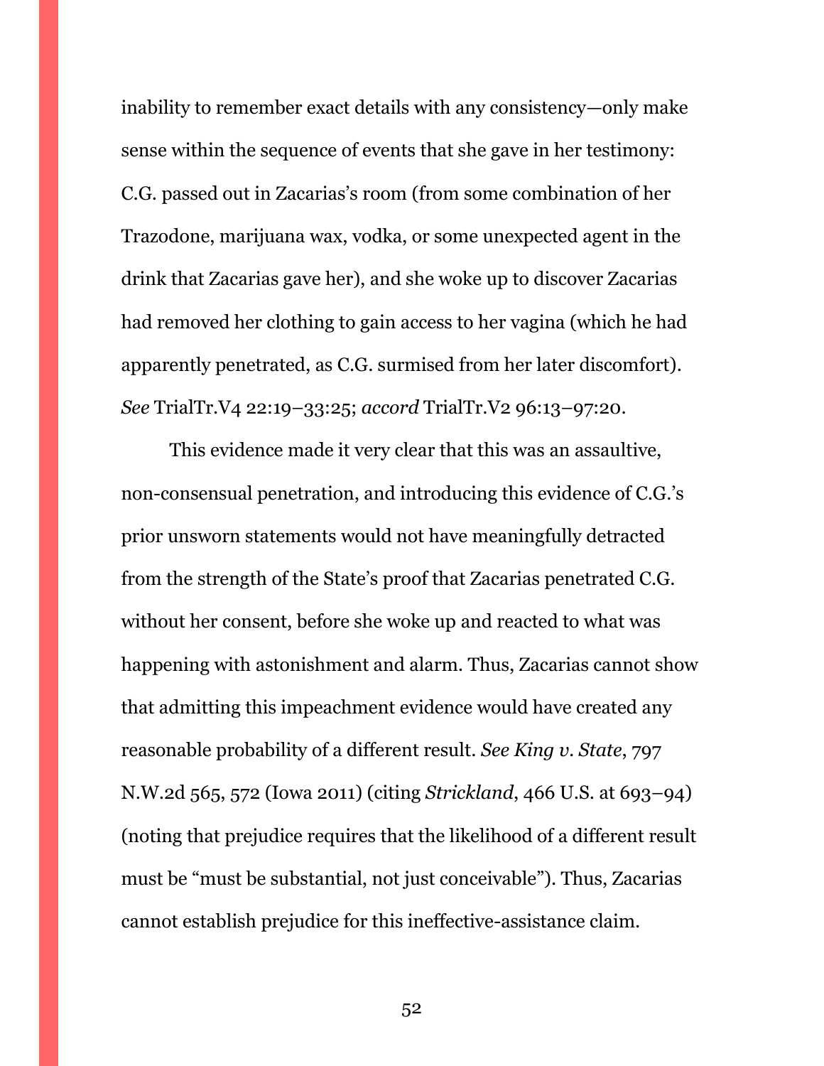inability to remember exact details with any consistency—only make sense within the sequence of events that she gave in her testimony: C.G. passed out in Zacarias's room (from some combination of her Trazodone, marijuana wax, vodka, or some unexpected agent in the drink that Zacarias gave her), and she woke up to discover Zacarias had removed her clothing to gain access to her vagina (which he had apparently penetrated, as C.G. surmised from her later discomfort). *See* TrialTr.V4 22:19–33:25; *accord* TrialTr.V2 96:13–97:20.

This evidence made it very clear that this was an assaultive, non-consensual penetration, and introducing this evidence of C.G.'s prior unsworn statements would not have meaningfully detracted from the strength of the State's proof that Zacarias penetrated C.G. without her consent, before she woke up and reacted to what was happening with astonishment and alarm. Thus, Zacarias cannot show that admitting this impeachment evidence would have created any reasonable probability of a different result. *See King v. State*, 797 N.W.2d 565, 572 (Iowa 2011) (citing *Strickland*, 466 U.S. at 693–94) (noting that prejudice requires that the likelihood of a different result must be "must be substantial, not just conceivable"). Thus, Zacarias cannot establish prejudice for this ineffective-assistance claim.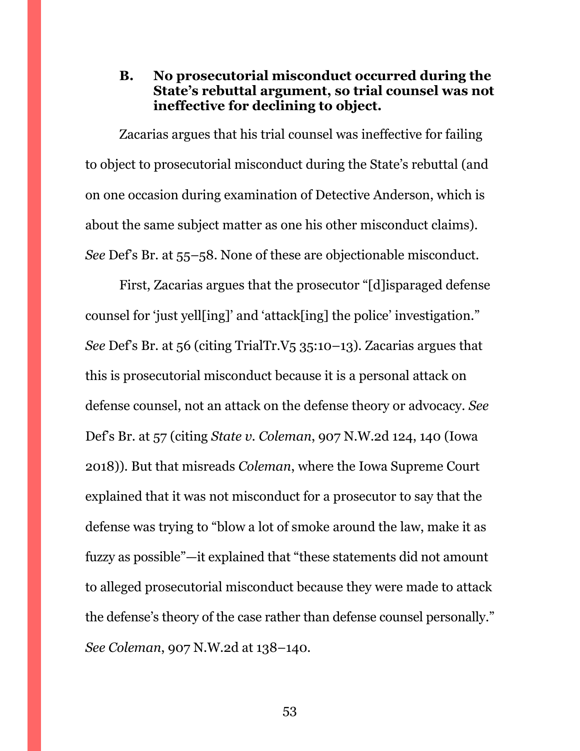### B. No prosecutorial misconduct occurred during the State's rebuttal argument, so trial counsel was not ineffective for declining to object.

Zacarias argues that his trial counsel was ineffective for failing to object to prosecutorial misconduct during the State's rebuttal (and on one occasion during examination of Detective Anderson, which is about the same subject matter as one his other misconduct claims). *See* Def's Br. at 55–58. None of these are objectionable misconduct.

First, Zacarias argues that the prosecutor "[d]isparaged defense counsel for 'just yell[ing]' and 'attack[ing] the police' investigation." *See* Def's Br. at 56 (citing TrialTr.V5 35:10–13). Zacarias argues that this is prosecutorial misconduct because it is a personal attack on defense counsel, not an attack on the defense theory or advocacy. *See* Def's Br. at 57 (citing *State v. Coleman*, 907 N.W.2d 124, 140 (Iowa 2018)). But that misreads *Coleman*, where the Iowa Supreme Court explained that it was not misconduct for a prosecutor to say that the defense was trying to "blow a lot of smoke around the law, make it as fuzzy as possible"—it explained that "these statements did not amount to alleged prosecutorial misconduct because they were made to attack the defense's theory of the case rather than defense counsel personally." *See Coleman*, 907 N.W.2d at 138–140.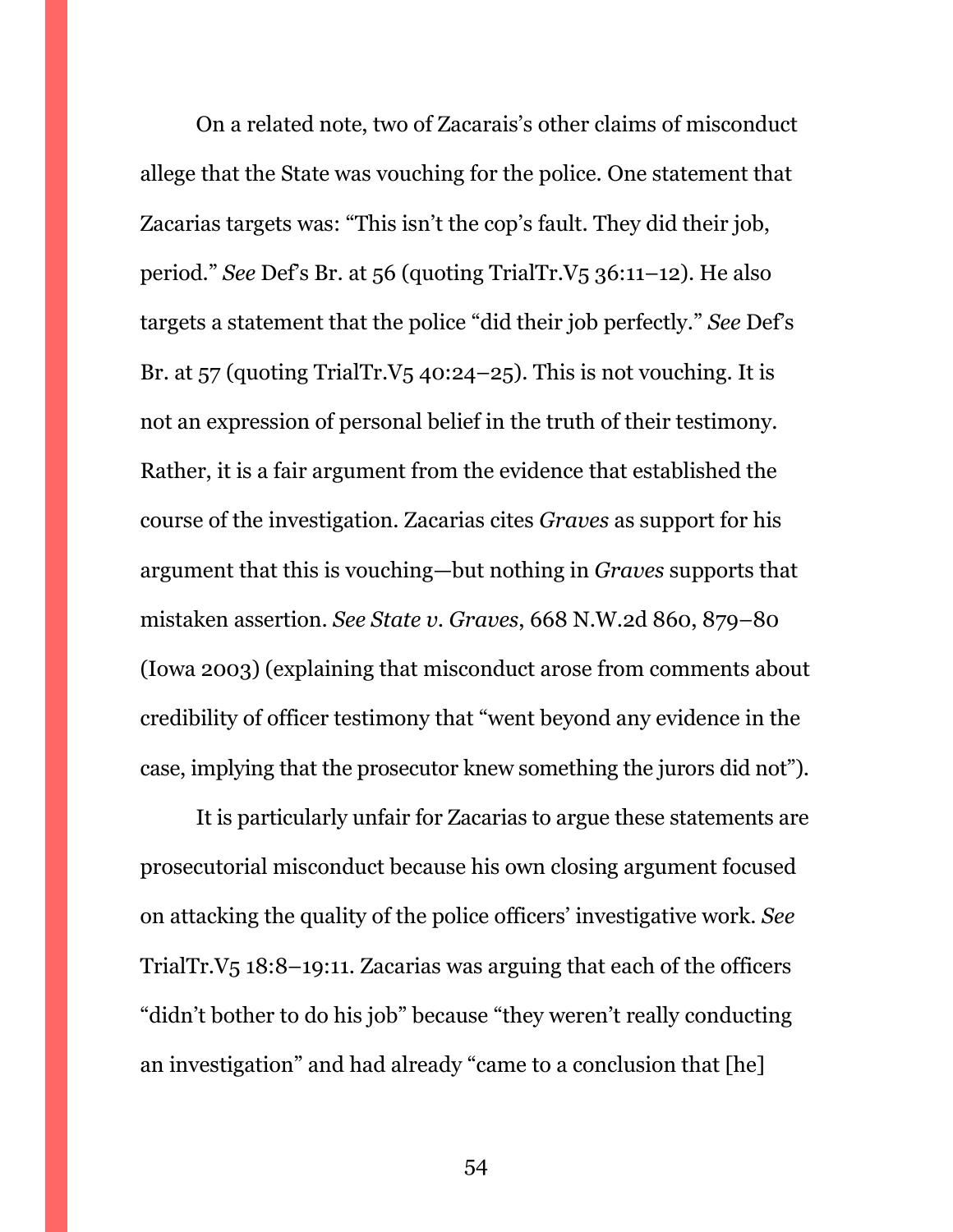On a related note, two of Zacarais's other claims of misconduct allege that the State was vouching for the police. One statement that Zacarias targets was: "This isn't the cop's fault. They did their job, period." *See* Def's Br. at 56 (quoting TrialTr.V5 36:11–12). He also targets a statement that the police "did their job perfectly." *See* Def's Br. at 57 (quoting TrialTr.V5 40:24–25). This is not vouching. It is not an expression of personal belief in the truth of their testimony. Rather, it is a fair argument from the evidence that established the course of the investigation. Zacarias cites *Graves* as support for his argument that this is vouching—but nothing in *Graves* supports that mistaken assertion. *See State v. Graves*, 668 N.W.2d 860, 879–80 (Iowa 2003) (explaining that misconduct arose from comments about credibility of officer testimony that "went beyond any evidence in the case, implying that the prosecutor knew something the jurors did not").

It is particularly unfair for Zacarias to argue these statements are prosecutorial misconduct because his own closing argument focused on attacking the quality of the police officers' investigative work. *See* TrialTr.V5 18:8–19:11. Zacarias was arguing that each of the officers "didn't bother to do his job" because "they weren't really conducting an investigation" and had already "came to a conclusion that [he]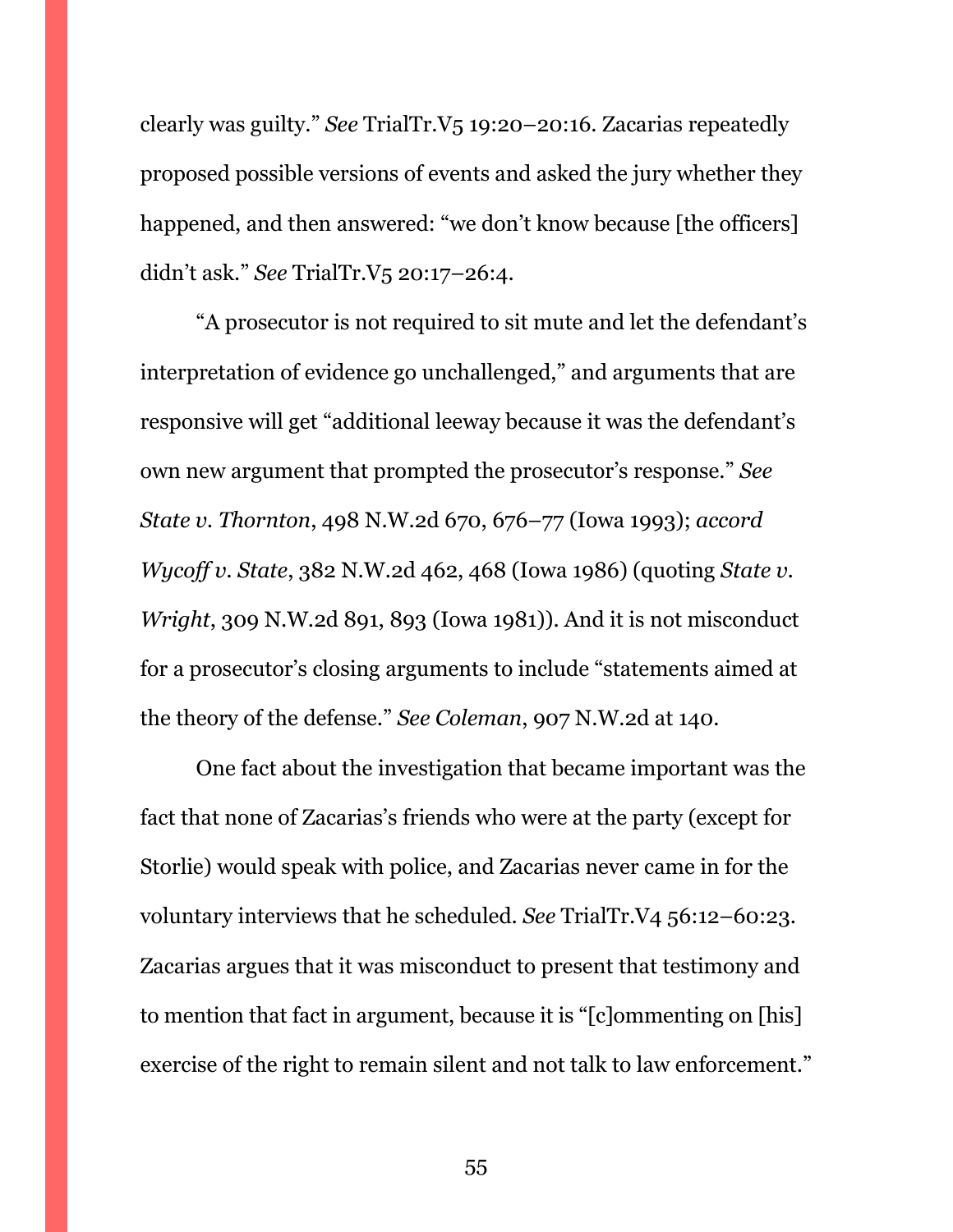clearly was guilty." *See* TrialTr.V5 19:20–20:16. Zacarias repeatedly proposed possible versions of events and asked the jury whether they happened, and then answered: "we don't know because [the officers] didn't ask." *See* TrialTr.V5 20:17–26:4.

"A prosecutor is not required to sit mute and let the defendant's interpretation of evidence go unchallenged," and arguments that are responsive will get "additional leeway because it was the defendant's own new argument that prompted the prosecutor's response." *See State v. Thornton*, 498 N.W.2d 670, 676–77 (Iowa 1993); *accord Wycoff v. State*, 382 N.W.2d 462, 468 (Iowa 1986) (quoting *State v. Wright*, 309 N.W.2d 891, 893 (Iowa 1981)). And it is not misconduct for a prosecutor's closing arguments to include "statements aimed at the theory of the defense." *See Coleman*, 907 N.W.2d at 140.

One fact about the investigation that became important was the fact that none of Zacarias's friends who were at the party (except for Storlie) would speak with police, and Zacarias never came in for the voluntary interviews that he scheduled. *See* TrialTr.V4 56:12–60:23. Zacarias argues that it was misconduct to present that testimony and to mention that fact in argument, because it is "[c]ommenting on [his] exercise of the right to remain silent and not talk to law enforcement."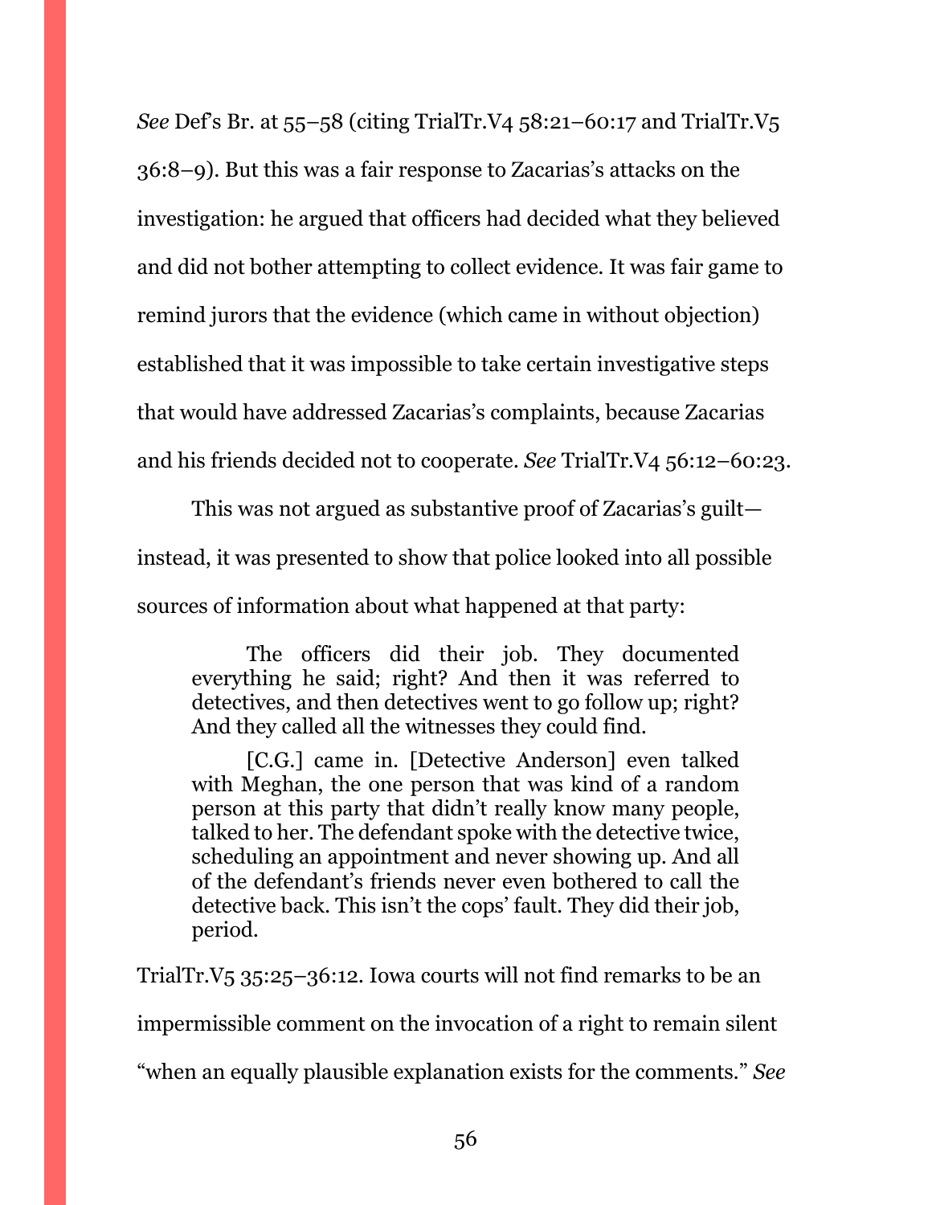*See* Def's Br. at 55–58 (citing TrialTr.V4 58:21–60:17 and TrialTr.V5 36:8–9). But this was a fair response to Zacarias's attacks on the investigation: he argued that officers had decided what they believed and did not bother attempting to collect evidence. It was fair game to remind jurors that the evidence (which came in without objection) established that it was impossible to take certain investigative steps that would have addressed Zacarias's complaints, because Zacarias and his friends decided not to cooperate. *See* TrialTr.V4 56:12–60:23.

This was not argued as substantive proof of Zacarias's guilt—instead, it was presented to show that police looked into all possible sources of information about what happened at that party:

> The officers did their job. They documented everything he said; right? And then it was referred to detectives, and then detectives went to go follow up; right? And they called all the witnesses they could find.
>
> [C.G.] came in. [Detective Anderson] even talked with Meghan, the one person that was kind of a random person at this party that didn't really know many people, talked to her. The defendant spoke with the detective twice, scheduling an appointment and never showing up. And all of the defendant's friends never even bothered to call the detective back. This isn't the cops' fault. They did their job, period.

TrialTr.V5 35:25–36:12. Iowa courts will not find remarks to be an impermissible comment on the invocation of a right to remain silent "when an equally plausible explanation exists for the comments." *See*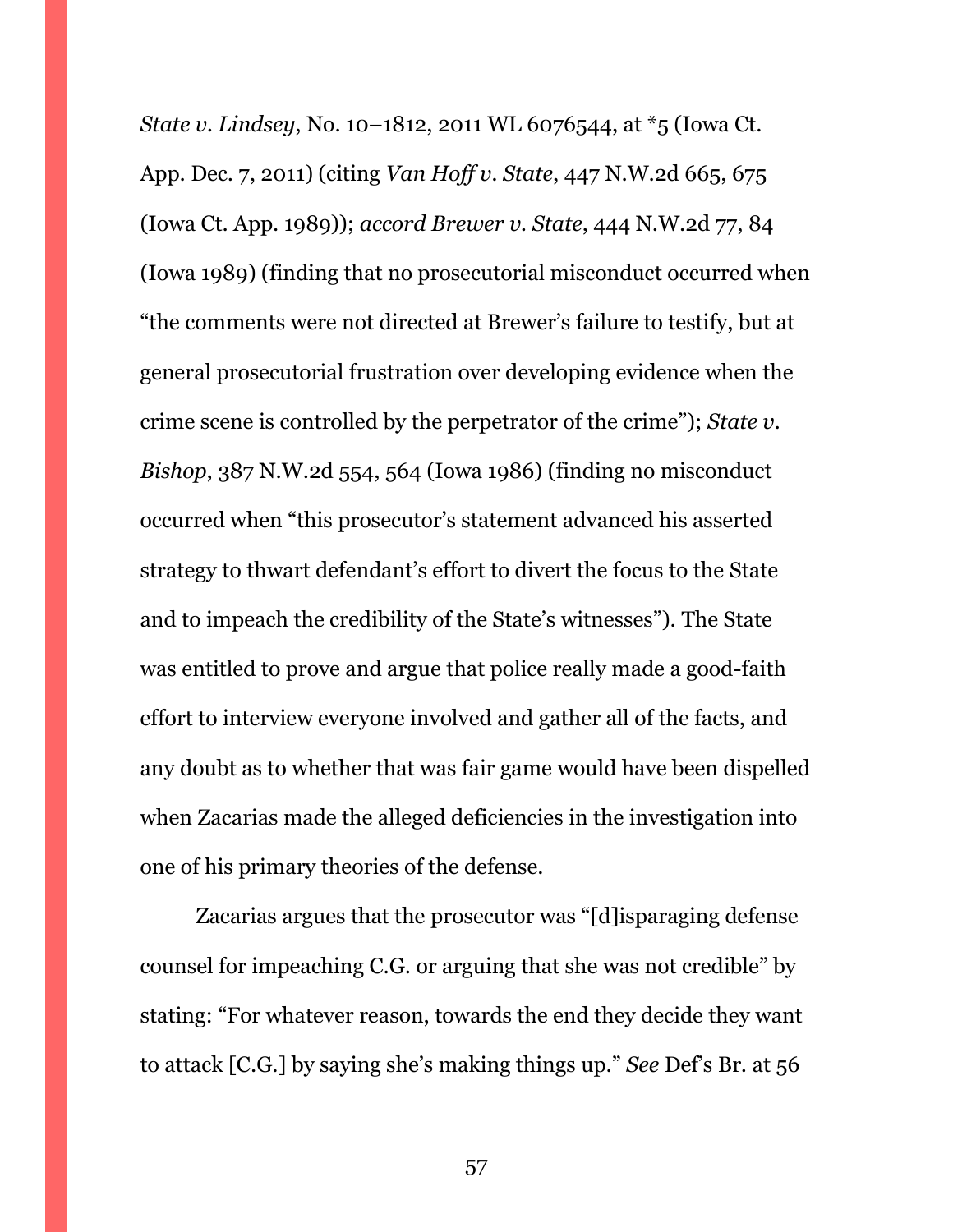*State v. Lindsey*, No. 10–1812, 2011 WL 6076544, at *5 (Iowa Ct. App. Dec. 7, 2011) (citing *Van Hoff v. State*, 447 N.W.2d 665, 675 (Iowa Ct. App. 1989)); *accord Brewer v. State*, 444 N.W.2d 77, 84 (Iowa 1989) (finding that no prosecutorial misconduct occurred when "the comments were not directed at Brewer's failure to testify, but at general prosecutorial frustration over developing evidence when the crime scene is controlled by the perpetrator of the crime"); *State v. Bishop*, 387 N.W.2d 554, 564 (Iowa 1986) (finding no misconduct occurred when "this prosecutor's statement advanced his asserted strategy to thwart defendant's effort to divert the focus to the State and to impeach the credibility of the State's witnesses"). The State was entitled to prove and argue that police really made a good-faith effort to interview everyone involved and gather all of the facts, and any doubt as to whether that was fair game would have been dispelled when Zacarias made the alleged deficiencies in the investigation into one of his primary theories of the defense.

Zacarias argues that the prosecutor was "[d]isparaging defense counsel for impeaching C.G. or arguing that she was not credible" by stating: "For whatever reason, towards the end they decide they want to attack [C.G.] by saying she's making things up." *See* Def's Br. at 56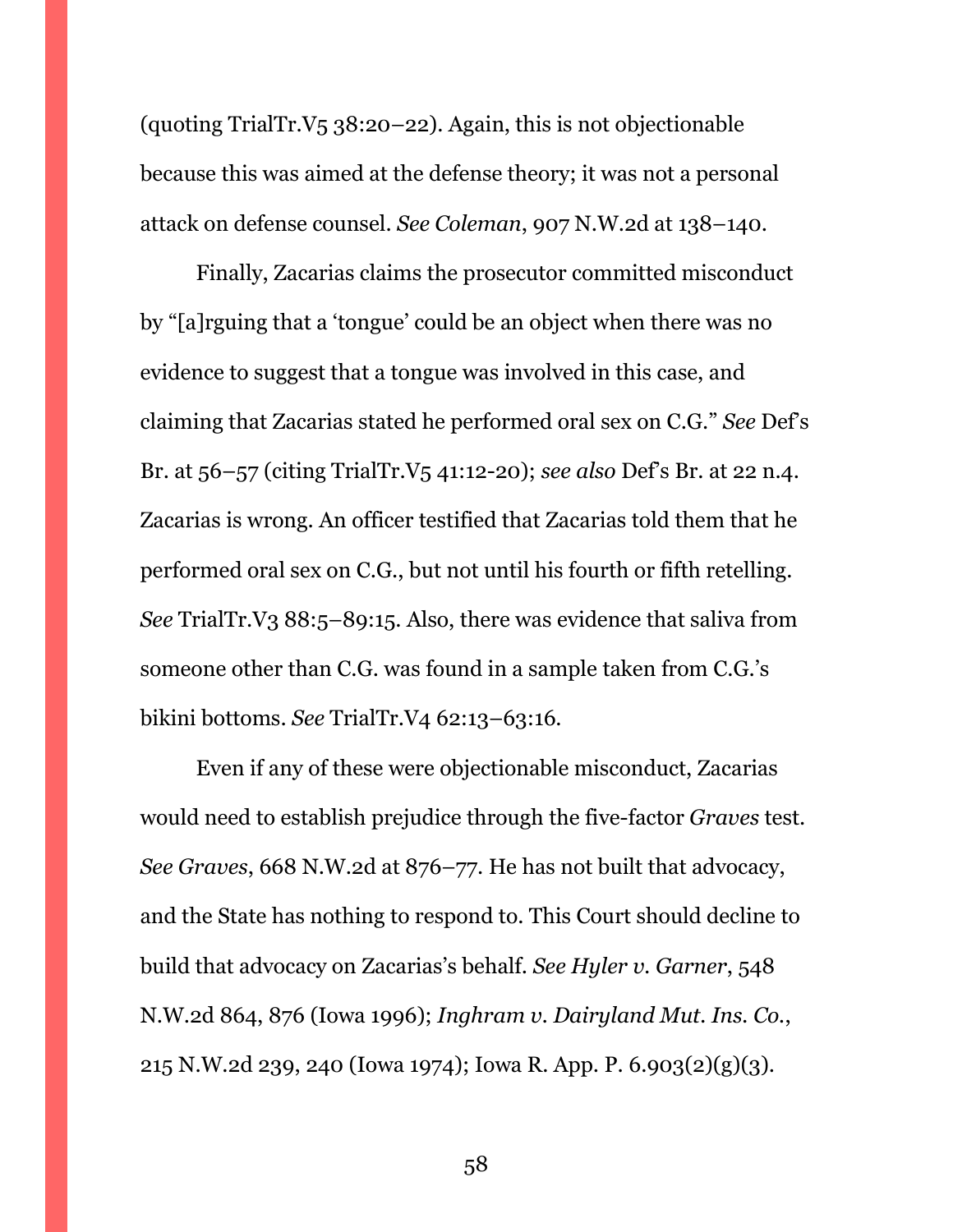(quoting TrialTr.V5 38:20–22). Again, this is not objectionable because this was aimed at the defense theory; it was not a personal attack on defense counsel. *See Coleman*, 907 N.W.2d at 138–140.

Finally, Zacarias claims the prosecutor committed misconduct by "[a]rguing that a 'tongue' could be an object when there was no evidence to suggest that a tongue was involved in this case, and claiming that Zacarias stated he performed oral sex on C.G." *See* Def's Br. at 56–57 (citing TrialTr.V5 41:12-20); *see also* Def's Br. at 22 n.4. Zacarias is wrong. An officer testified that Zacarias told them that he performed oral sex on C.G., but not until his fourth or fifth retelling. *See* TrialTr.V3 88:5–89:15. Also, there was evidence that saliva from someone other than C.G. was found in a sample taken from C.G.'s bikini bottoms. *See* TrialTr.V4 62:13–63:16.

Even if any of these were objectionable misconduct, Zacarias would need to establish prejudice through the five-factor *Graves* test. *See Graves*, 668 N.W.2d at 876–77. He has not built that advocacy, and the State has nothing to respond to. This Court should decline to build that advocacy on Zacarias's behalf. *See Hyler v. Garner*, 548 N.W.2d 864, 876 (Iowa 1996); *Inghram v. Dairyland Mut. Ins. Co.*, 215 N.W.2d 239, 240 (Iowa 1974); Iowa R. App. P. 6.903(2)(g)(3).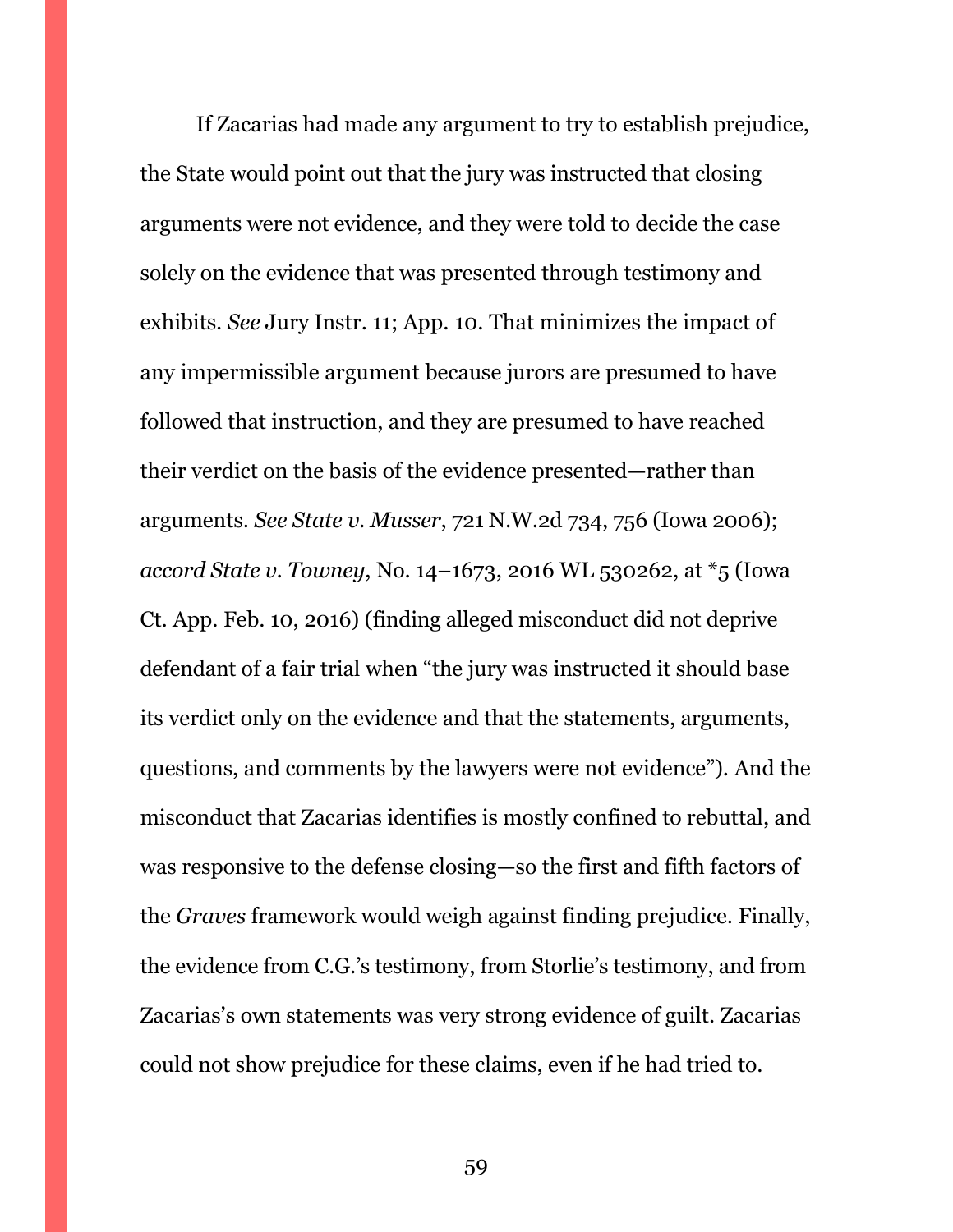If Zacarias had made any argument to try to establish prejudice, the State would point out that the jury was instructed that closing arguments were not evidence, and they were told to decide the case solely on the evidence that was presented through testimony and exhibits. *See* Jury Instr. 11; App. 10. That minimizes the impact of any impermissible argument because jurors are presumed to have followed that instruction, and they are presumed to have reached their verdict on the basis of the evidence presented—rather than arguments. *See State v. Musser*, 721 N.W.2d 734, 756 (Iowa 2006); *accord State v. Towney*, No. 14–1673, 2016 WL 530262, at *5 (Iowa Ct. App. Feb. 10, 2016) (finding alleged misconduct did not deprive defendant of a fair trial when "the jury was instructed it should base its verdict only on the evidence and that the statements, arguments, questions, and comments by the lawyers were not evidence"). And the misconduct that Zacarias identifies is mostly confined to rebuttal, and was responsive to the defense closing—so the first and fifth factors of the *Graves* framework would weigh against finding prejudice. Finally, the evidence from C.G.'s testimony, from Storlie's testimony, and from Zacarias's own statements was very strong evidence of guilt. Zacarias could not show prejudice for these claims, even if he had tried to.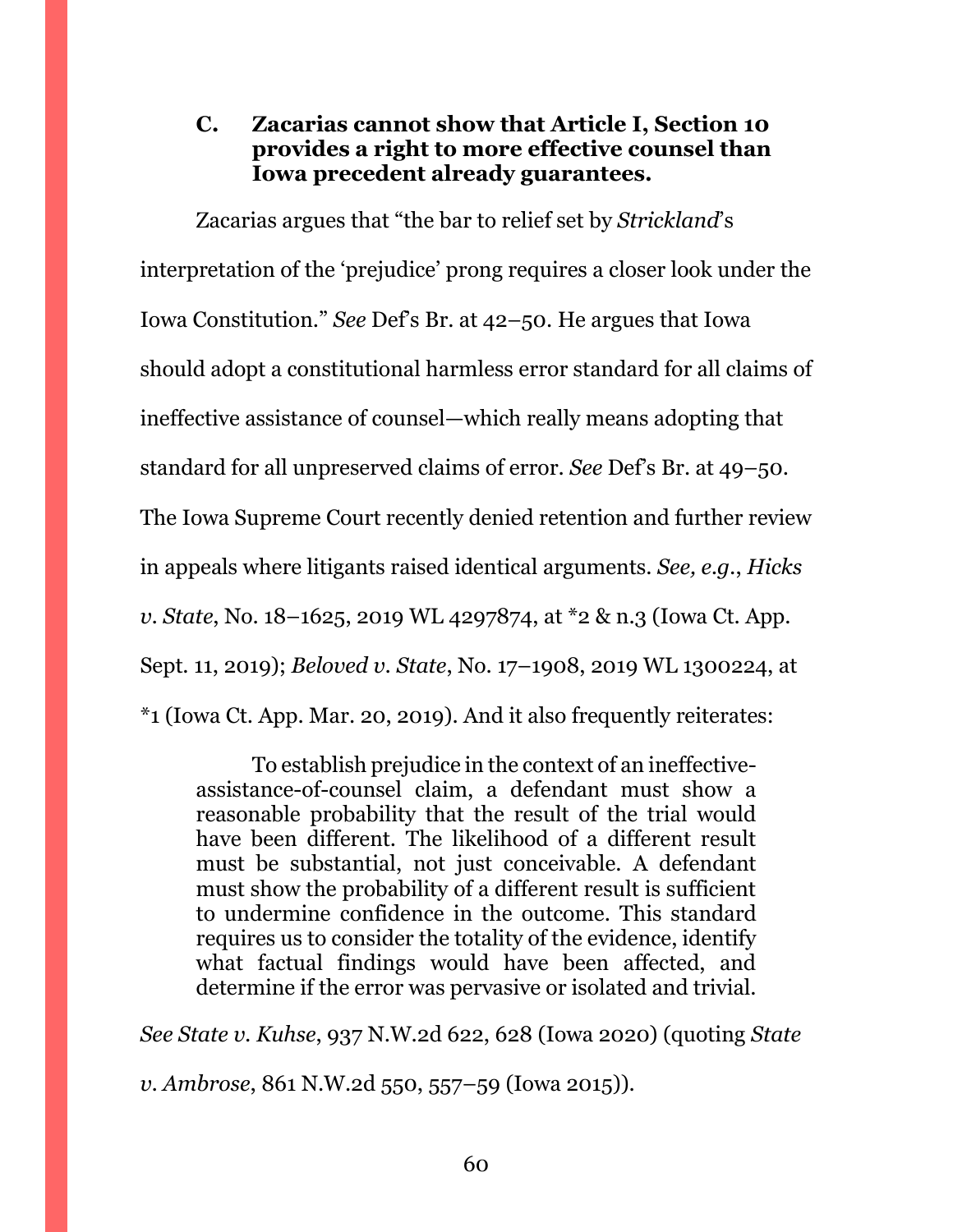### C. Zacarias cannot show that Article I, Section 10 provides a right to more effective counsel than Iowa precedent already guarantees.

Zacarias argues that "the bar to relief set by *Strickland*'s interpretation of the 'prejudice' prong requires a closer look under the Iowa Constitution." *See* Def's Br. at 42–50. He argues that Iowa should adopt a constitutional harmless error standard for all claims of ineffective assistance of counsel—which really means adopting that standard for all unpreserved claims of error. *See* Def's Br. at 49–50. The Iowa Supreme Court recently denied retention and further review in appeals where litigants raised identical arguments. *See, e.g.*, *Hicks v. State*, No. 18–1625, 2019 WL 4297874, at *2 & n.3 (Iowa Ct. App. Sept. 11, 2019); *Beloved v. State*, No. 17–1908, 2019 WL 1300224, at *1 (Iowa Ct. App. Mar. 20, 2019). And it also frequently reiterates:

> To establish prejudice in the context of an ineffective-assistance-of-counsel claim, a defendant must show a reasonable probability that the result of the trial would have been different. The likelihood of a different result must be substantial, not just conceivable. A defendant must show the probability of a different result is sufficient to undermine confidence in the outcome. This standard requires us to consider the totality of the evidence, identify what factual findings would have been affected, and determine if the error was pervasive or isolated and trivial.

*See State v. Kuhse*, 937 N.W.2d 622, 628 (Iowa 2020) (quoting *State v. Ambrose*, 861 N.W.2d 550, 557–59 (Iowa 2015)).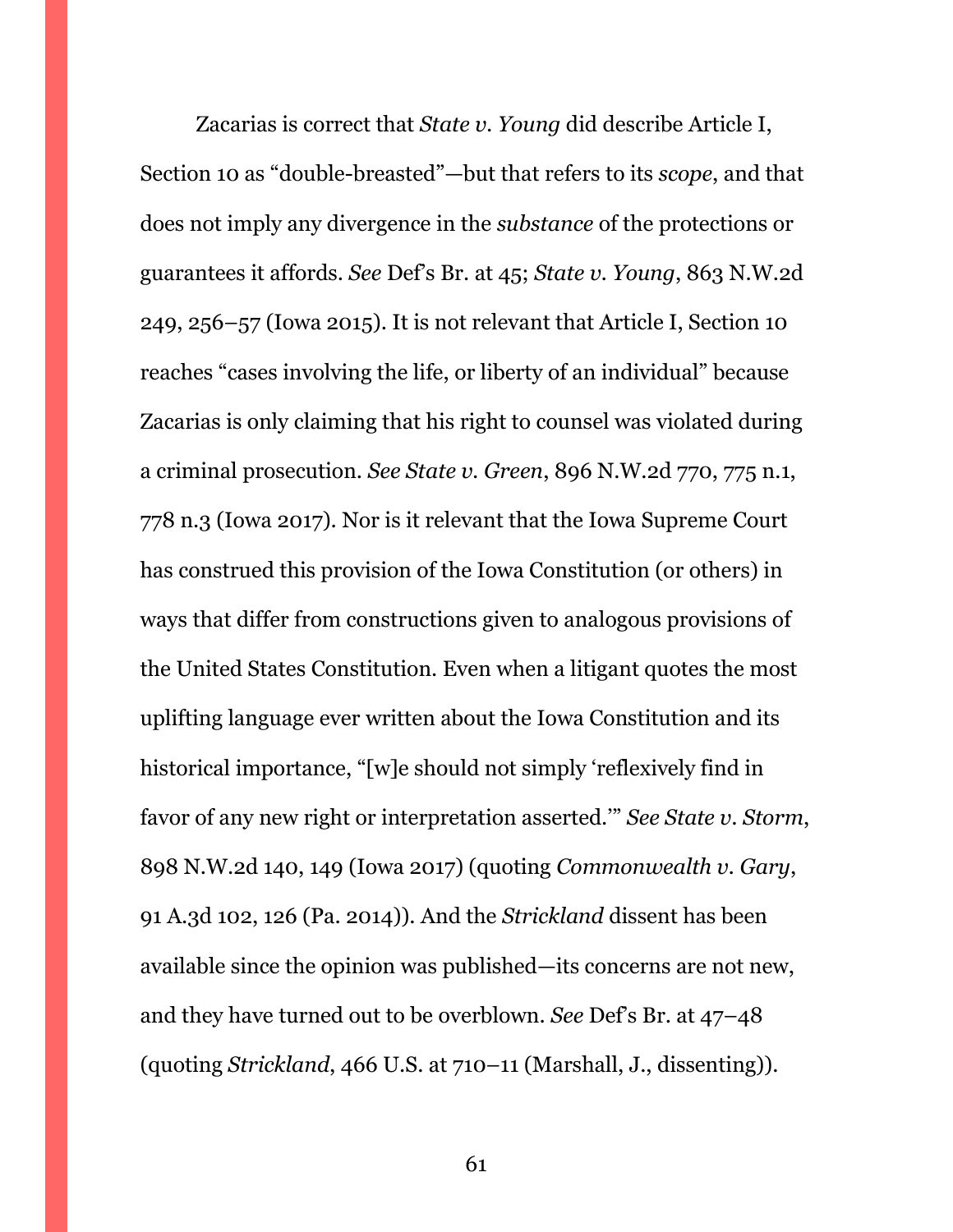Zacarias is correct that *State v. Young* did describe Article I, Section 10 as "double-breasted"—but that refers to its *scope*, and that does not imply any divergence in the *substance* of the protections or guarantees it affords. *See* Def's Br. at 45; *State v. Young*, 863 N.W.2d 249, 256–57 (Iowa 2015). It is not relevant that Article I, Section 10 reaches "cases involving the life, or liberty of an individual" because Zacarias is only claiming that his right to counsel was violated during a criminal prosecution. *See State v. Green*, 896 N.W.2d 770, 775 n.1, 778 n.3 (Iowa 2017). Nor is it relevant that the Iowa Supreme Court has construed this provision of the Iowa Constitution (or others) in ways that differ from constructions given to analogous provisions of the United States Constitution. Even when a litigant quotes the most uplifting language ever written about the Iowa Constitution and its historical importance, "[w]e should not simply 'reflexively find in favor of any new right or interpretation asserted.'" *See State v. Storm*, 898 N.W.2d 140, 149 (Iowa 2017) (quoting *Commonwealth v. Gary*, 91 A.3d 102, 126 (Pa. 2014)). And the *Strickland* dissent has been available since the opinion was published—its concerns are not new, and they have turned out to be overblown. *See* Def's Br. at 47–48 (quoting *Strickland*, 466 U.S. at 710–11 (Marshall, J., dissenting)).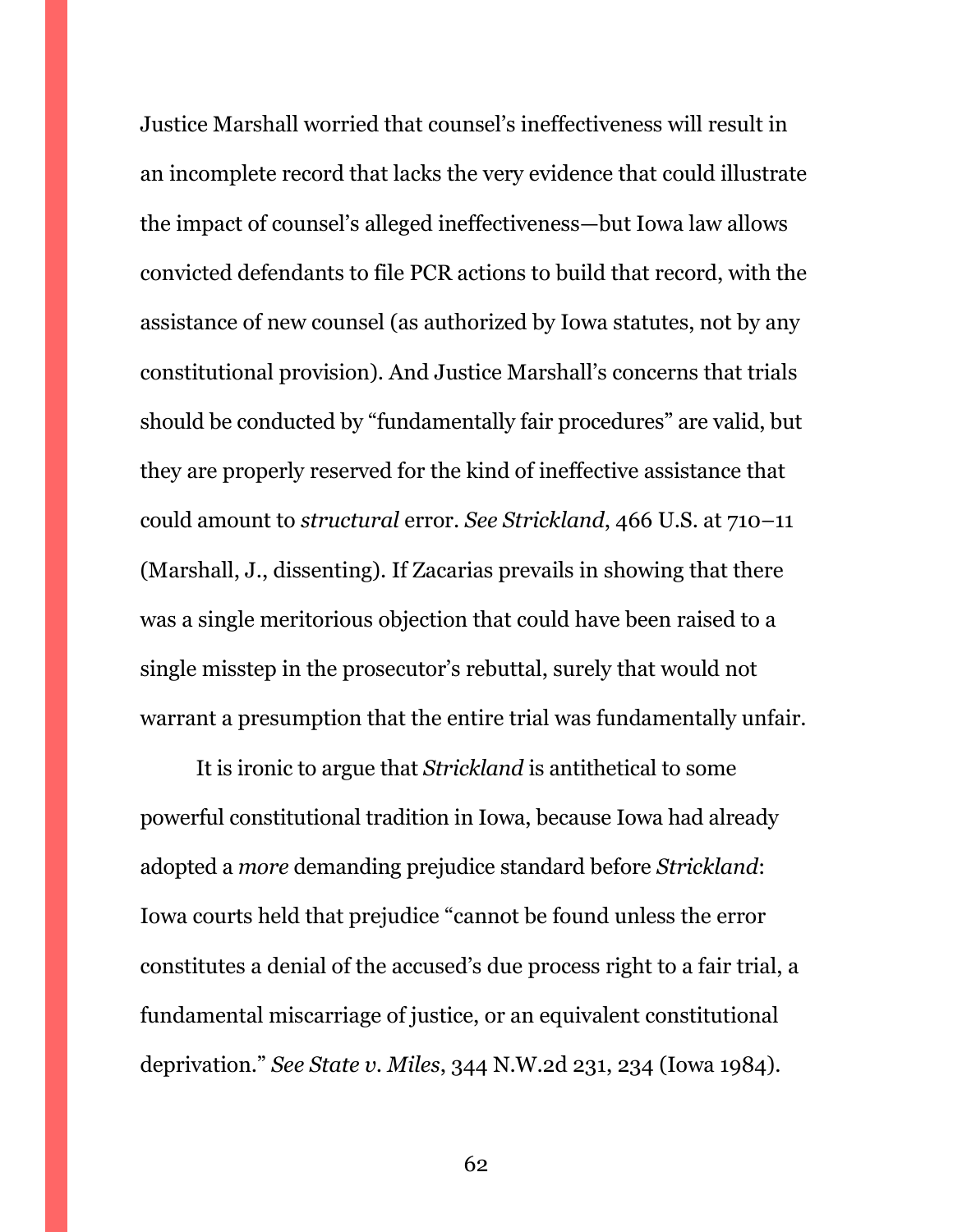Justice Marshall worried that counsel's ineffectiveness will result in an incomplete record that lacks the very evidence that could illustrate the impact of counsel's alleged ineffectiveness—but Iowa law allows convicted defendants to file PCR actions to build that record, with the assistance of new counsel (as authorized by Iowa statutes, not by any constitutional provision). And Justice Marshall's concerns that trials should be conducted by "fundamentally fair procedures" are valid, but they are properly reserved for the kind of ineffective assistance that could amount to *structural* error. *See Strickland*, 466 U.S. at 710–11 (Marshall, J., dissenting). If Zacarias prevails in showing that there was a single meritorious objection that could have been raised to a single misstep in the prosecutor's rebuttal, surely that would not warrant a presumption that the entire trial was fundamentally unfair.

It is ironic to argue that *Strickland* is antithetical to some powerful constitutional tradition in Iowa, because Iowa had already adopted a *more* demanding prejudice standard before *Strickland*: Iowa courts held that prejudice "cannot be found unless the error constitutes a denial of the accused's due process right to a fair trial, a fundamental miscarriage of justice, or an equivalent constitutional deprivation." *See State v. Miles*, 344 N.W.2d 231, 234 (Iowa 1984).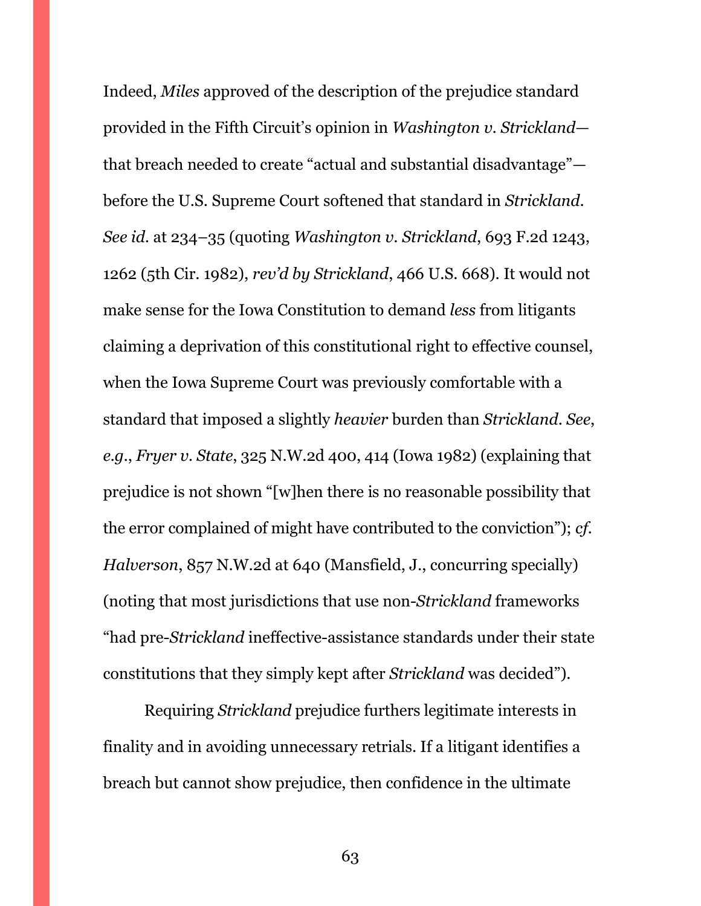Indeed, *Miles* approved of the description of the prejudice standard provided in the Fifth Circuit's opinion in *Washington v. Strickland*—that breach needed to create "actual and substantial disadvantage"—before the U.S. Supreme Court softened that standard in *Strickland*. *See id.* at 234–35 (quoting *Washington v. Strickland*, 693 F.2d 1243, 1262 (5th Cir. 1982), *rev'd by Strickland*, 466 U.S. 668). It would not make sense for the Iowa Constitution to demand *less* from litigants claiming a deprivation of this constitutional right to effective counsel, when the Iowa Supreme Court was previously comfortable with a standard that imposed a slightly *heavier* burden than *Strickland*. *See*, *e.g.*, *Fryer v. State*, 325 N.W.2d 400, 414 (Iowa 1982) (explaining that prejudice is not shown "[w]hen there is no reasonable possibility that the error complained of might have contributed to the conviction"); *cf.* *Halverson*, 857 N.W.2d at 640 (Mansfield, J., concurring specially) (noting that most jurisdictions that use non-*Strickland* frameworks "had pre-*Strickland* ineffective-assistance standards under their state constitutions that they simply kept after *Strickland* was decided").

Requiring *Strickland* prejudice furthers legitimate interests in finality and in avoiding unnecessary retrials. If a litigant identifies a breach but cannot show prejudice, then confidence in the ultimate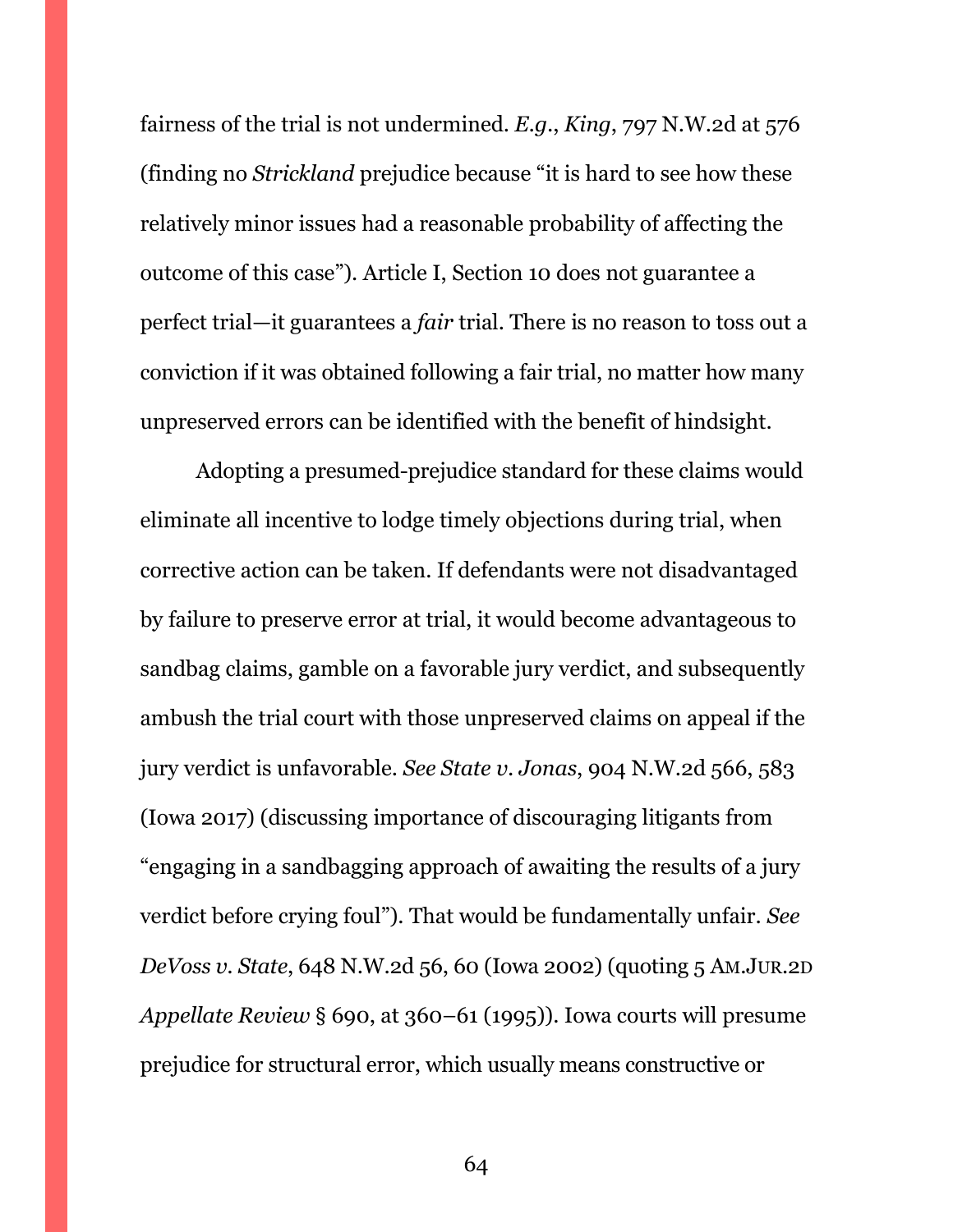fairness of the trial is not undermined. *E.g.*, *King*, 797 N.W.2d at 576 (finding no *Strickland* prejudice because "it is hard to see how these relatively minor issues had a reasonable probability of affecting the outcome of this case"). Article I, Section 10 does not guarantee a perfect trial—it guarantees a *fair* trial. There is no reason to toss out a conviction if it was obtained following a fair trial, no matter how many unpreserved errors can be identified with the benefit of hindsight.

Adopting a presumed-prejudice standard for these claims would eliminate all incentive to lodge timely objections during trial, when corrective action can be taken. If defendants were not disadvantaged by failure to preserve error at trial, it would become advantageous to sandbag claims, gamble on a favorable jury verdict, and subsequently ambush the trial court with those unpreserved claims on appeal if the jury verdict is unfavorable. *See State v. Jonas*, 904 N.W.2d 566, 583 (Iowa 2017) (discussing importance of discouraging litigants from "engaging in a sandbagging approach of awaiting the results of a jury verdict before crying foul"). That would be fundamentally unfair. *See DeVoss v. State*, 648 N.W.2d 56, 60 (Iowa 2002) (quoting 5 AM.JUR.2D *Appellate Review* § 690, at 360–61 (1995)). Iowa courts will presume prejudice for structural error, which usually means constructive or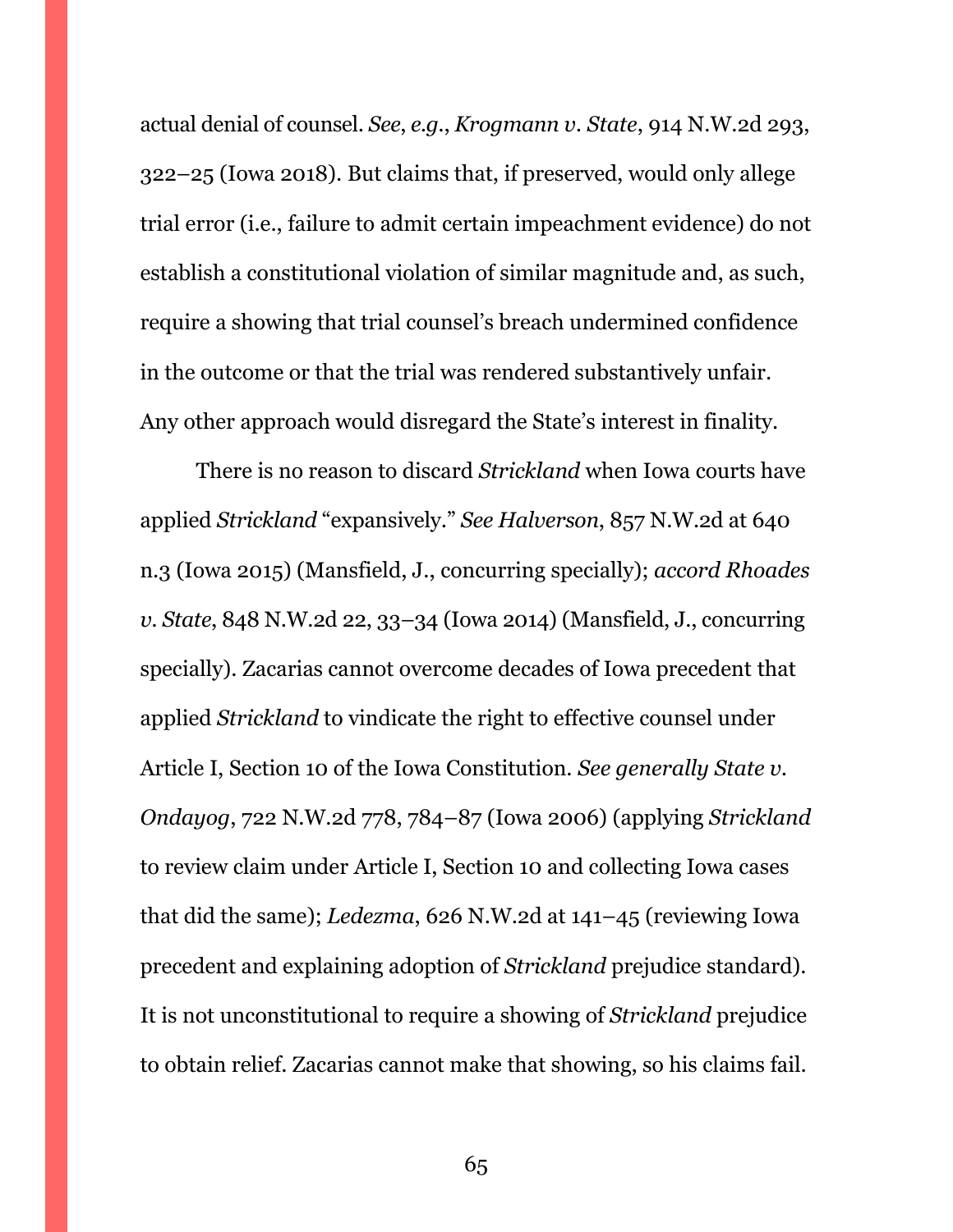actual denial of counsel. *See*, *e.g.*, *Krogmann v. State*, 914 N.W.2d 293, 322–25 (Iowa 2018). But claims that, if preserved, would only allege trial error (i.e., failure to admit certain impeachment evidence) do not establish a constitutional violation of similar magnitude and, as such, require a showing that trial counsel's breach undermined confidence in the outcome or that the trial was rendered substantively unfair. Any other approach would disregard the State's interest in finality.

There is no reason to discard *Strickland* when Iowa courts have applied *Strickland* "expansively." *See Halverson*, 857 N.W.2d at 640 n.3 (Iowa 2015) (Mansfield, J., concurring specially); *accord Rhoades v. State*, 848 N.W.2d 22, 33–34 (Iowa 2014) (Mansfield, J., concurring specially). Zacarias cannot overcome decades of Iowa precedent that applied *Strickland* to vindicate the right to effective counsel under Article I, Section 10 of the Iowa Constitution. *See generally State v. Ondayog*, 722 N.W.2d 778, 784–87 (Iowa 2006) (applying *Strickland* to review claim under Article I, Section 10 and collecting Iowa cases that did the same); *Ledezma*, 626 N.W.2d at 141–45 (reviewing Iowa precedent and explaining adoption of *Strickland* prejudice standard). It is not unconstitutional to require a showing of *Strickland* prejudice to obtain relief. Zacarias cannot make that showing, so his claims fail.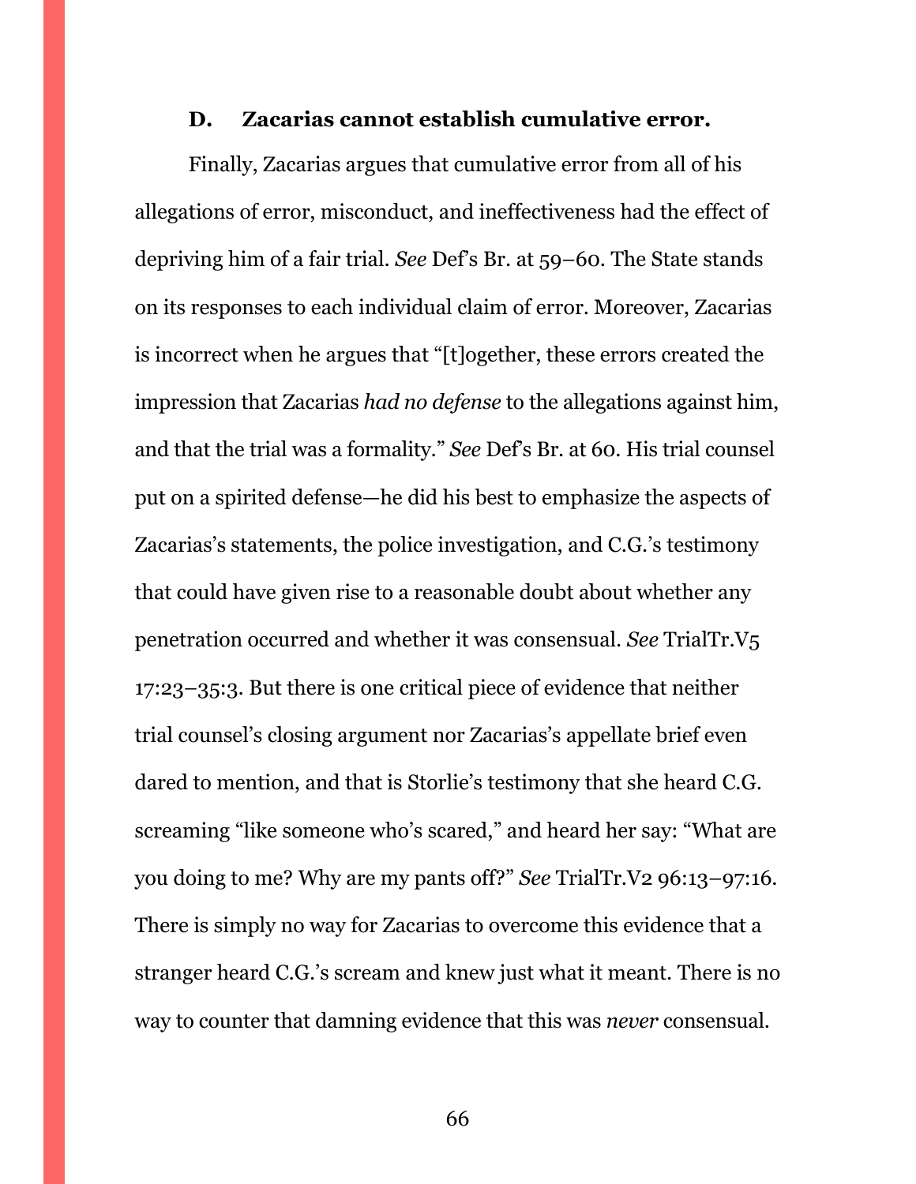### D. Zacarias cannot establish cumulative error.

Finally, Zacarias argues that cumulative error from all of his allegations of error, misconduct, and ineffectiveness had the effect of depriving him of a fair trial. *See* Def's Br. at 59–60. The State stands on its responses to each individual claim of error. Moreover, Zacarias is incorrect when he argues that "[t]ogether, these errors created the impression that Zacarias *had no defense* to the allegations against him, and that the trial was a formality." *See* Def's Br. at 60. His trial counsel put on a spirited defense—he did his best to emphasize the aspects of Zacarias's statements, the police investigation, and C.G.'s testimony that could have given rise to a reasonable doubt about whether any penetration occurred and whether it was consensual. *See* TrialTr.V5 17:23–35:3. But there is one critical piece of evidence that neither trial counsel's closing argument nor Zacarias's appellate brief even dared to mention, and that is Storlie's testimony that she heard C.G. screaming "like someone who's scared," and heard her say: "What are you doing to me? Why are my pants off?" *See* TrialTr.V2 96:13–97:16. There is simply no way for Zacarias to overcome this evidence that a stranger heard C.G.'s scream and knew just what it meant. There is no way to counter that damning evidence that this was *never* consensual.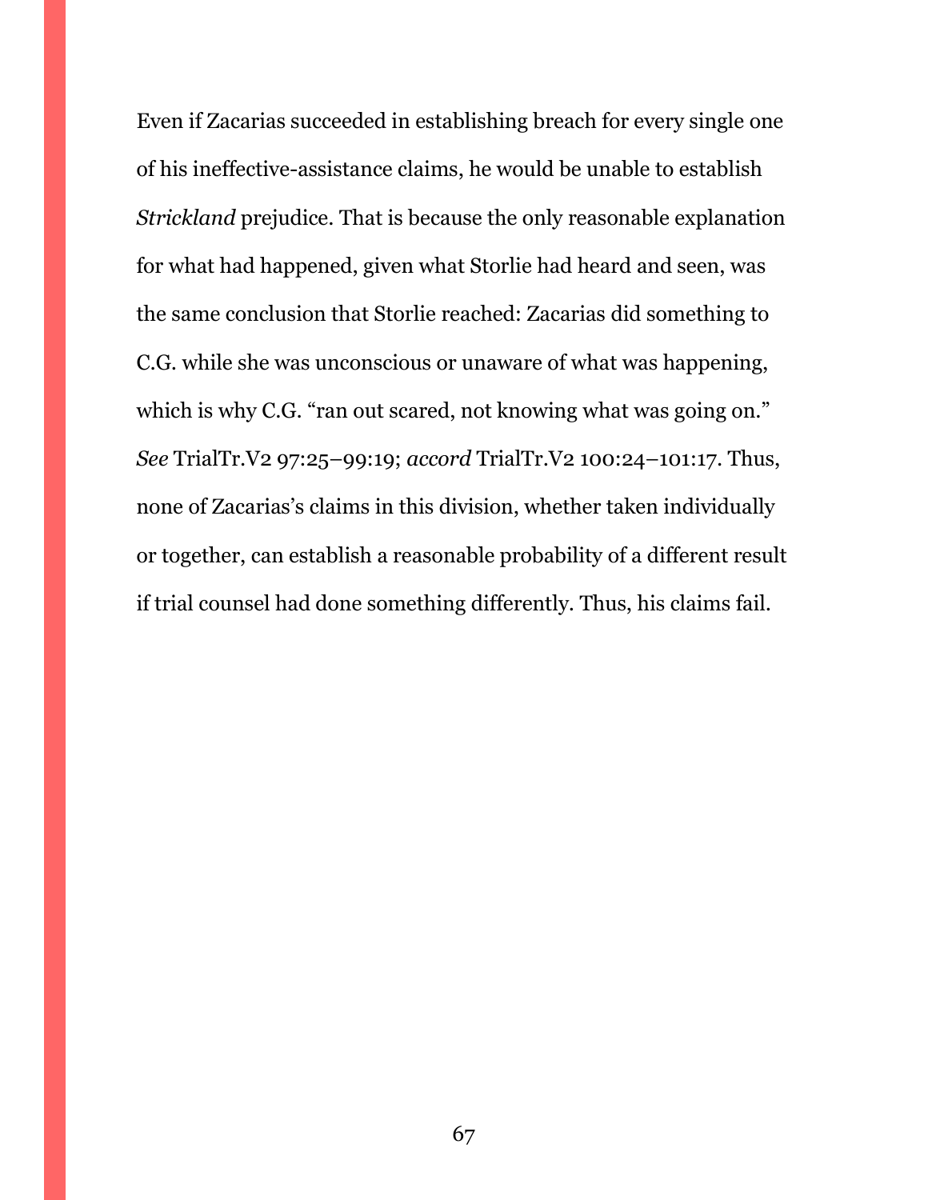Even if Zacarias succeeded in establishing breach for every single one of his ineffective-assistance claims, he would be unable to establish *Strickland* prejudice. That is because the only reasonable explanation for what had happened, given what Storlie had heard and seen, was the same conclusion that Storlie reached: Zacarias did something to C.G. while she was unconscious or unaware of what was happening, which is why C.G. "ran out scared, not knowing what was going on." *See* TrialTr.V2 97:25–99:19; *accord* TrialTr.V2 100:24–101:17. Thus, none of Zacarias's claims in this division, whether taken individually or together, can establish a reasonable probability of a different result if trial counsel had done something differently. Thus, his claims fail.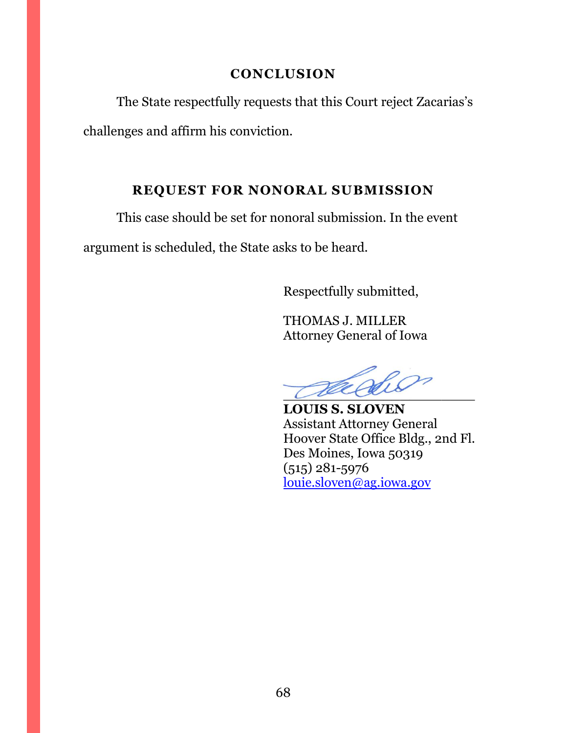## CONCLUSION

The State respectfully requests that this Court reject Zacarias's challenges and affirm his conviction.

## REQUEST FOR NONORAL SUBMISSION

This case should be set for nonoral submission. In the event argument is scheduled, the State asks to be heard.

Respectfully submitted,

THOMAS J. MILLER
Attorney General of Iowa

\_\_\_\_\_\_\_\_\_\_\_\_\_\_\_\_\_\_\_\_\_\_\_\_\_

**LOUIS S. SLOVEN**
Assistant Attorney General
Hoover State Office Bldg., 2nd Fl.
Des Moines, Iowa 50319
(515) 281-5976
louie.sloven@ag.iowa.gov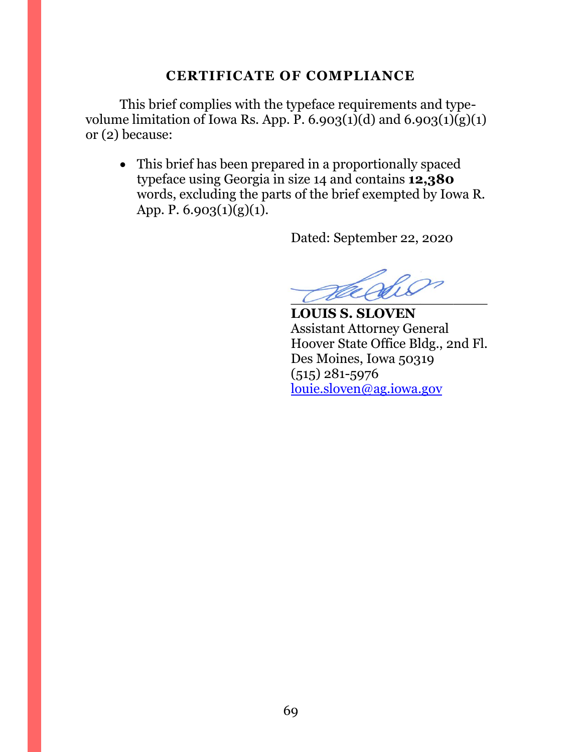## CERTIFICATE OF COMPLIANCE

This brief complies with the typeface requirements and type-volume limitation of Iowa Rs. App. P. 6.903(1)(d) and 6.903(1)(g)(1) or (2) because:

- This brief has been prepared in a proportionally spaced typeface using Georgia in size 14 and contains **12,380** words, excluding the parts of the brief exempted by Iowa R. App. P. 6.903(1)(g)(1).

Dated: September 22, 2020

\_\_\_\_\_\_\_\_\_\_\_\_\_\_\_\_\_\_\_\_\_\_\_\_\_\_\_\_

**LOUIS S. SLOVEN**
Assistant Attorney General
Hoover State Office Bldg., 2nd Fl.
Des Moines, Iowa 50319
(515) 281-5976
louie.sloven@ag.iowa.gov